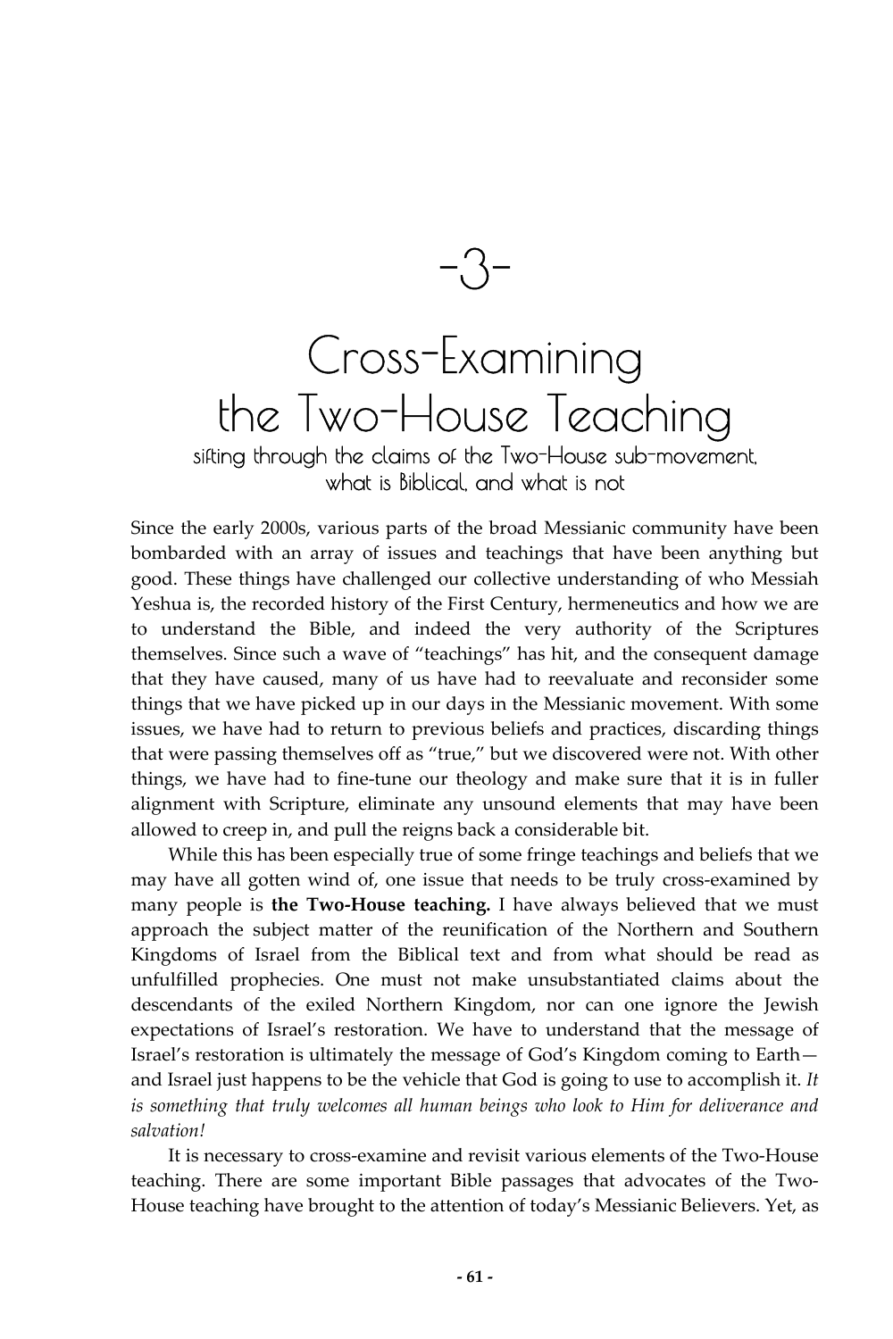# -3-

# Cross-Examining the Two-House Teaching

## sifting through the claims of the Two-House sub-movement, what is Biblical, and what is not

Since the early 2000s, various parts of the broad Messianic community have been bombarded with an array of issues and teachings that have been anything but good. These things have challenged our collective understanding of who Messiah Yeshua is, the recorded history of the First Century, hermeneutics and how we are to understand the Bible, and indeed the very authority of the Scriptures themselves. Since such a wave of "teachings" has hit, and the consequent damage that they have caused, many of us have had to reevaluate and reconsider some things that we have picked up in our days in the Messianic movement. With some issues, we have had to return to previous beliefs and practices, discarding things that were passing themselves off as "true," but we discovered were not. With other things, we have had to fine-tune our theology and make sure that it is in fuller alignment with Scripture, eliminate any unsound elements that may have been allowed to creep in, and pull the reigns back a considerable bit.

While this has been especially true of some fringe teachings and beliefs that we may have all gotten wind of, one issue that needs to be truly cross-examined by many people is **the Two-House teaching.** I have always believed that we must approach the subject matter of the reunification of the Northern and Southern Kingdoms of Israel from the Biblical text and from what should be read as unfulfilled prophecies. One must not make unsubstantiated claims about the descendants of the exiled Northern Kingdom, nor can one ignore the Jewish expectations of Israel's restoration. We have to understand that the message of Israel's restoration is ultimately the message of God's Kingdom coming to Earth—and Israel just happens to be the vehicle that God is going to use to accomplish it. *It is something that truly welcomes all human beings who look to Him for deliverance and salvation!*

It is necessary to cross-examine and revisit various elements of the Two-House teaching. There are some important Bible passages that advocates of the Two-House teaching have brought to the attention of today's Messianic Believers. Yet, as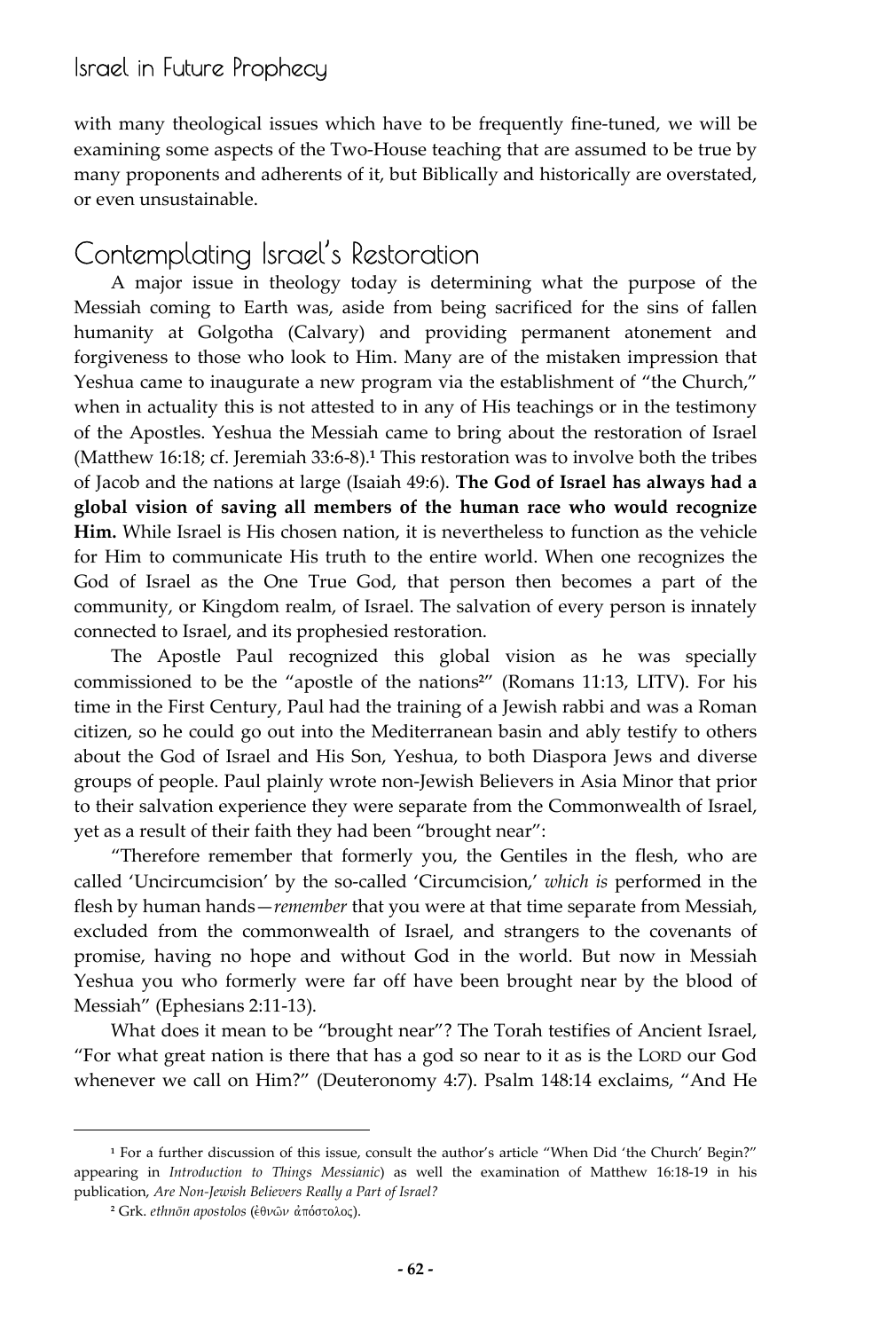with many theological issues which have to be frequently fine-tuned, we will be examining some aspects of the Two-House teaching that are assumed to be true by many proponents and adherents of it, but Biblically and historically are overstated, or even unsustainable.

## Contemplating Israel's Restoration

A major issue in theology today is determining what the purpose of the Messiah coming to Earth was, aside from being sacrificed for the sins of fallen humanity at Golgotha (Calvary) and providing permanent atonement and forgiveness to those who look to Him. Many are of the mistaken impression that Yeshua came to inaugurate a new program via the establishment of "the Church," when in actuality this is not attested to in any of His teachings or in the testimony of the Apostles. Yeshua the Messiah came to bring about the restoration of Israel (Matthew 16:18; cf. Jeremiah 33:6-8).[1] This restoration was to involve both the tribes of Jacob and the nations at large (Isaiah 49:6). **The God of Israel has always had a global vision of saving all members of the human race who would recognize Him.** While Israel is His chosen nation, it is nevertheless to function as the vehicle for Him to communicate His truth to the entire world. When one recognizes the God of Israel as the One True God, that person then becomes a part of the community, or Kingdom realm, of Israel. The salvation of every person is innately connected to Israel, and its prophesied restoration.

The Apostle Paul recognized this global vision as he was specially commissioned to be the "apostle of the nations[2]" (Romans 11:13, LITV). For his time in the First Century, Paul had the training of a Jewish rabbi and was a Roman citizen, so he could go out into the Mediterranean basin and ably testify to others about the God of Israel and His Son, Yeshua, to both Diaspora Jews and diverse groups of people. Paul plainly wrote non-Jewish Believers in Asia Minor that prior to their salvation experience they were separate from the Commonwealth of Israel, yet as a result of their faith they had been "brought near":

"Therefore remember that formerly you, the Gentiles in the flesh, who are called 'Uncircumcision' by the so-called 'Circumcision,' *which is* performed in the flesh by human hands—*remember* that you were at that time separate from Messiah, excluded from the commonwealth of Israel, and strangers to the covenants of promise, having no hope and without God in the world. But now in Messiah Yeshua you who formerly were far off have been brought near by the blood of Messiah" (Ephesians 2:11-13).

What does it mean to be "brought near"? The Torah testifies of Ancient Israel, "For what great nation is there that has a god so near to it as is the LORD our God whenever we call on Him?" (Deuteronomy 4:7). Psalm 148:14 exclaims, "And He

---

[1] For a further discussion of this issue, consult the author's article "When Did 'the Church' Begin?" appearing in *Introduction to Things Messianic*) as well the examination of Matthew 16:18-19 in his publication, *Are Non-Jewish Believers Really a Part of Israel?*

[2] Grk. *ethnōn apostolos* (ἐθνῶν ἀπόστολος).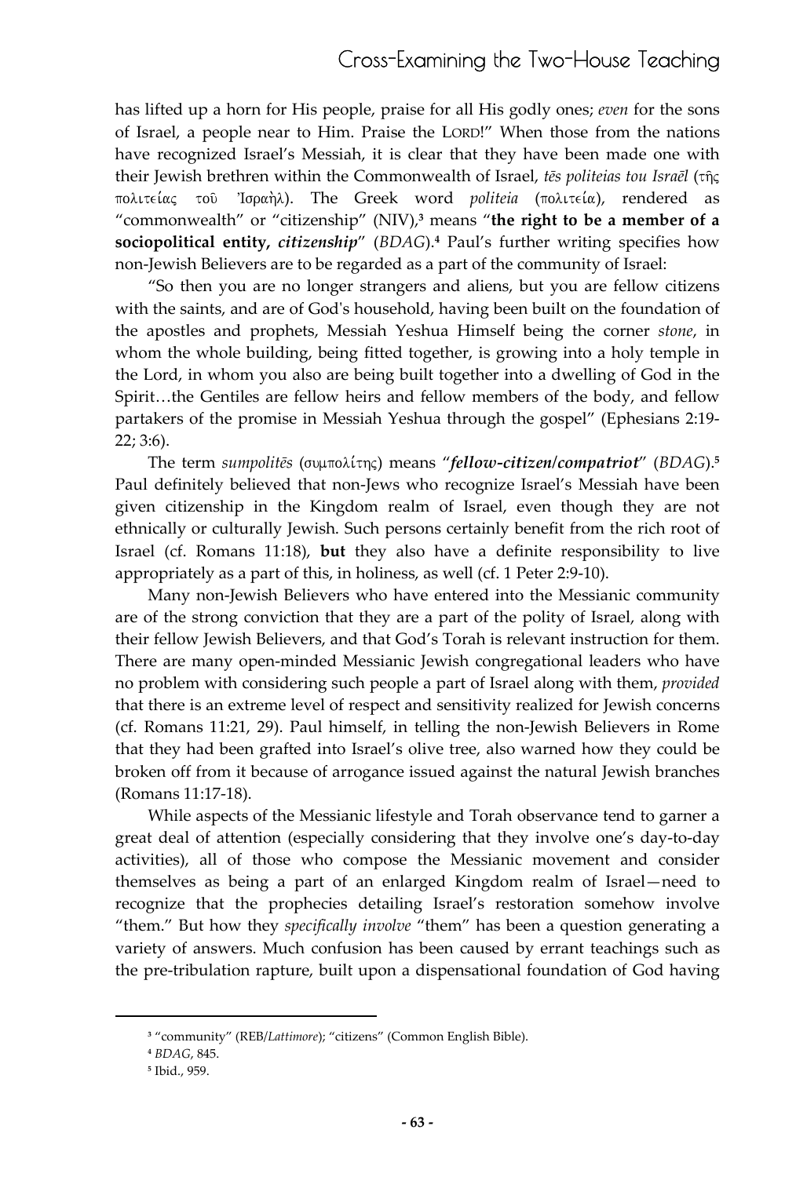has lifted up a horn for His people, praise for all His godly ones; *even* for the sons of Israel, a people near to Him. Praise the LORD!" When those from the nations have recognized Israel's Messiah, it is clear that they have been made one with their Jewish brethren within the Commonwealth of Israel, *tēs politeias tou Israēl* (τῆς πολιτείας τοῦ Ἰσραὴλ). The Greek word *politeia* (πολιτεία), rendered as "commonwealth" or "citizenship" (NIV),[3] means "**the right to be a member of a sociopolitical entity, *citizenship***" (*BDAG*).[4] Paul's further writing specifies how non-Jewish Believers are to be regarded as a part of the community of Israel:

"So then you are no longer strangers and aliens, but you are fellow citizens with the saints, and are of God's household, having been built on the foundation of the apostles and prophets, Messiah Yeshua Himself being the corner *stone*, in whom the whole building, being fitted together, is growing into a holy temple in the Lord, in whom you also are being built together into a dwelling of God in the Spirit…the Gentiles are fellow heirs and fellow members of the body, and fellow partakers of the promise in Messiah Yeshua through the gospel" (Ephesians 2:19-22; 3:6).

The term *sumpolitēs* (συμπολίτης) means "***fellow-citizen/compatriot***" (*BDAG*).[5] Paul definitely believed that non-Jews who recognize Israel's Messiah have been given citizenship in the Kingdom realm of Israel, even though they are not ethnically or culturally Jewish. Such persons certainly benefit from the rich root of Israel (cf. Romans 11:18), **but** they also have a definite responsibility to live appropriately as a part of this, in holiness, as well (cf. 1 Peter 2:9-10).

Many non-Jewish Believers who have entered into the Messianic community are of the strong conviction that they are a part of the polity of Israel, along with their fellow Jewish Believers, and that God's Torah is relevant instruction for them. There are many open-minded Messianic Jewish congregational leaders who have no problem with considering such people a part of Israel along with them, *provided* that there is an extreme level of respect and sensitivity realized for Jewish concerns (cf. Romans 11:21, 29). Paul himself, in telling the non-Jewish Believers in Rome that they had been grafted into Israel's olive tree, also warned how they could be broken off from it because of arrogance issued against the natural Jewish branches (Romans 11:17-18).

While aspects of the Messianic lifestyle and Torah observance tend to garner a great deal of attention (especially considering that they involve one's day-to-day activities), all of those who compose the Messianic movement and consider themselves as being a part of an enlarged Kingdom realm of Israel—need to recognize that the prophecies detailing Israel's restoration somehow involve "them." But how they *specifically involve* "them" has been a question generating a variety of answers. Much confusion has been caused by errant teachings such as the pre-tribulation rapture, built upon a dispensational foundation of God having

---

[3] "community" (REB/*Lattimore*); "citizens" (Common English Bible).

[4] *BDAG*, 845.

[5] Ibid., 959.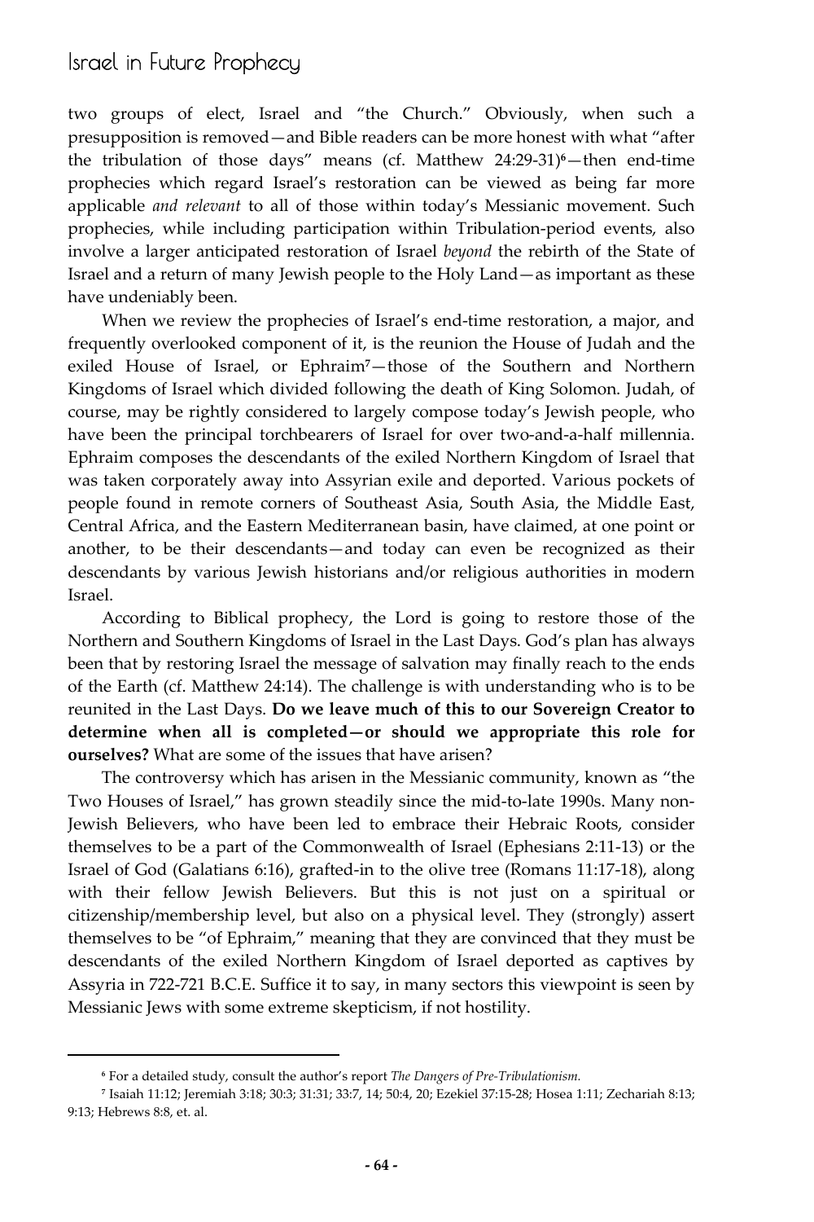two groups of elect, Israel and "the Church." Obviously, when such a presupposition is removed—and Bible readers can be more honest with what "after the tribulation of those days" means (cf. Matthew 24:29-31)[6]—then end-time prophecies which regard Israel's restoration can be viewed as being far more applicable *and relevant* to all of those within today's Messianic movement. Such prophecies, while including participation within Tribulation-period events, also involve a larger anticipated restoration of Israel *beyond* the rebirth of the State of Israel and a return of many Jewish people to the Holy Land—as important as these have undeniably been.

When we review the prophecies of Israel's end-time restoration, a major, and frequently overlooked component of it, is the reunion the House of Judah and the exiled House of Israel, or Ephraim[7]—those of the Southern and Northern Kingdoms of Israel which divided following the death of King Solomon. Judah, of course, may be rightly considered to largely compose today's Jewish people, who have been the principal torchbearers of Israel for over two-and-a-half millennia. Ephraim composes the descendants of the exiled Northern Kingdom of Israel that was taken corporately away into Assyrian exile and deported. Various pockets of people found in remote corners of Southeast Asia, South Asia, the Middle East, Central Africa, and the Eastern Mediterranean basin, have claimed, at one point or another, to be their descendants—and today can even be recognized as their descendants by various Jewish historians and/or religious authorities in modern Israel.

According to Biblical prophecy, the Lord is going to restore those of the Northern and Southern Kingdoms of Israel in the Last Days. God's plan has always been that by restoring Israel the message of salvation may finally reach to the ends of the Earth (cf. Matthew 24:14). The challenge is with understanding who is to be reunited in the Last Days. **Do we leave much of this to our Sovereign Creator to determine when all is completed—or should we appropriate this role for ourselves?** What are some of the issues that have arisen?

The controversy which has arisen in the Messianic community, known as "the Two Houses of Israel," has grown steadily since the mid-to-late 1990s. Many non-Jewish Believers, who have been led to embrace their Hebraic Roots, consider themselves to be a part of the Commonwealth of Israel (Ephesians 2:11-13) or the Israel of God (Galatians 6:16), grafted-in to the olive tree (Romans 11:17-18), along with their fellow Jewish Believers. But this is not just on a spiritual or citizenship/membership level, but also on a physical level. They (strongly) assert themselves to be "of Ephraim," meaning that they are convinced that they must be descendants of the exiled Northern Kingdom of Israel deported as captives by Assyria in 722-721 B.C.E. Suffice it to say, in many sectors this viewpoint is seen by Messianic Jews with some extreme skepticism, if not hostility.

---

[6] For a detailed study, consult the author's report *The Dangers of Pre-Tribulationism.*

[7] Isaiah 11:12; Jeremiah 3:18; 30:3; 31:31; 33:7, 14; 50:4, 20; Ezekiel 37:15-28; Hosea 1:11; Zechariah 8:13; 9:13; Hebrews 8:8, et. al.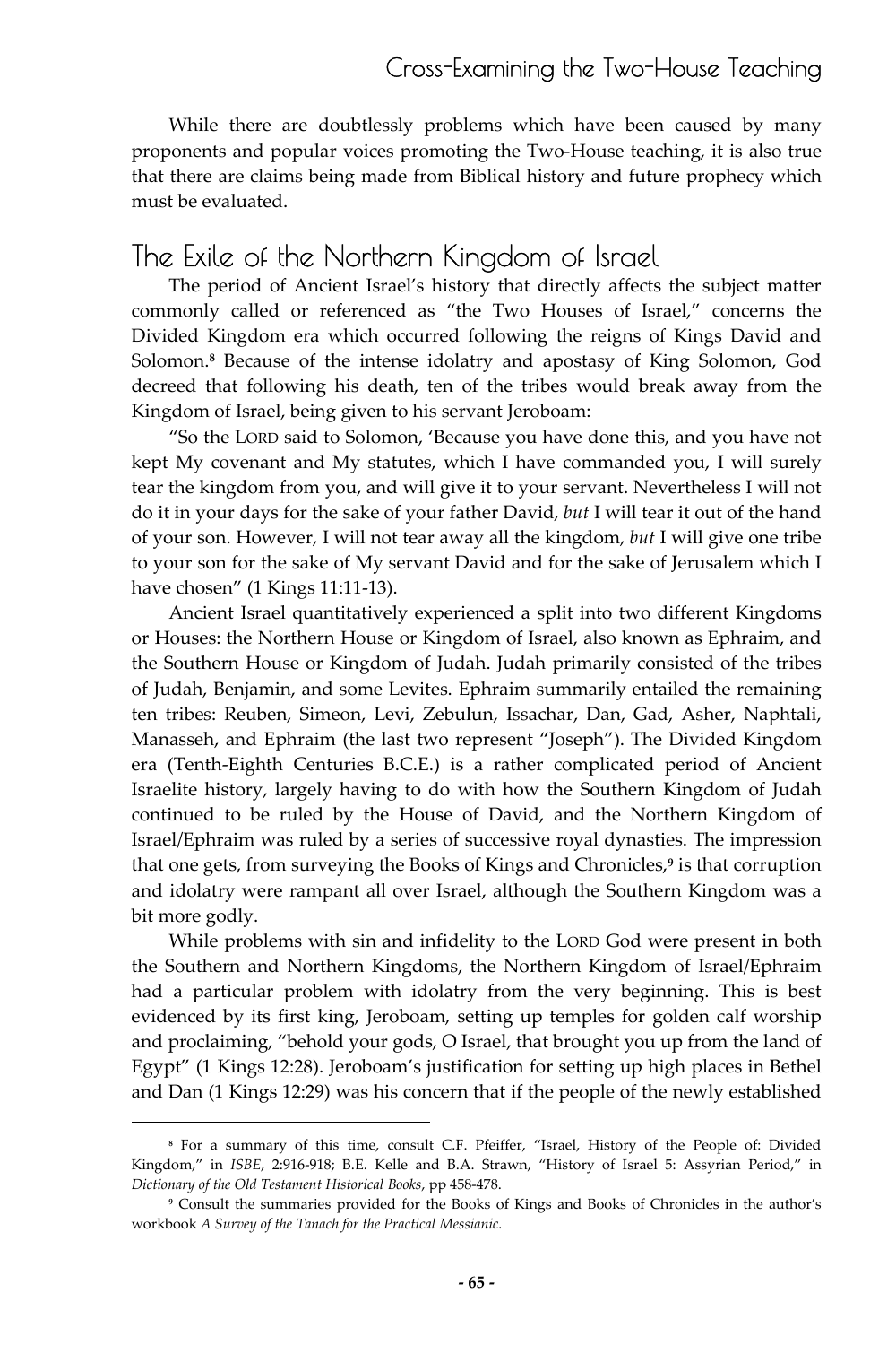While there are doubtlessly problems which have been caused by many proponents and popular voices promoting the Two-House teaching, it is also true that there are claims being made from Biblical history and future prophecy which must be evaluated.

## The Exile of the Northern Kingdom of Israel

The period of Ancient Israel's history that directly affects the subject matter commonly called or referenced as "the Two Houses of Israel," concerns the Divided Kingdom era which occurred following the reigns of Kings David and Solomon.[8] Because of the intense idolatry and apostasy of King Solomon, God decreed that following his death, ten of the tribes would break away from the Kingdom of Israel, being given to his servant Jeroboam:

"So the LORD said to Solomon, 'Because you have done this, and you have not kept My covenant and My statutes, which I have commanded you, I will surely tear the kingdom from you, and will give it to your servant. Nevertheless I will not do it in your days for the sake of your father David, *but* I will tear it out of the hand of your son. However, I will not tear away all the kingdom, *but* I will give one tribe to your son for the sake of My servant David and for the sake of Jerusalem which I have chosen" (1 Kings 11:11-13).

Ancient Israel quantitatively experienced a split into two different Kingdoms or Houses: the Northern House or Kingdom of Israel, also known as Ephraim, and the Southern House or Kingdom of Judah. Judah primarily consisted of the tribes of Judah, Benjamin, and some Levites. Ephraim summarily entailed the remaining ten tribes: Reuben, Simeon, Levi, Zebulun, Issachar, Dan, Gad, Asher, Naphtali, Manasseh, and Ephraim (the last two represent "Joseph"). The Divided Kingdom era (Tenth-Eighth Centuries B.C.E.) is a rather complicated period of Ancient Israelite history, largely having to do with how the Southern Kingdom of Judah continued to be ruled by the House of David, and the Northern Kingdom of Israel/Ephraim was ruled by a series of successive royal dynasties. The impression that one gets, from surveying the Books of Kings and Chronicles,[9] is that corruption and idolatry were rampant all over Israel, although the Southern Kingdom was a bit more godly.

While problems with sin and infidelity to the LORD God were present in both the Southern and Northern Kingdoms, the Northern Kingdom of Israel/Ephraim had a particular problem with idolatry from the very beginning. This is best evidenced by its first king, Jeroboam, setting up temples for golden calf worship and proclaiming, "behold your gods, O Israel, that brought you up from the land of Egypt" (1 Kings 12:28). Jeroboam's justification for setting up high places in Bethel and Dan (1 Kings 12:29) was his concern that if the people of the newly established

---

[8] For a summary of this time, consult C.F. Pfeiffer, "Israel, History of the People of: Divided Kingdom," in *ISBE*, 2:916-918; B.E. Kelle and B.A. Strawn, "History of Israel 5: Assyrian Period," in *Dictionary of the Old Testament Historical Books*, pp 458-478.

[9] Consult the summaries provided for the Books of Kings and Books of Chronicles in the author's workbook *A Survey of the Tanach for the Practical Messianic*.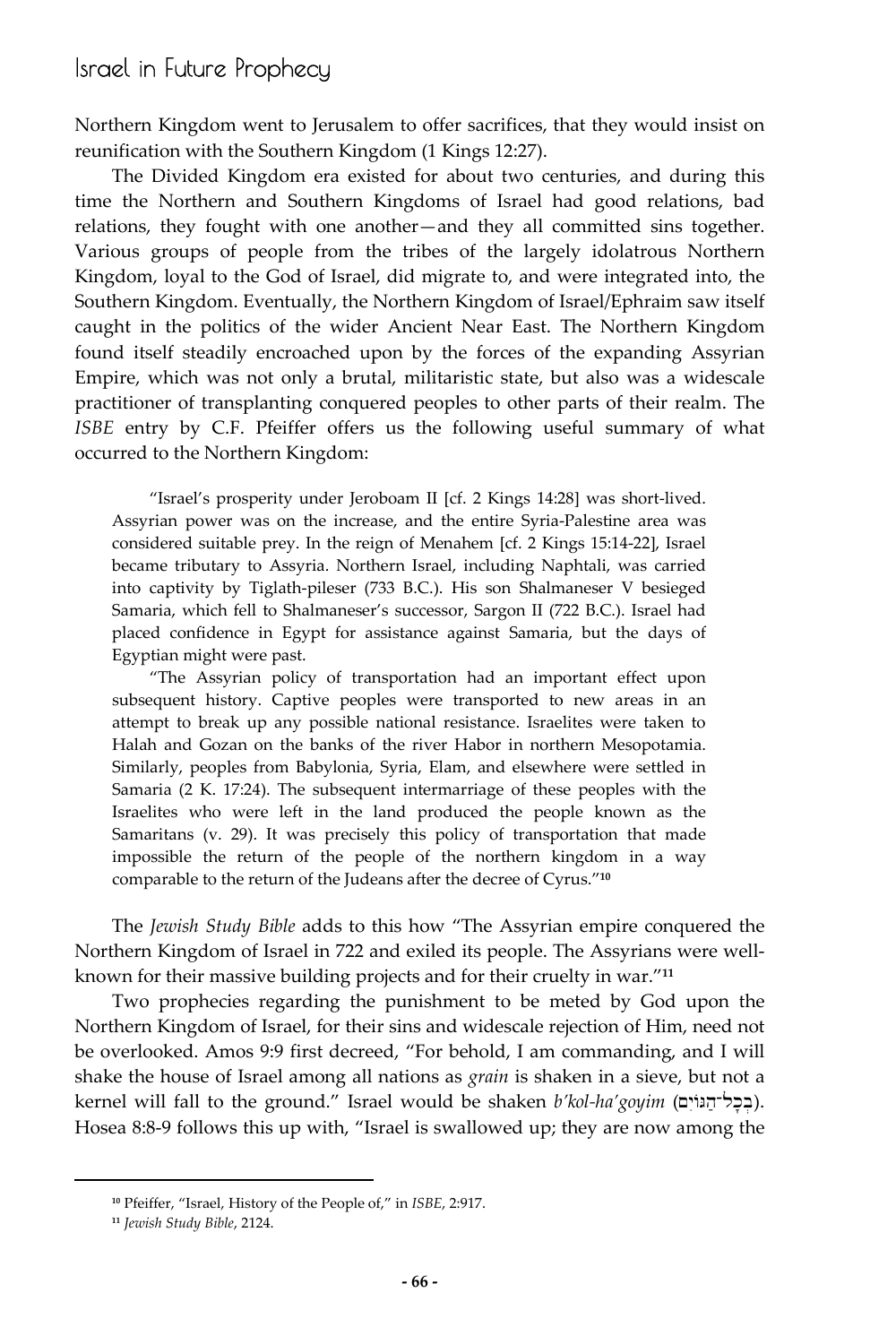Northern Kingdom went to Jerusalem to offer sacrifices, that they would insist on reunification with the Southern Kingdom (1 Kings 12:27).

The Divided Kingdom era existed for about two centuries, and during this time the Northern and Southern Kingdoms of Israel had good relations, bad relations, they fought with one another—and they all committed sins together. Various groups of people from the tribes of the largely idolatrous Northern Kingdom, loyal to the God of Israel, did migrate to, and were integrated into, the Southern Kingdom. Eventually, the Northern Kingdom of Israel/Ephraim saw itself caught in the politics of the wider Ancient Near East. The Northern Kingdom found itself steadily encroached upon by the forces of the expanding Assyrian Empire, which was not only a brutal, militaristic state, but also was a widescale practitioner of transplanting conquered peoples to other parts of their realm. The *ISBE* entry by C.F. Pfeiffer offers us the following useful summary of what occurred to the Northern Kingdom:

> "Israel's prosperity under Jeroboam II [cf. 2 Kings 14:28] was short-lived. Assyrian power was on the increase, and the entire Syria-Palestine area was considered suitable prey. In the reign of Menahem [cf. 2 Kings 15:14-22], Israel became tributary to Assyria. Northern Israel, including Naphtali, was carried into captivity by Tiglath-pileser (733 B.C.). His son Shalmaneser V besieged Samaria, which fell to Shalmaneser's successor, Sargon II (722 B.C.). Israel had placed confidence in Egypt for assistance against Samaria, but the days of Egyptian might were past.
>
> "The Assyrian policy of transportation had an important effect upon subsequent history. Captive peoples were transported to new areas in an attempt to break up any possible national resistance. Israelites were taken to Halah and Gozan on the banks of the river Habor in northern Mesopotamia. Similarly, peoples from Babylonia, Syria, Elam, and elsewhere were settled in Samaria (2 K. 17:24). The subsequent intermarriage of these peoples with the Israelites who were left in the land produced the people known as the Samaritans (v. 29). It was precisely this policy of transportation that made impossible the return of the people of the northern kingdom in a way comparable to the return of the Judeans after the decree of Cyrus."[10]

The *Jewish Study Bible* adds to this how "The Assyrian empire conquered the Northern Kingdom of Israel in 722 and exiled its people. The Assyrians were well-known for their massive building projects and for their cruelty in war."[11]

Two prophecies regarding the punishment to be meted by God upon the Northern Kingdom of Israel, for their sins and widescale rejection of Him, need not be overlooked. Amos 9:9 first decreed, "For behold, I am commanding, and I will shake the house of Israel among all nations as *grain* is shaken in a sieve, but not a kernel will fall to the ground." Israel would be shaken *b'kol-ha'goyim* (בְּכָל־הַגּוֹיִם). Hosea 8:8-9 follows this up with, "Israel is swallowed up; they are now among the

---

[10] Pfeiffer, "Israel, History of the People of," in *ISBE*, 2:917.

[11] *Jewish Study Bible*, 2124.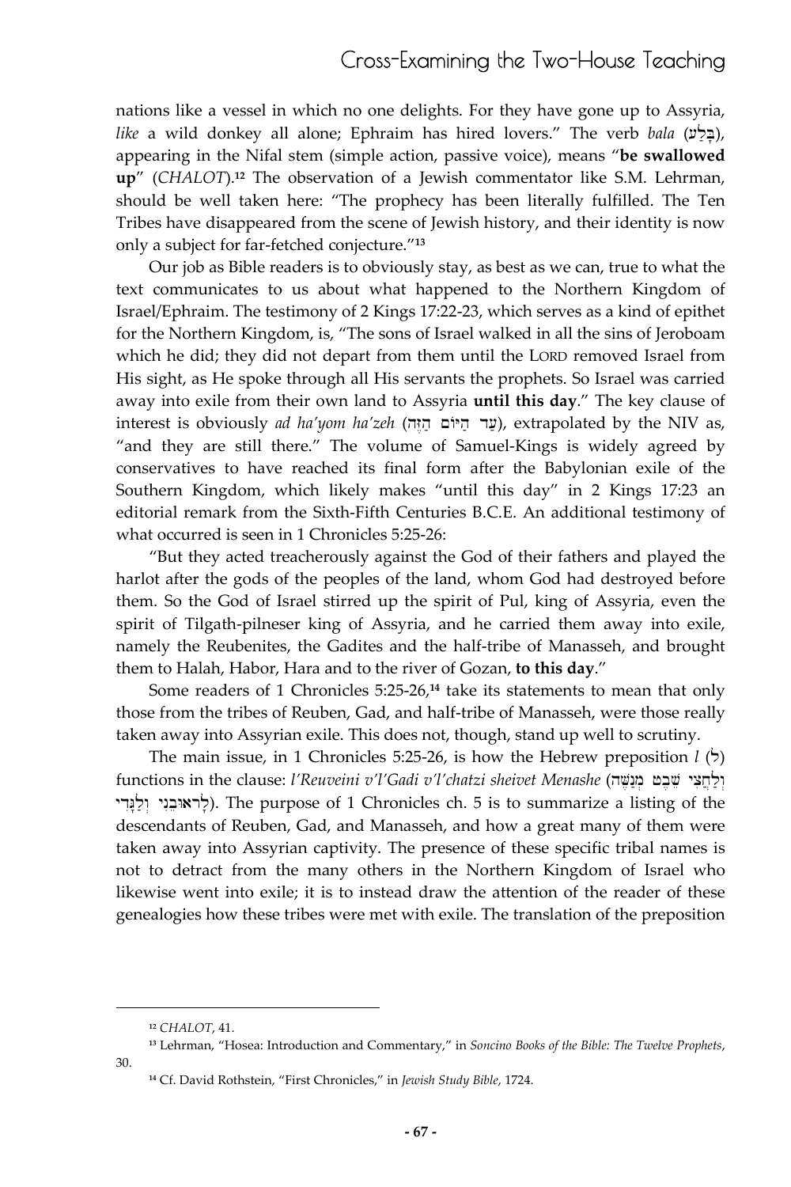nations like a vessel in which no one delights. For they have gone up to Assyria, *like* a wild donkey all alone; Ephraim has hired lovers." The verb *bala* (בָּלַע), appearing in the Nifal stem (simple action, passive voice), means "**be swallowed up**" (*CHALOT*).[12] The observation of a Jewish commentator like S.M. Lehrman, should be well taken here: "The prophecy has been literally fulfilled. The Ten Tribes have disappeared from the scene of Jewish history, and their identity is now only a subject for far-fetched conjecture."[13]

Our job as Bible readers is to obviously stay, as best as we can, true to what the text communicates to us about what happened to the Northern Kingdom of Israel/Ephraim. The testimony of 2 Kings 17:22-23, which serves as a kind of epithet for the Northern Kingdom, is, "The sons of Israel walked in all the sins of Jeroboam which he did; they did not depart from them until the LORD removed Israel from His sight, as He spoke through all His servants the prophets. So Israel was carried away into exile from their own land to Assyria **until this day**." The key clause of interest is obviously *ad ha'yom ha'zeh* (עַד הַיּוֹם הַזֶּה), extrapolated by the NIV as, "and they are still there." The volume of Samuel-Kings is widely agreed by conservatives to have reached its final form after the Babylonian exile of the Southern Kingdom, which likely makes "until this day" in 2 Kings 17:23 an editorial remark from the Sixth-Fifth Centuries B.C.E. An additional testimony of what occurred is seen in 1 Chronicles 5:25-26:

"But they acted treacherously against the God of their fathers and played the harlot after the gods of the peoples of the land, whom God had destroyed before them. So the God of Israel stirred up the spirit of Pul, king of Assyria, even the spirit of Tilgath-pilneser king of Assyria, and he carried them away into exile, namely the Reubenites, the Gadites and the half-tribe of Manasseh, and brought them to Halah, Habor, Hara and to the river of Gozan, **to this day**."

Some readers of 1 Chronicles 5:25-26,[14] take its statements to mean that only those from the tribes of Reuben, Gad, and half-tribe of Manasseh, were those really taken away into Assyrian exile. This does not, though, stand up well to scrutiny.

The main issue, in 1 Chronicles 5:25-26, is how the Hebrew preposition *l* (לְ) functions in the clause: *l'Reuveini v'l'Gadi v'l'chatzi sheivet Menashe* (לָראוּבֵנִי וְלַגָּדִי וְלַחֲצִי שֵׁבֶט מְנַשֶּׁה). The purpose of 1 Chronicles ch. 5 is to summarize a listing of the descendants of Reuben, Gad, and Manasseh, and how a great many of them were taken away into Assyrian captivity. The presence of these specific tribal names is not to detract from the many others in the Northern Kingdom of Israel who likewise went into exile; it is to instead draw the attention of the reader of these genealogies how these tribes were met with exile. The translation of the preposition

---

[12] *CHALOT*, 41.

[13] Lehrman, "Hosea: Introduction and Commentary," in *Soncino Books of the Bible: The Twelve Prophets*, 30.

[14] Cf. David Rothstein, "First Chronicles," in *Jewish Study Bible*, 1724.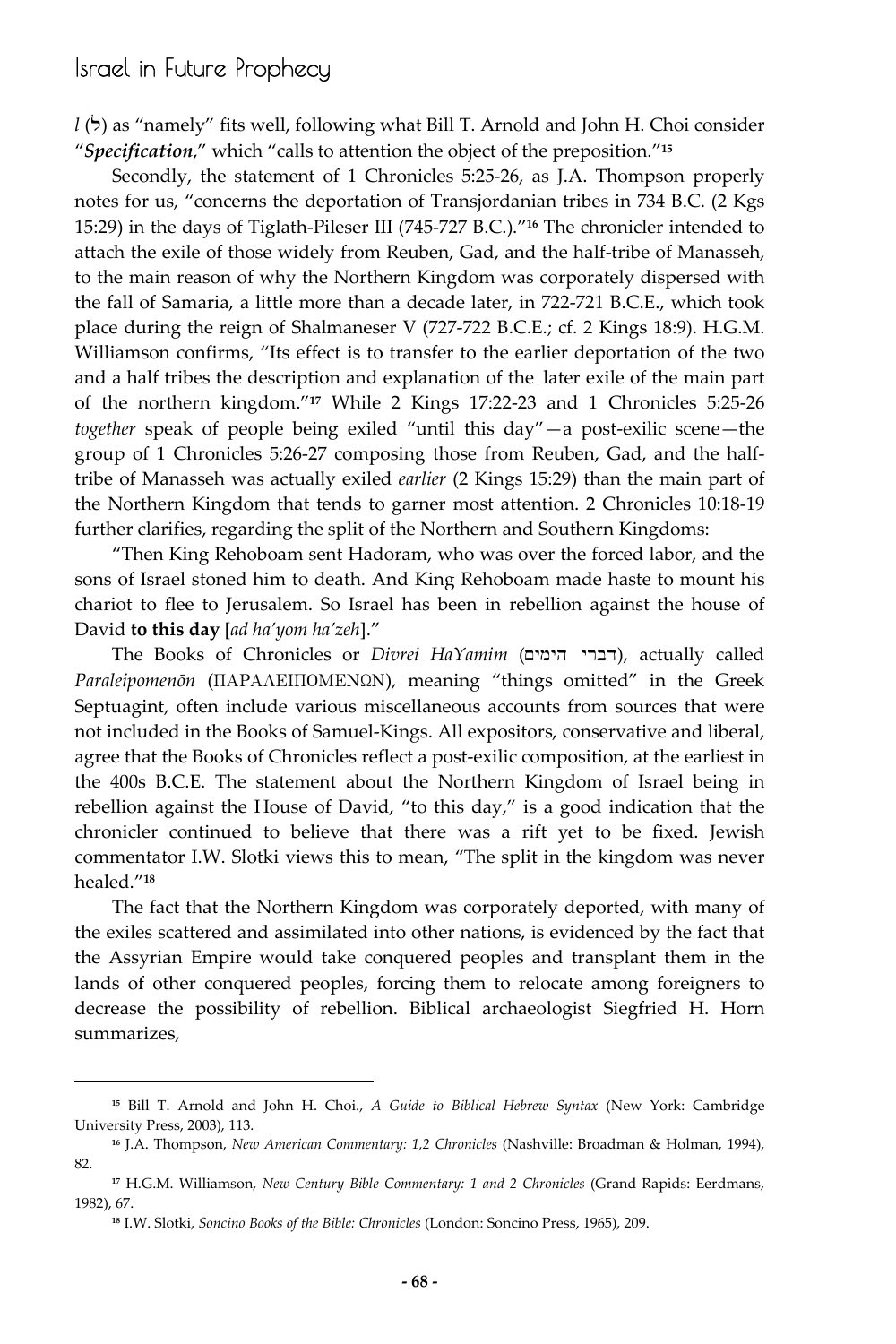*l* (לְ) as "namely" fits well, following what Bill T. Arnold and John H. Choi consider "***Specification***," which "calls to attention the object of the preposition."[15]

Secondly, the statement of 1 Chronicles 5:25-26, as J.A. Thompson properly notes for us, "concerns the deportation of Transjordanian tribes in 734 B.C. (2 Kgs 15:29) in the days of Tiglath-Pileser III (745-727 B.C.)."[16] The chronicler intended to attach the exile of those widely from Reuben, Gad, and the half-tribe of Manasseh, to the main reason of why the Northern Kingdom was corporately dispersed with the fall of Samaria, a little more than a decade later, in 722-721 B.C.E., which took place during the reign of Shalmaneser V (727-722 B.C.E.; cf. 2 Kings 18:9). H.G.M. Williamson confirms, "Its effect is to transfer to the earlier deportation of the two and a half tribes the description and explanation of the later exile of the main part of the northern kingdom."[17] While 2 Kings 17:22-23 and 1 Chronicles 5:25-26 *together* speak of people being exiled "until this day"—a post-exilic scene—the group of 1 Chronicles 5:26-27 composing those from Reuben, Gad, and the half-tribe of Manasseh was actually exiled *earlier* (2 Kings 15:29) than the main part of the Northern Kingdom that tends to garner most attention. 2 Chronicles 10:18-19 further clarifies, regarding the split of the Northern and Southern Kingdoms:

"Then King Rehoboam sent Hadoram, who was over the forced labor, and the sons of Israel stoned him to death. And King Rehoboam made haste to mount his chariot to flee to Jerusalem. So Israel has been in rebellion against the house of David **to this day** [*ad ha'yom ha'zeh*]."

The Books of Chronicles or *Divrei HaYamim* (דברי הימים), actually called *Paraleipomenōn* (ΠΑΡΑΛΕΙΠΟΜΕΝΩΝ), meaning "things omitted" in the Greek Septuagint, often include various miscellaneous accounts from sources that were not included in the Books of Samuel-Kings. All expositors, conservative and liberal, agree that the Books of Chronicles reflect a post-exilic composition, at the earliest in the 400s B.C.E. The statement about the Northern Kingdom of Israel being in rebellion against the House of David, "to this day," is a good indication that the chronicler continued to believe that there was a rift yet to be fixed. Jewish commentator I.W. Slotki views this to mean, "The split in the kingdom was never healed."[18]

The fact that the Northern Kingdom was corporately deported, with many of the exiles scattered and assimilated into other nations, is evidenced by the fact that the Assyrian Empire would take conquered peoples and transplant them in the lands of other conquered peoples, forcing them to relocate among foreigners to decrease the possibility of rebellion. Biblical archaeologist Siegfried H. Horn summarizes,

---

[15] Bill T. Arnold and John H. Choi., *A Guide to Biblical Hebrew Syntax* (New York: Cambridge University Press, 2003), 113.

[16] J.A. Thompson, *New American Commentary: 1,2 Chronicles* (Nashville: Broadman & Holman, 1994), 82.

[17] H.G.M. Williamson, *New Century Bible Commentary: 1 and 2 Chronicles* (Grand Rapids: Eerdmans, 1982), 67.

[18] I.W. Slotki, *Soncino Books of the Bible: Chronicles* (London: Soncino Press, 1965), 209.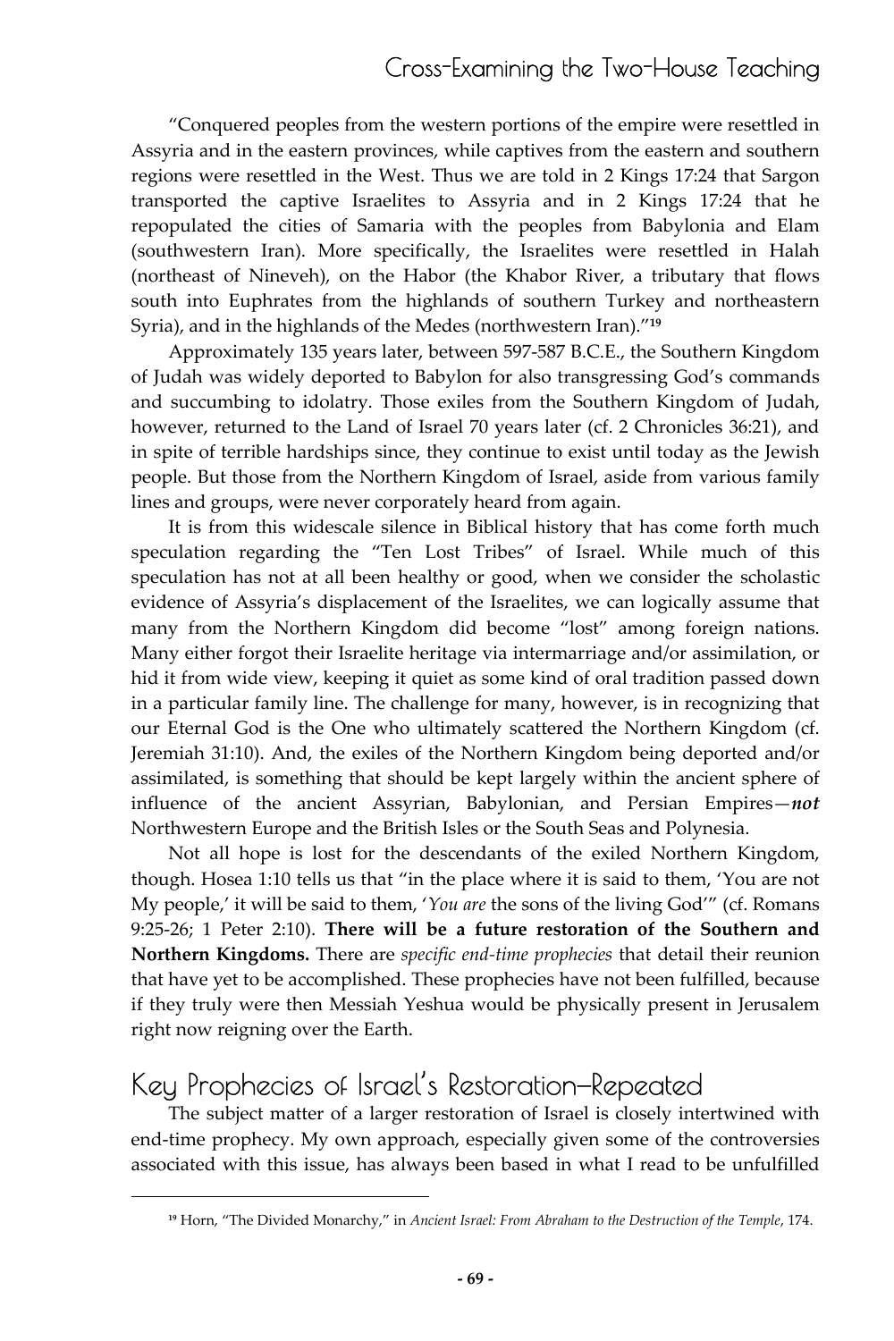"Conquered peoples from the western portions of the empire were resettled in Assyria and in the eastern provinces, while captives from the eastern and southern regions were resettled in the West. Thus we are told in 2 Kings 17:24 that Sargon transported the captive Israelites to Assyria and in 2 Kings 17:24 that he repopulated the cities of Samaria with the peoples from Babylonia and Elam (southwestern Iran). More specifically, the Israelites were resettled in Halah (northeast of Nineveh), on the Habor (the Khabor River, a tributary that flows south into Euphrates from the highlands of southern Turkey and northeastern Syria), and in the highlands of the Medes (northwestern Iran)."[19]

Approximately 135 years later, between 597-587 B.C.E., the Southern Kingdom of Judah was widely deported to Babylon for also transgressing God's commands and succumbing to idolatry. Those exiles from the Southern Kingdom of Judah, however, returned to the Land of Israel 70 years later (cf. 2 Chronicles 36:21), and in spite of terrible hardships since, they continue to exist until today as the Jewish people. But those from the Northern Kingdom of Israel, aside from various family lines and groups, were never corporately heard from again.

It is from this widescale silence in Biblical history that has come forth much speculation regarding the "Ten Lost Tribes" of Israel. While much of this speculation has not at all been healthy or good, when we consider the scholastic evidence of Assyria's displacement of the Israelites, we can logically assume that many from the Northern Kingdom did become "lost" among foreign nations. Many either forgot their Israelite heritage via intermarriage and/or assimilation, or hid it from wide view, keeping it quiet as some kind of oral tradition passed down in a particular family line. The challenge for many, however, is in recognizing that our Eternal God is the One who ultimately scattered the Northern Kingdom (cf. Jeremiah 31:10). And, the exiles of the Northern Kingdom being deported and/or assimilated, is something that should be kept largely within the ancient sphere of influence of the ancient Assyrian, Babylonian, and Persian Empires—***not*** Northwestern Europe and the British Isles or the South Seas and Polynesia.

Not all hope is lost for the descendants of the exiled Northern Kingdom, though. Hosea 1:10 tells us that "in the place where it is said to them, 'You are not My people,' it will be said to them, '*You are* the sons of the living God'" (cf. Romans 9:25-26; 1 Peter 2:10). **There will be a future restoration of the Southern and Northern Kingdoms.** There are *specific end-time prophecies* that detail their reunion that have yet to be accomplished. These prophecies have not been fulfilled, because if they truly were then Messiah Yeshua would be physically present in Jerusalem right now reigning over the Earth.

## Key Prophecies of Israel's Restoration–Repeated

The subject matter of a larger restoration of Israel is closely intertwined with end-time prophecy. My own approach, especially given some of the controversies associated with this issue, has always been based in what I read to be unfulfilled

[19] Horn, "The Divided Monarchy," in *Ancient Israel: From Abraham to the Destruction of the Temple*, 174.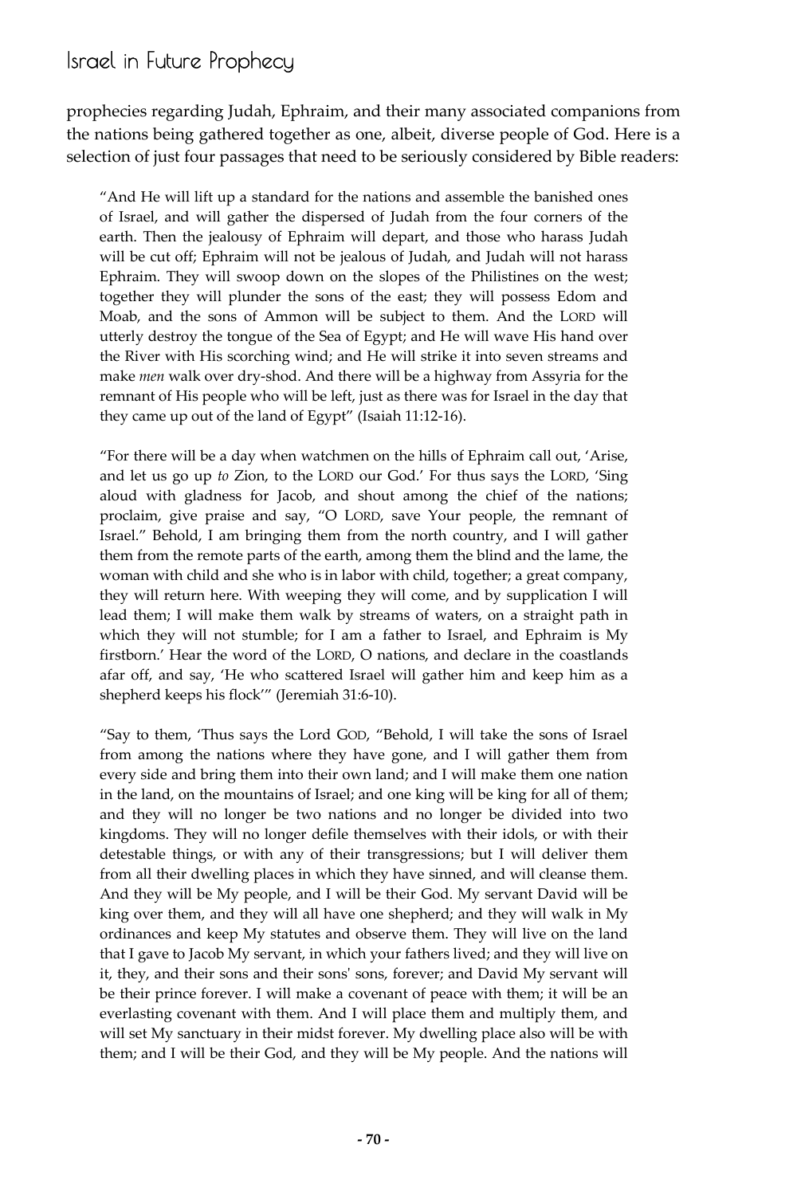prophecies regarding Judah, Ephraim, and their many associated companions from the nations being gathered together as one, albeit, diverse people of God. Here is a selection of just four passages that need to be seriously considered by Bible readers:

> "And He will lift up a standard for the nations and assemble the banished ones of Israel, and will gather the dispersed of Judah from the four corners of the earth. Then the jealousy of Ephraim will depart, and those who harass Judah will be cut off; Ephraim will not be jealous of Judah, and Judah will not harass Ephraim. They will swoop down on the slopes of the Philistines on the west; together they will plunder the sons of the east; they will possess Edom and Moab, and the sons of Ammon will be subject to them. And the LORD will utterly destroy the tongue of the Sea of Egypt; and He will wave His hand over the River with His scorching wind; and He will strike it into seven streams and make *men* walk over dry-shod. And there will be a highway from Assyria for the remnant of His people who will be left, just as there was for Israel in the day that they came up out of the land of Egypt" (Isaiah 11:12-16).

> "For there will be a day when watchmen on the hills of Ephraim call out, 'Arise, and let us go up *to* Zion, to the LORD our God.' For thus says the LORD, 'Sing aloud with gladness for Jacob, and shout among the chief of the nations; proclaim, give praise and say, "O LORD, save Your people, the remnant of Israel." Behold, I am bringing them from the north country, and I will gather them from the remote parts of the earth, among them the blind and the lame, the woman with child and she who is in labor with child, together; a great company, they will return here. With weeping they will come, and by supplication I will lead them; I will make them walk by streams of waters, on a straight path in which they will not stumble; for I am a father to Israel, and Ephraim is My firstborn.' Hear the word of the LORD, O nations, and declare in the coastlands afar off, and say, 'He who scattered Israel will gather him and keep him as a shepherd keeps his flock'" (Jeremiah 31:6-10).

> "Say to them, 'Thus says the Lord GOD, "Behold, I will take the sons of Israel from among the nations where they have gone, and I will gather them from every side and bring them into their own land; and I will make them one nation in the land, on the mountains of Israel; and one king will be king for all of them; and they will no longer be two nations and no longer be divided into two kingdoms. They will no longer defile themselves with their idols, or with their detestable things, or with any of their transgressions; but I will deliver them from all their dwelling places in which they have sinned, and will cleanse them. And they will be My people, and I will be their God. My servant David will be king over them, and they will all have one shepherd; and they will walk in My ordinances and keep My statutes and observe them. They will live on the land that I gave to Jacob My servant, in which your fathers lived; and they will live on it, they, and their sons and their sons' sons, forever; and David My servant will be their prince forever. I will make a covenant of peace with them; it will be an everlasting covenant with them. And I will place them and multiply them, and will set My sanctuary in their midst forever. My dwelling place also will be with them; and I will be their God, and they will be My people. And the nations will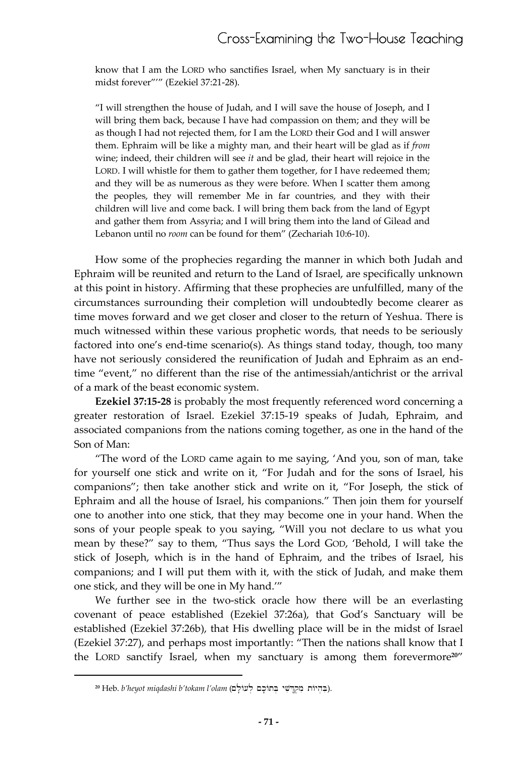know that I am the LORD who sanctifies Israel, when My sanctuary is in their midst forever"'" (Ezekiel 37:21-28).

"I will strengthen the house of Judah, and I will save the house of Joseph, and I will bring them back, because I have had compassion on them; and they will be as though I had not rejected them, for I am the LORD their God and I will answer them. Ephraim will be like a mighty man, and their heart will be glad as if *from* wine; indeed, their children will see *it* and be glad, their heart will rejoice in the LORD. I will whistle for them to gather them together, for I have redeemed them; and they will be as numerous as they were before. When I scatter them among the peoples, they will remember Me in far countries, and they with their children will live and come back. I will bring them back from the land of Egypt and gather them from Assyria; and I will bring them into the land of Gilead and Lebanon until no *room* can be found for them" (Zechariah 10:6-10).

How some of the prophecies regarding the manner in which both Judah and Ephraim will be reunited and return to the Land of Israel, are specifically unknown at this point in history. Affirming that these prophecies are unfulfilled, many of the circumstances surrounding their completion will undoubtedly become clearer as time moves forward and we get closer and closer to the return of Yeshua. There is much witnessed within these various prophetic words, that needs to be seriously factored into one's end-time scenario(s). As things stand today, though, too many have not seriously considered the reunification of Judah and Ephraim as an end-time "event," no different than the rise of the antimessiah/antichrist or the arrival of a mark of the beast economic system.

**Ezekiel 37:15-28** is probably the most frequently referenced word concerning a greater restoration of Israel. Ezekiel 37:15-19 speaks of Judah, Ephraim, and associated companions from the nations coming together, as one in the hand of the Son of Man:

"The word of the LORD came again to me saying, 'And you, son of man, take for yourself one stick and write on it, "For Judah and for the sons of Israel, his companions"; then take another stick and write on it, "For Joseph, the stick of Ephraim and all the house of Israel, his companions." Then join them for yourself one to another into one stick, that they may become one in your hand. When the sons of your people speak to you saying, "Will you not declare to us what you mean by these?" say to them, "Thus says the Lord GOD, 'Behold, I will take the stick of Joseph, which is in the hand of Ephraim, and the tribes of Israel, his companions; and I will put them with it, with the stick of Judah, and make them one stick, and they will be one in My hand.'"

We further see in the two-stick oracle how there will be an everlasting covenant of peace established (Ezekiel 37:26a), that God's Sanctuary will be established (Ezekiel 37:26b), that His dwelling place will be in the midst of Israel (Ezekiel 37:27), and perhaps most importantly: "Then the nations shall know that I the LORD sanctify Israel, when my sanctuary is among them forevermore[20]"

---

[20] Heb. *b'heyot miqdashi b'tokam l'olam* (בִּהְיוֹת מִקְדָּשִׁי בְּתוֹכָם לְעוֹלָם).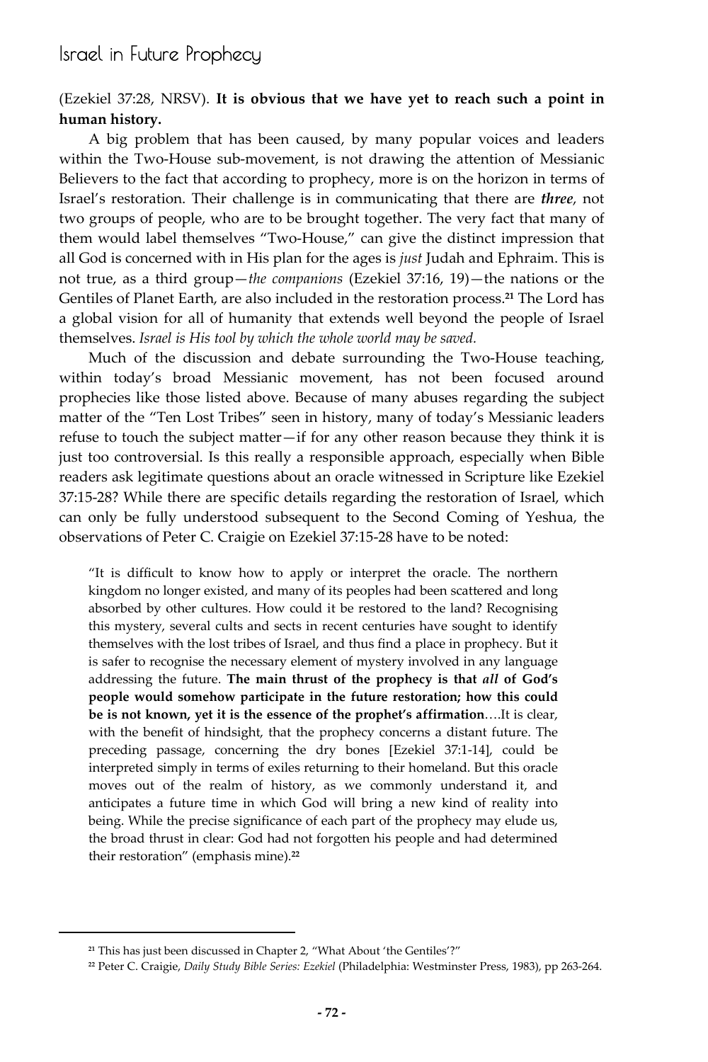(Ezekiel 37:28, NRSV). **It is obvious that we have yet to reach such a point in human history.**

A big problem that has been caused, by many popular voices and leaders within the Two-House sub-movement, is not drawing the attention of Messianic Believers to the fact that according to prophecy, more is on the horizon in terms of Israel's restoration. Their challenge is in communicating that there are ***three***, not two groups of people, who are to be brought together. The very fact that many of them would label themselves "Two-House," can give the distinct impression that all God is concerned with in His plan for the ages is *just* Judah and Ephraim. This is not true, as a third group—*the companions* (Ezekiel 37:16, 19)—the nations or the Gentiles of Planet Earth, are also included in the restoration process.[21] The Lord has a global vision for all of humanity that extends well beyond the people of Israel themselves. *Israel is His tool by which the whole world may be saved.*

Much of the discussion and debate surrounding the Two-House teaching, within today's broad Messianic movement, has not been focused around prophecies like those listed above. Because of many abuses regarding the subject matter of the "Ten Lost Tribes" seen in history, many of today's Messianic leaders refuse to touch the subject matter—if for any other reason because they think it is just too controversial. Is this really a responsible approach, especially when Bible readers ask legitimate questions about an oracle witnessed in Scripture like Ezekiel 37:15-28? While there are specific details regarding the restoration of Israel, which can only be fully understood subsequent to the Second Coming of Yeshua, the observations of Peter C. Craigie on Ezekiel 37:15-28 have to be noted:

> "It is difficult to know how to apply or interpret the oracle. The northern kingdom no longer existed, and many of its peoples had been scattered and long absorbed by other cultures. How could it be restored to the land? Recognising this mystery, several cults and sects in recent centuries have sought to identify themselves with the lost tribes of Israel, and thus find a place in prophecy. But it is safer to recognise the necessary element of mystery involved in any language addressing the future. **The main thrust of the prophecy is that *all* of God's people would somehow participate in the future restoration; how this could be is not known, yet it is the essence of the prophet's affirmation**….It is clear, with the benefit of hindsight, that the prophecy concerns a distant future. The preceding passage, concerning the dry bones [Ezekiel 37:1-14], could be interpreted simply in terms of exiles returning to their homeland. But this oracle moves out of the realm of history, as we commonly understand it, and anticipates a future time in which God will bring a new kind of reality into being. While the precise significance of each part of the prophecy may elude us, the broad thrust in clear: God had not forgotten his people and had determined their restoration" (emphasis mine).[22]

---

[21] This has just been discussed in Chapter 2, "What About 'the Gentiles'?"

[22] Peter C. Craigie, *Daily Study Bible Series: Ezekiel* (Philadelphia: Westminster Press, 1983), pp 263-264.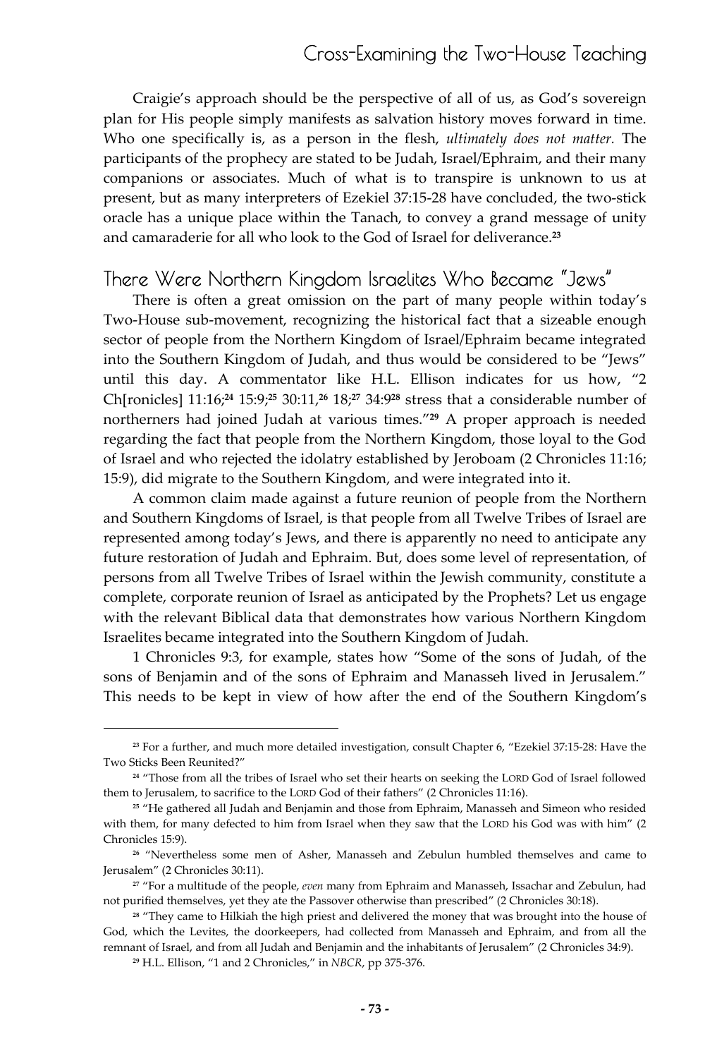Craigie's approach should be the perspective of all of us, as God's sovereign plan for His people simply manifests as salvation history moves forward in time. Who one specifically is, as a person in the flesh, *ultimately does not matter.* The participants of the prophecy are stated to be Judah, Israel/Ephraim, and their many companions or associates. Much of what is to transpire is unknown to us at present, but as many interpreters of Ezekiel 37:15-28 have concluded, the two-stick oracle has a unique place within the Tanach, to convey a grand message of unity and camaraderie for all who look to the God of Israel for deliverance.[23]

## There Were Northern Kingdom Israelites Who Became "Jews"

There is often a great omission on the part of many people within today's Two-House sub-movement, recognizing the historical fact that a sizeable enough sector of people from the Northern Kingdom of Israel/Ephraim became integrated into the Southern Kingdom of Judah, and thus would be considered to be "Jews" until this day. A commentator like H.L. Ellison indicates for us how, "2 Ch[ronicles] 11:16;[24] 15:9;[25] 30:11,[26] 18;[27] 34:9[28] stress that a considerable number of northerners had joined Judah at various times."[29] A proper approach is needed regarding the fact that people from the Northern Kingdom, those loyal to the God of Israel and who rejected the idolatry established by Jeroboam (2 Chronicles 11:16; 15:9), did migrate to the Southern Kingdom, and were integrated into it.

A common claim made against a future reunion of people from the Northern and Southern Kingdoms of Israel, is that people from all Twelve Tribes of Israel are represented among today's Jews, and there is apparently no need to anticipate any future restoration of Judah and Ephraim. But, does some level of representation, of persons from all Twelve Tribes of Israel within the Jewish community, constitute a complete, corporate reunion of Israel as anticipated by the Prophets? Let us engage with the relevant Biblical data that demonstrates how various Northern Kingdom Israelites became integrated into the Southern Kingdom of Judah.

1 Chronicles 9:3, for example, states how "Some of the sons of Judah, of the sons of Benjamin and of the sons of Ephraim and Manasseh lived in Jerusalem." This needs to be kept in view of how after the end of the Southern Kingdom's

---

[23] For a further, and much more detailed investigation, consult Chapter 6, "Ezekiel 37:15-28: Have the Two Sticks Been Reunited?"

[24] "Those from all the tribes of Israel who set their hearts on seeking the LORD God of Israel followed them to Jerusalem, to sacrifice to the LORD God of their fathers" (2 Chronicles 11:16).

[25] "He gathered all Judah and Benjamin and those from Ephraim, Manasseh and Simeon who resided with them, for many defected to him from Israel when they saw that the LORD his God was with him" (2 Chronicles 15:9).

[26] "Nevertheless some men of Asher, Manasseh and Zebulun humbled themselves and came to Jerusalem" (2 Chronicles 30:11).

[27] "For a multitude of the people, *even* many from Ephraim and Manasseh, Issachar and Zebulun, had not purified themselves, yet they ate the Passover otherwise than prescribed" (2 Chronicles 30:18).

[28] "They came to Hilkiah the high priest and delivered the money that was brought into the house of God, which the Levites, the doorkeepers, had collected from Manasseh and Ephraim, and from all the remnant of Israel, and from all Judah and Benjamin and the inhabitants of Jerusalem" (2 Chronicles 34:9).

[29] H.L. Ellison, "1 and 2 Chronicles," in *NBCR*, pp 375-376.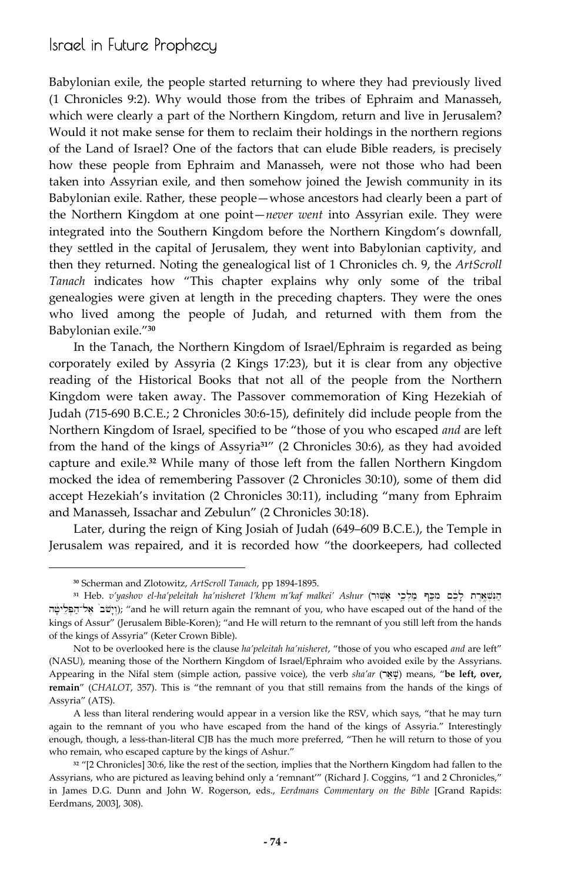Babylonian exile, the people started returning to where they had previously lived (1 Chronicles 9:2). Why would those from the tribes of Ephraim and Manasseh, which were clearly a part of the Northern Kingdom, return and live in Jerusalem? Would it not make sense for them to reclaim their holdings in the northern regions of the Land of Israel? One of the factors that can elude Bible readers, is precisely how these people from Ephraim and Manasseh, were not those who had been taken into Assyrian exile, and then somehow joined the Jewish community in its Babylonian exile. Rather, these people—whose ancestors had clearly been a part of the Northern Kingdom at one point—*never went* into Assyrian exile. They were integrated into the Southern Kingdom before the Northern Kingdom's downfall, they settled in the capital of Jerusalem, they went into Babylonian captivity, and then they returned. Noting the genealogical list of 1 Chronicles ch. 9, the *ArtScroll Tanach* indicates how "This chapter explains why only some of the tribal genealogies were given at length in the preceding chapters. They were the ones who lived among the people of Judah, and returned with them from the Babylonian exile."[30]

In the Tanach, the Northern Kingdom of Israel/Ephraim is regarded as being corporately exiled by Assyria (2 Kings 17:23), but it is clear from any objective reading of the Historical Books that not all of the people from the Northern Kingdom were taken away. The Passover commemoration of King Hezekiah of Judah (715-690 B.C.E.; 2 Chronicles 30:6-15), definitely did include people from the Northern Kingdom of Israel, specified to be "those of you who escaped *and* are left from the hand of the kings of Assyria[31]" (2 Chronicles 30:6), as they had avoided capture and exile.[32] While many of those left from the fallen Northern Kingdom mocked the idea of remembering Passover (2 Chronicles 30:10), some of them did accept Hezekiah's invitation (2 Chronicles 30:11), including "many from Ephraim and Manasseh, Issachar and Zebulun" (2 Chronicles 30:18).

Later, during the reign of King Josiah of Judah (649–609 B.C.E.), the Temple in Jerusalem was repaired, and it is recorded how "the doorkeepers, had collected

---

[30] Scherman and Zlotowitz, *ArtScroll Tanach*, pp 1894-1895.

[31] Heb. *v'yashov el-ha'peleitah ha'nisheret l'khem m'kaf malkei' Ashur* (וְיָשֹׁב֙ אֶל־הַפְּלֵיטָ֔ה הַנִּשְׁאֶ֣רֶת לָכֶ֔ם מִכַּ֖ף מַלְכֵ֥י אַשּֽׁוּר); "and he will return again the remnant of you, who have escaped out of the hand of the kings of Assur" (Jerusalem Bible-Koren); "and He will return to the remnant of you still left from the hands of the kings of Assyria" (Keter Crown Bible).

Not to be overlooked here is the clause *ha'peleitah ha'nisheret*, "those of you who escaped *and* are left" (NASU), meaning those of the Northern Kingdom of Israel/Ephraim who avoided exile by the Assyrians. Appearing in the Nifal stem (simple action, passive voice), the verb *sha'ar* (שָׁאַר) means, "**be left, over, remain**" (*CHALOT*, 357). This is "the remnant of you that still remains from the hands of the kings of Assyria" (ATS).

A less than literal rendering would appear in a version like the RSV, which says, "that he may turn again to the remnant of you who have escaped from the hand of the kings of Assyria." Interestingly enough, though, a less-than-literal CJB has the much more preferred, "Then he will return to those of you who remain, who escaped capture by the kings of Ashur."

[32] "[2 Chronicles] 30:6, like the rest of the section, implies that the Northern Kingdom had fallen to the Assyrians, who are pictured as leaving behind only a 'remnant'" (Richard J. Coggins, "1 and 2 Chronicles," in James D.G. Dunn and John W. Rogerson, eds., *Eerdmans Commentary on the Bible* [Grand Rapids: Eerdmans, 2003], 308).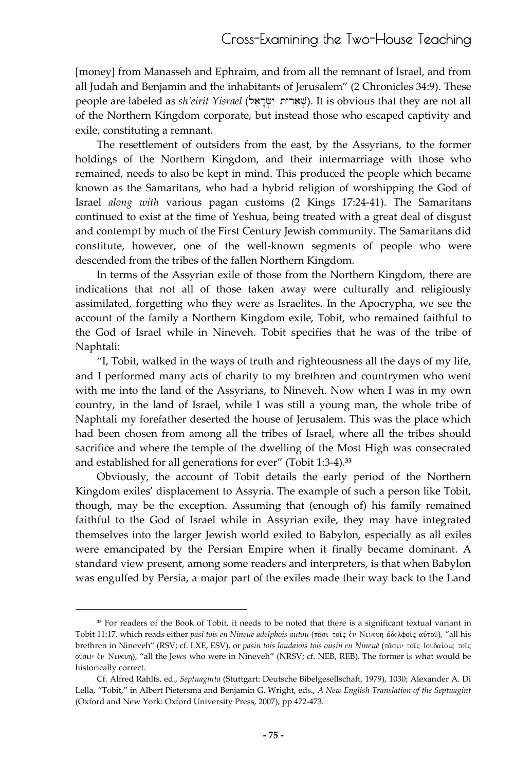[money] from Manasseh and Ephraim, and from all the remnant of Israel, and from all Judah and Benjamin and the inhabitants of Jerusalem" (2 Chronicles 34:9). These people are labeled as *sh'eirit Yisrael* (שְׁאֵרִית יִשְׂרָאֵל). It is obvious that they are not all of the Northern Kingdom corporate, but instead those who escaped captivity and exile, constituting a remnant.

The resettlement of outsiders from the east, by the Assyrians, to the former holdings of the Northern Kingdom, and their intermarriage with those who remained, needs to also be kept in mind. This produced the people which became known as the Samaritans, who had a hybrid religion of worshipping the God of Israel *along with* various pagan customs (2 Kings 17:24-41). The Samaritans continued to exist at the time of Yeshua, being treated with a great deal of disgust and contempt by much of the First Century Jewish community. The Samaritans did constitute, however, one of the well-known segments of people who were descended from the tribes of the fallen Northern Kingdom.

In terms of the Assyrian exile of those from the Northern Kingdom, there are indications that not all of those taken away were culturally and religiously assimilated, forgetting who they were as Israelites. In the Apocrypha, we see the account of the family a Northern Kingdom exile, Tobit, who remained faithful to the God of Israel while in Nineveh. Tobit specifies that he was of the tribe of Naphtali:

"I, Tobit, walked in the ways of truth and righteousness all the days of my life, and I performed many acts of charity to my brethren and countrymen who went with me into the land of the Assyrians, to Nineveh. Now when I was in my own country, in the land of Israel, while I was still a young man, the whole tribe of Naphtali my forefather deserted the house of Jerusalem. This was the place which had been chosen from among all the tribes of Israel, where all the tribes should sacrifice and where the temple of the dwelling of the Most High was consecrated and established for all generations for ever" (Tobit 1:3-4).[33]

Obviously, the account of Tobit details the early period of the Northern Kingdom exiles' displacement to Assyria. The example of such a person like Tobit, though, may be the exception. Assuming that (enough of) his family remained faithful to the God of Israel while in Assyrian exile, they may have integrated themselves into the larger Jewish world exiled to Babylon, especially as all exiles were emancipated by the Persian Empire when it finally became dominant. A standard view present, among some readers and interpreters, is that when Babylon was engulfed by Persia, a major part of the exiles made their way back to the Land

---

[33] For readers of the Book of Tobit, it needs to be noted that there is a significant textual variant in Tobit 11:17, which reads either *pasi tois en Nineuē adelphois autou* (πᾶσι τοῖς ἐν Νινευη ἀδελφοῖς αὐτοῦ), "all his brethren in Nineveh" (RSV; cf. LXE, ESV), or *pasin tois Ioudaiois tois ousin en Nineuē* (πᾶσιν τοῖς Ιουδαίοις τοῖς οὖσιν ἐν Νινευη), "all the Jews who were in Nineveh" (NRSV; cf. NEB, REB). The former is what would be historically correct.

Cf. Alfred Rahlfs, ed., *Septuaginta* (Stuttgart: Deutsche Bibelgesellschaft, 1979), 1030; Alexander A. Di Lella, "Tobit," in Albert Pietersma and Benjamin G. Wright, eds., *A New English Translation of the Septuagint* (Oxford and New York: Oxford University Press, 2007), pp 472-473.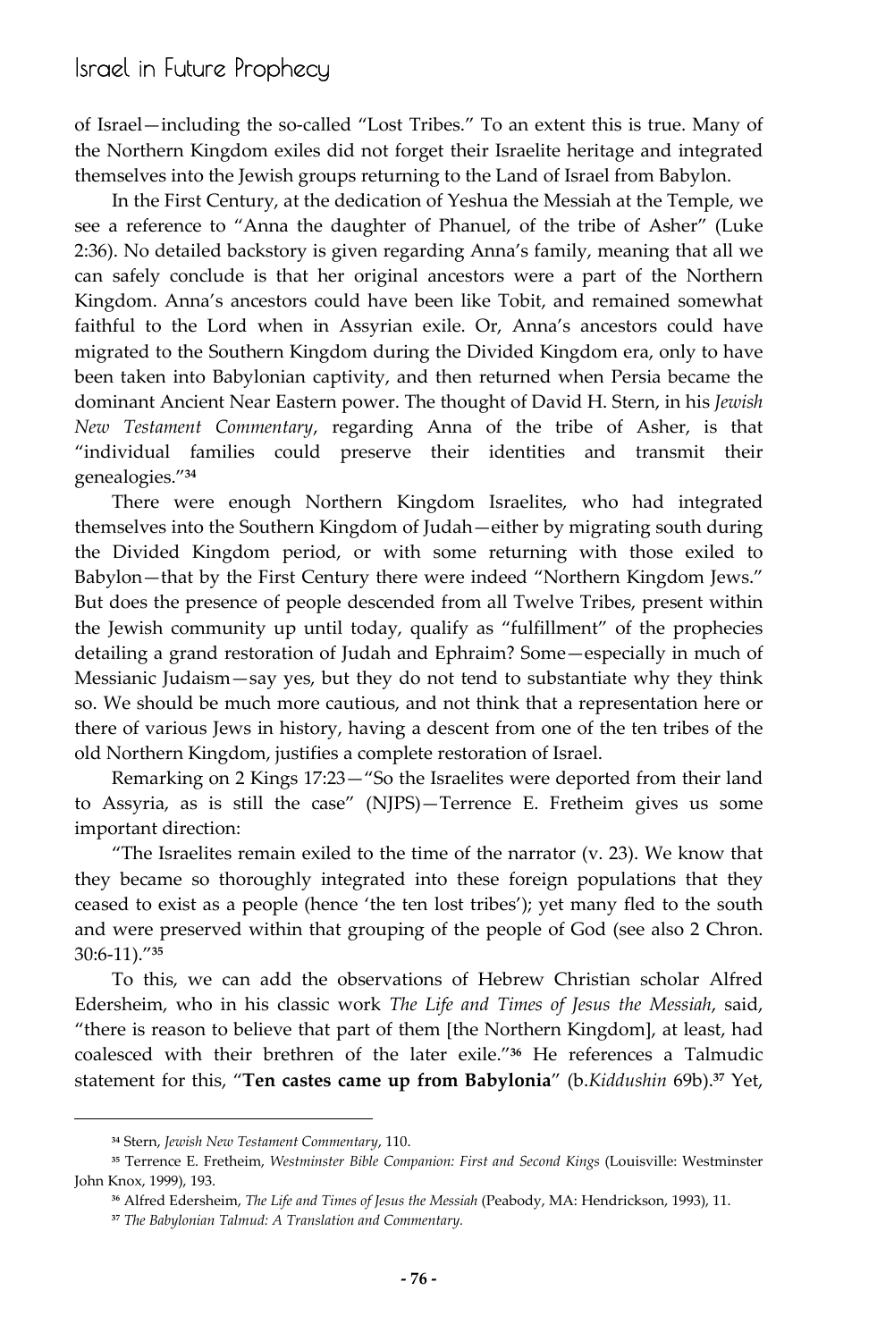of Israel—including the so-called "Lost Tribes." To an extent this is true. Many of the Northern Kingdom exiles did not forget their Israelite heritage and integrated themselves into the Jewish groups returning to the Land of Israel from Babylon.

In the First Century, at the dedication of Yeshua the Messiah at the Temple, we see a reference to "Anna the daughter of Phanuel, of the tribe of Asher" (Luke 2:36). No detailed backstory is given regarding Anna's family, meaning that all we can safely conclude is that her original ancestors were a part of the Northern Kingdom. Anna's ancestors could have been like Tobit, and remained somewhat faithful to the Lord when in Assyrian exile. Or, Anna's ancestors could have migrated to the Southern Kingdom during the Divided Kingdom era, only to have been taken into Babylonian captivity, and then returned when Persia became the dominant Ancient Near Eastern power. The thought of David H. Stern, in his *Jewish New Testament Commentary*, regarding Anna of the tribe of Asher, is that "individual families could preserve their identities and transmit their genealogies."[34]

There were enough Northern Kingdom Israelites, who had integrated themselves into the Southern Kingdom of Judah—either by migrating south during the Divided Kingdom period, or with some returning with those exiled to Babylon—that by the First Century there were indeed "Northern Kingdom Jews." But does the presence of people descended from all Twelve Tribes, present within the Jewish community up until today, qualify as "fulfillment" of the prophecies detailing a grand restoration of Judah and Ephraim? Some—especially in much of Messianic Judaism—say yes, but they do not tend to substantiate why they think so. We should be much more cautious, and not think that a representation here or there of various Jews in history, having a descent from one of the ten tribes of the old Northern Kingdom, justifies a complete restoration of Israel.

Remarking on 2 Kings 17:23—"So the Israelites were deported from their land to Assyria, as is still the case" (NJPS)—Terrence E. Fretheim gives us some important direction:

"The Israelites remain exiled to the time of the narrator (v. 23). We know that they became so thoroughly integrated into these foreign populations that they ceased to exist as a people (hence 'the ten lost tribes'); yet many fled to the south and were preserved within that grouping of the people of God (see also 2 Chron. 30:6-11)."[35]

To this, we can add the observations of Hebrew Christian scholar Alfred Edersheim, who in his classic work *The Life and Times of Jesus the Messiah*, said, "there is reason to believe that part of them [the Northern Kingdom], at least, had coalesced with their brethren of the later exile."[36] He references a Talmudic statement for this, "**Ten castes came up from Babylonia**" (b.*Kiddushin* 69b).[37] Yet,

---

[34] Stern, *Jewish New Testament Commentary*, 110.

[35] Terrence E. Fretheim, *Westminster Bible Companion: First and Second Kings* (Louisville: Westminster John Knox, 1999), 193.

[36] Alfred Edersheim, *The Life and Times of Jesus the Messiah* (Peabody, MA: Hendrickson, 1993), 11.

[37] *The Babylonian Talmud: A Translation and Commentary.*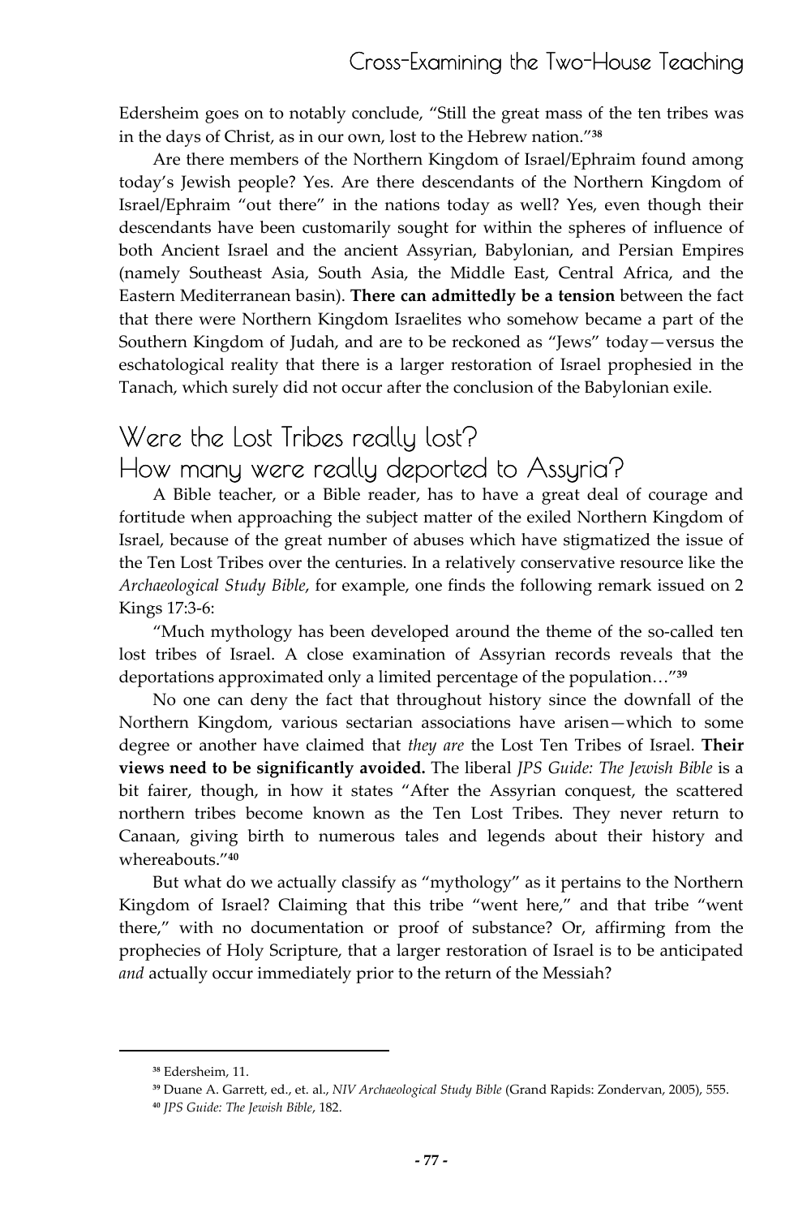Edersheim goes on to notably conclude, "Still the great mass of the ten tribes was in the days of Christ, as in our own, lost to the Hebrew nation."[38]

Are there members of the Northern Kingdom of Israel/Ephraim found among today's Jewish people? Yes. Are there descendants of the Northern Kingdom of Israel/Ephraim "out there" in the nations today as well? Yes, even though their descendants have been customarily sought for within the spheres of influence of both Ancient Israel and the ancient Assyrian, Babylonian, and Persian Empires (namely Southeast Asia, South Asia, the Middle East, Central Africa, and the Eastern Mediterranean basin). **There can admittedly be a tension** between the fact that there were Northern Kingdom Israelites who somehow became a part of the Southern Kingdom of Judah, and are to be reckoned as "Jews" today—versus the eschatological reality that there is a larger restoration of Israel prophesied in the Tanach, which surely did not occur after the conclusion of the Babylonian exile.

## Were the Lost Tribes really lost? How many were really deported to Assyria?

A Bible teacher, or a Bible reader, has to have a great deal of courage and fortitude when approaching the subject matter of the exiled Northern Kingdom of Israel, because of the great number of abuses which have stigmatized the issue of the Ten Lost Tribes over the centuries. In a relatively conservative resource like the *Archaeological Study Bible*, for example, one finds the following remark issued on 2 Kings 17:3-6:

"Much mythology has been developed around the theme of the so-called ten lost tribes of Israel. A close examination of Assyrian records reveals that the deportations approximated only a limited percentage of the population…"[39]

No one can deny the fact that throughout history since the downfall of the Northern Kingdom, various sectarian associations have arisen—which to some degree or another have claimed that *they are* the Lost Ten Tribes of Israel. **Their views need to be significantly avoided.** The liberal *JPS Guide: The Jewish Bible* is a bit fairer, though, in how it states "After the Assyrian conquest, the scattered northern tribes become known as the Ten Lost Tribes. They never return to Canaan, giving birth to numerous tales and legends about their history and whereabouts."[40]

But what do we actually classify as "mythology" as it pertains to the Northern Kingdom of Israel? Claiming that this tribe "went here," and that tribe "went there," with no documentation or proof of substance? Or, affirming from the prophecies of Holy Scripture, that a larger restoration of Israel is to be anticipated *and* actually occur immediately prior to the return of the Messiah?

---

[38] Edersheim, 11.

[39] Duane A. Garrett, ed., et. al., *NIV Archaeological Study Bible* (Grand Rapids: Zondervan, 2005), 555.

[40] *JPS Guide: The Jewish Bible*, 182.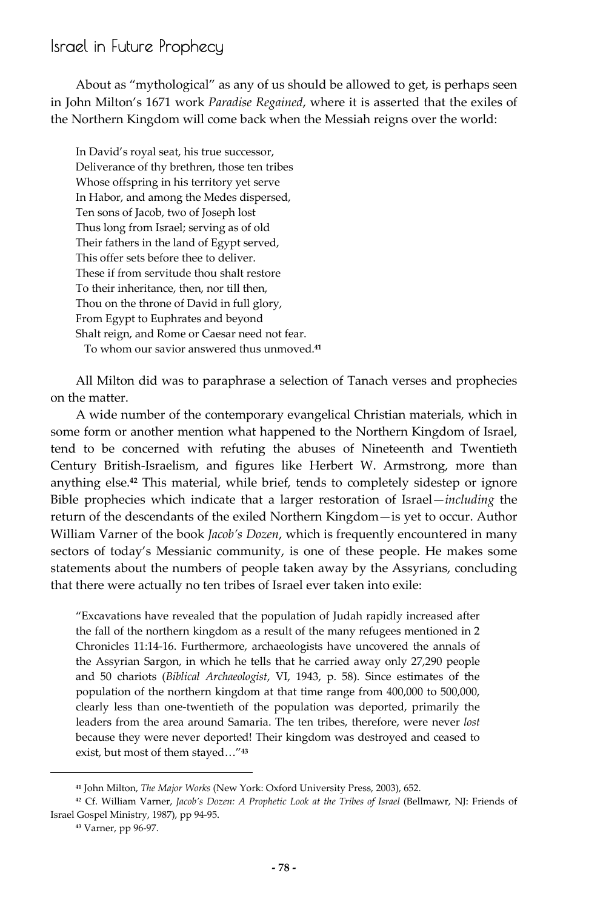About as "mythological" as any of us should be allowed to get, is perhaps seen in John Milton's 1671 work *Paradise Regained*, where it is asserted that the exiles of the Northern Kingdom will come back when the Messiah reigns over the world:

> In David's royal seat, his true successor,
> Deliverance of thy brethren, those ten tribes
> Whose offspring in his territory yet serve
> In Habor, and among the Medes dispersed,
> Ten sons of Jacob, two of Joseph lost
> Thus long from Israel; serving as of old
> Their fathers in the land of Egypt served,
> This offer sets before thee to deliver.
> These if from servitude thou shalt restore
> To their inheritance, then, nor till then,
> Thou on the throne of David in full glory,
> From Egypt to Euphrates and beyond
> Shalt reign, and Rome or Caesar need not fear.
> To whom our savior answered thus unmoved.[41]

All Milton did was to paraphrase a selection of Tanach verses and prophecies on the matter.

A wide number of the contemporary evangelical Christian materials, which in some form or another mention what happened to the Northern Kingdom of Israel, tend to be concerned with refuting the abuses of Nineteenth and Twentieth Century British-Israelism, and figures like Herbert W. Armstrong, more than anything else.[42] This material, while brief, tends to completely sidestep or ignore Bible prophecies which indicate that a larger restoration of Israel—*including* the return of the descendants of the exiled Northern Kingdom—is yet to occur. Author William Varner of the book *Jacob's Dozen*, which is frequently encountered in many sectors of today's Messianic community, is one of these people. He makes some statements about the numbers of people taken away by the Assyrians, concluding that there were actually no ten tribes of Israel ever taken into exile:

> "Excavations have revealed that the population of Judah rapidly increased after the fall of the northern kingdom as a result of the many refugees mentioned in 2 Chronicles 11:14-16. Furthermore, archaeologists have uncovered the annals of the Assyrian Sargon, in which he tells that he carried away only 27,290 people and 50 chariots (*Biblical Archaeologist*, VI, 1943, p. 58). Since estimates of the population of the northern kingdom at that time range from 400,000 to 500,000, clearly less than one-twentieth of the population was deported, primarily the leaders from the area around Samaria. The ten tribes, therefore, were never *lost* because they were never deported! Their kingdom was destroyed and ceased to exist, but most of them stayed…"[43]

---

[41] John Milton, *The Major Works* (New York: Oxford University Press, 2003), 652.

[42] Cf. William Varner, *Jacob's Dozen: A Prophetic Look at the Tribes of Israel* (Bellmawr, NJ: Friends of Israel Gospel Ministry, 1987), pp 94-95.

[43] Varner, pp 96-97.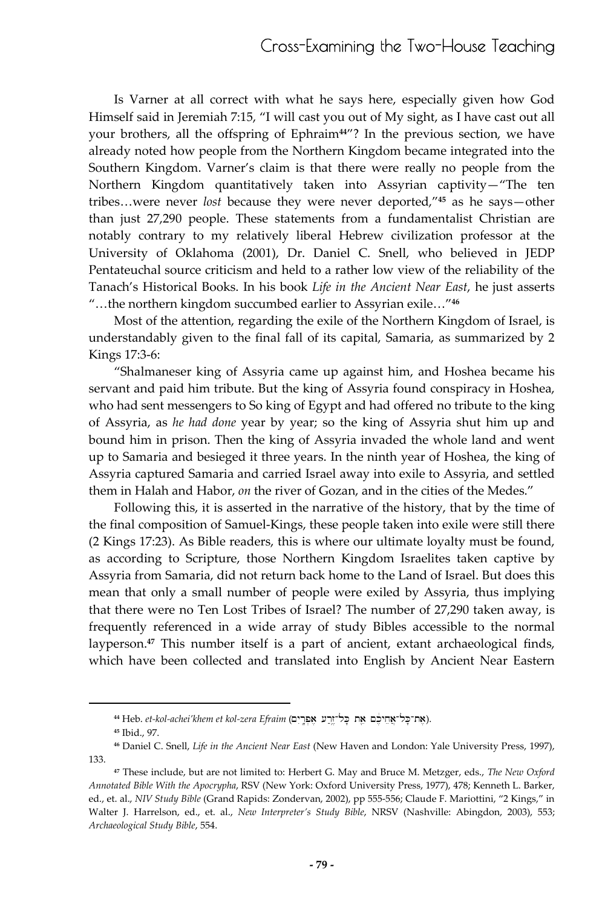Is Varner at all correct with what he says here, especially given how God Himself said in Jeremiah 7:15, "I will cast you out of My sight, as I have cast out all your brothers, all the offspring of Ephraim[44]"? In the previous section, we have already noted how people from the Northern Kingdom became integrated into the Southern Kingdom. Varner's claim is that there were really no people from the Northern Kingdom quantitatively taken into Assyrian captivity—"The ten tribes…were never *lost* because they were never deported,"[45] as he says—other than just 27,290 people. These statements from a fundamentalist Christian are notably contrary to my relatively liberal Hebrew civilization professor at the University of Oklahoma (2001), Dr. Daniel C. Snell, who believed in JEDP Pentateuchal source criticism and held to a rather low view of the reliability of the Tanach's Historical Books. In his book *Life in the Ancient Near East*, he just asserts "…the northern kingdom succumbed earlier to Assyrian exile…"[46]

Most of the attention, regarding the exile of the Northern Kingdom of Israel, is understandably given to the final fall of its capital, Samaria, as summarized by 2 Kings 17:3-6:

"Shalmaneser king of Assyria came up against him, and Hoshea became his servant and paid him tribute. But the king of Assyria found conspiracy in Hoshea, who had sent messengers to So king of Egypt and had offered no tribute to the king of Assyria, as *he had done* year by year; so the king of Assyria shut him up and bound him in prison. Then the king of Assyria invaded the whole land and went up to Samaria and besieged it three years. In the ninth year of Hoshea, the king of Assyria captured Samaria and carried Israel away into exile to Assyria, and settled them in Halah and Habor, *on* the river of Gozan, and in the cities of the Medes."

Following this, it is asserted in the narrative of the history, that by the time of the final composition of Samuel-Kings, these people taken into exile were still there (2 Kings 17:23). As Bible readers, this is where our ultimate loyalty must be found, as according to Scripture, those Northern Kingdom Israelites taken captive by Assyria from Samaria, did not return back home to the Land of Israel. But does this mean that only a small number of people were exiled by Assyria, thus implying that there were no Ten Lost Tribes of Israel? The number of 27,290 taken away, is frequently referenced in a wide array of study Bibles accessible to the normal layperson.[47] This number itself is a part of ancient, extant archaeological finds, which have been collected and translated into English by Ancient Near Eastern

---

[44] Heb. *et-kol-achei'khem et kol-zera Efraim* (אֶת־כָּל־אֲחֵיכֶם אֵת כָּל־זֶרַע אֶפְרָיִם).

[45] Ibid., 97.

[46] Daniel C. Snell, *Life in the Ancient Near East* (New Haven and London: Yale University Press, 1997), 133.

[47] These include, but are not limited to: Herbert G. May and Bruce M. Metzger, eds., *The New Oxford Annotated Bible With the Apocrypha*, RSV (New York: Oxford University Press, 1977), 478; Kenneth L. Barker, ed., et. al., *NIV Study Bible* (Grand Rapids: Zondervan, 2002), pp 555-556; Claude F. Mariottini, "2 Kings," in Walter J. Harrelson, ed., et. al., *New Interpreter's Study Bible*, NRSV (Nashville: Abingdon, 2003), 553; *Archaeological Study Bible*, 554.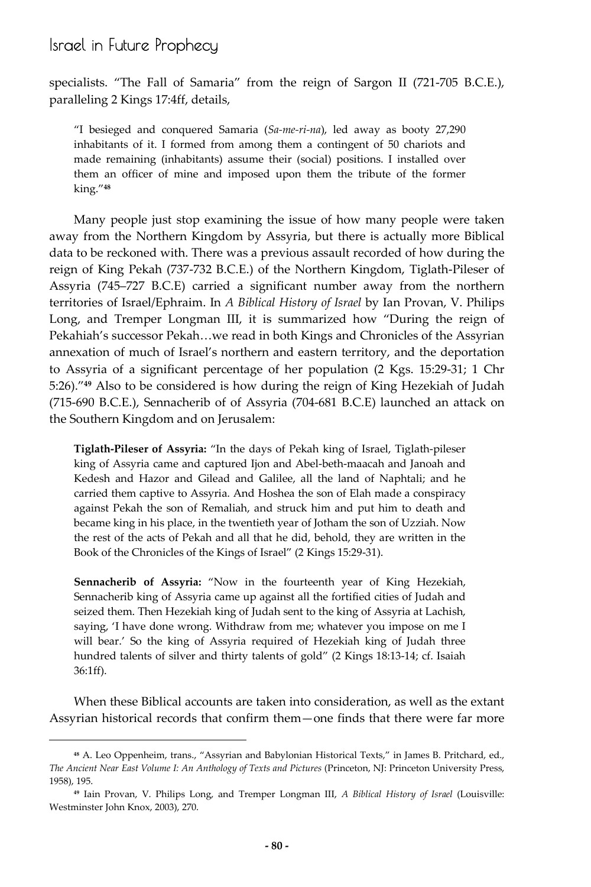specialists. "The Fall of Samaria" from the reign of Sargon II (721-705 B.C.E.), paralleling 2 Kings 17:4ff, details,

> "I besieged and conquered Samaria (*Sa-me-ri-na*), led away as booty 27,290 inhabitants of it. I formed from among them a contingent of 50 chariots and made remaining (inhabitants) assume their (social) positions. I installed over them an officer of mine and imposed upon them the tribute of the former king."[48]

Many people just stop examining the issue of how many people were taken away from the Northern Kingdom by Assyria, but there is actually more Biblical data to be reckoned with. There was a previous assault recorded of how during the reign of King Pekah (737-732 B.C.E.) of the Northern Kingdom, Tiglath-Pileser of Assyria (745–727 B.C.E) carried a significant number away from the northern territories of Israel/Ephraim. In *A Biblical History of Israel* by Ian Provan, V. Philips Long, and Tremper Longman III, it is summarized how "During the reign of Pekahiah's successor Pekah…we read in both Kings and Chronicles of the Assyrian annexation of much of Israel's northern and eastern territory, and the deportation to Assyria of a significant percentage of her population (2 Kgs. 15:29-31; 1 Chr 5:26)."[49] Also to be considered is how during the reign of King Hezekiah of Judah (715-690 B.C.E.), Sennacherib of of Assyria (704-681 B.C.E) launched an attack on the Southern Kingdom and on Jerusalem:

> **Tiglath-Pileser of Assyria:** "In the days of Pekah king of Israel, Tiglath-pileser king of Assyria came and captured Ijon and Abel-beth-maacah and Janoah and Kedesh and Hazor and Gilead and Galilee, all the land of Naphtali; and he carried them captive to Assyria. And Hoshea the son of Elah made a conspiracy against Pekah the son of Remaliah, and struck him and put him to death and became king in his place, in the twentieth year of Jotham the son of Uzziah. Now the rest of the acts of Pekah and all that he did, behold, they are written in the Book of the Chronicles of the Kings of Israel" (2 Kings 15:29-31).

> **Sennacherib of Assyria:** "Now in the fourteenth year of King Hezekiah, Sennacherib king of Assyria came up against all the fortified cities of Judah and seized them. Then Hezekiah king of Judah sent to the king of Assyria at Lachish, saying, 'I have done wrong. Withdraw from me; whatever you impose on me I will bear.' So the king of Assyria required of Hezekiah king of Judah three hundred talents of silver and thirty talents of gold" (2 Kings 18:13-14; cf. Isaiah 36:1ff).

When these Biblical accounts are taken into consideration, as well as the extant Assyrian historical records that confirm them—one finds that there were far more

---

[48] A. Leo Oppenheim, trans., "Assyrian and Babylonian Historical Texts," in James B. Pritchard, ed., *The Ancient Near East Volume I: An Anthology of Texts and Pictures* (Princeton, NJ: Princeton University Press, 1958), 195.

[49] Iain Provan, V. Philips Long, and Tremper Longman III, *A Biblical History of Israel* (Louisville: Westminster John Knox, 2003), 270.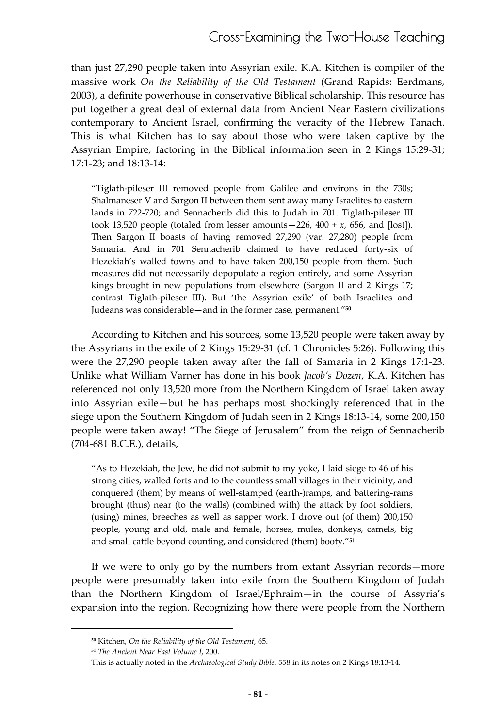than just 27,290 people taken into Assyrian exile. K.A. Kitchen is compiler of the massive work *On the Reliability of the Old Testament* (Grand Rapids: Eerdmans, 2003), a definite powerhouse in conservative Biblical scholarship. This resource has put together a great deal of external data from Ancient Near Eastern civilizations contemporary to Ancient Israel, confirming the veracity of the Hebrew Tanach. This is what Kitchen has to say about those who were taken captive by the Assyrian Empire, factoring in the Biblical information seen in 2 Kings 15:29-31; 17:1-23; and 18:13-14:

> "Tiglath-pileser III removed people from Galilee and environs in the 730s; Shalmaneser V and Sargon II between them sent away many Israelites to eastern lands in 722-720; and Sennacherib did this to Judah in 701. Tiglath-pileser III took 13,520 people (totaled from lesser amounts—226, 400 + *x*, 656, and [lost]). Then Sargon II boasts of having removed 27,290 (var. 27,280) people from Samaria. And in 701 Sennacherib claimed to have reduced forty-six of Hezekiah's walled towns and to have taken 200,150 people from them. Such measures did not necessarily depopulate a region entirely, and some Assyrian kings brought in new populations from elsewhere (Sargon II and 2 Kings 17; contrast Tiglath-pileser III). But 'the Assyrian exile' of both Israelites and Judeans was considerable—and in the former case, permanent."[50]

According to Kitchen and his sources, some 13,520 people were taken away by the Assyrians in the exile of 2 Kings 15:29-31 (cf. 1 Chronicles 5:26). Following this were the 27,290 people taken away after the fall of Samaria in 2 Kings 17:1-23. Unlike what William Varner has done in his book *Jacob's Dozen*, K.A. Kitchen has referenced not only 13,520 more from the Northern Kingdom of Israel taken away into Assyrian exile—but he has perhaps most shockingly referenced that in the siege upon the Southern Kingdom of Judah seen in 2 Kings 18:13-14, some 200,150 people were taken away! "The Siege of Jerusalem" from the reign of Sennacherib (704-681 B.C.E.), details,

> "As to Hezekiah, the Jew, he did not submit to my yoke, I laid siege to 46 of his strong cities, walled forts and to the countless small villages in their vicinity, and conquered (them) by means of well-stamped (earth-)ramps, and battering-rams brought (thus) near (to the walls) (combined with) the attack by foot soldiers, (using) mines, breeches as well as sapper work. I drove out (of them) 200,150 people, young and old, male and female, horses, mules, donkeys, camels, big and small cattle beyond counting, and considered (them) booty."[51]

If we were to only go by the numbers from extant Assyrian records—more people were presumably taken into exile from the Southern Kingdom of Judah than the Northern Kingdom of Israel/Ephraim—in the course of Assyria's expansion into the region. Recognizing how there were people from the Northern

---

[50] Kitchen, *On the Reliability of the Old Testament*, 65.

[51] *The Ancient Near East Volume I*, 200.

This is actually noted in the *Archaeological Study Bible*, 558 in its notes on 2 Kings 18:13-14.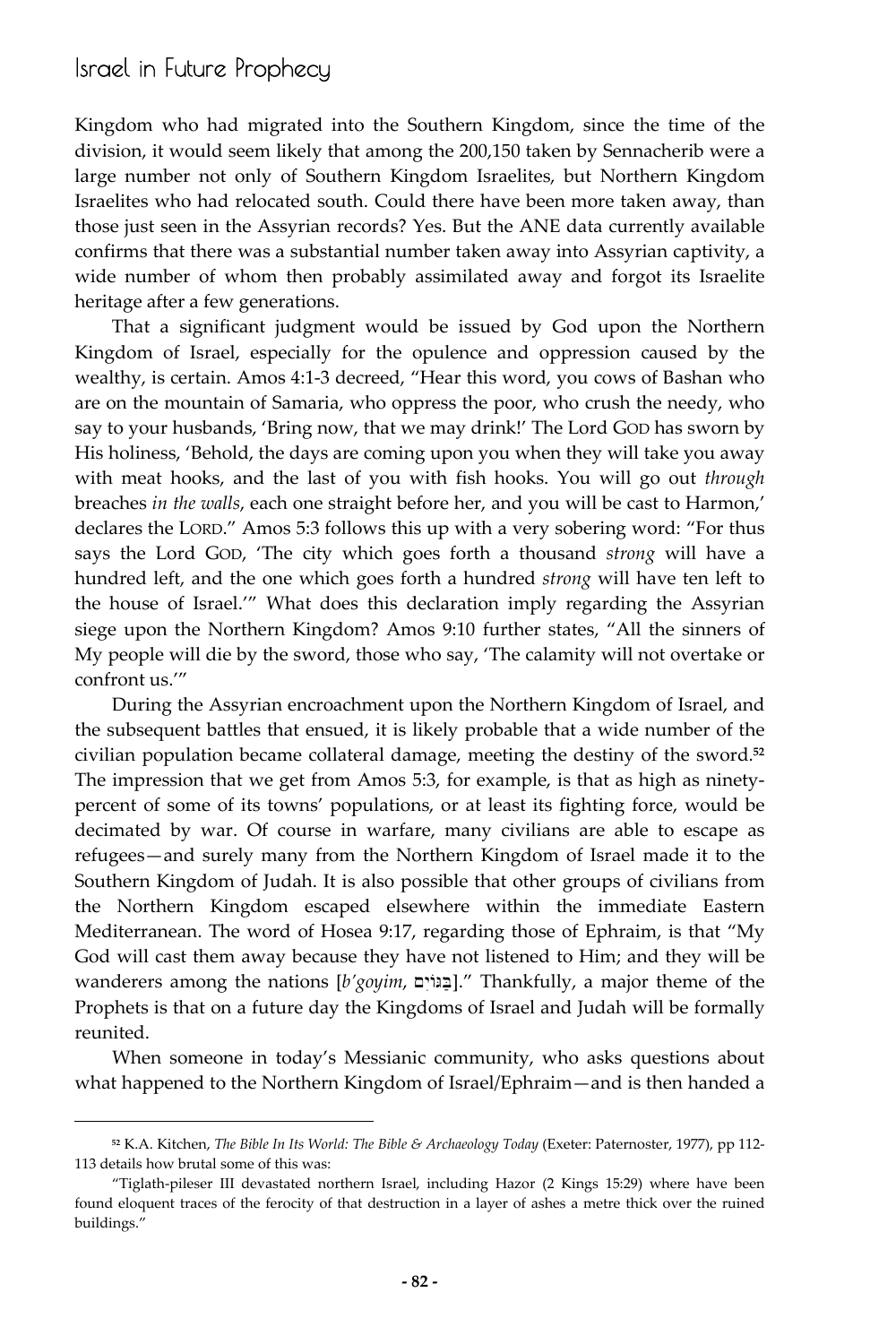Kingdom who had migrated into the Southern Kingdom, since the time of the division, it would seem likely that among the 200,150 taken by Sennacherib were a large number not only of Southern Kingdom Israelites, but Northern Kingdom Israelites who had relocated south. Could there have been more taken away, than those just seen in the Assyrian records? Yes. But the ANE data currently available confirms that there was a substantial number taken away into Assyrian captivity, a wide number of whom then probably assimilated away and forgot its Israelite heritage after a few generations.

That a significant judgment would be issued by God upon the Northern Kingdom of Israel, especially for the opulence and oppression caused by the wealthy, is certain. Amos 4:1-3 decreed, "Hear this word, you cows of Bashan who are on the mountain of Samaria, who oppress the poor, who crush the needy, who say to your husbands, 'Bring now, that we may drink!' The Lord GOD has sworn by His holiness, 'Behold, the days are coming upon you when they will take you away with meat hooks, and the last of you with fish hooks. You will go out *through* breaches *in the walls*, each one straight before her, and you will be cast to Harmon,' declares the LORD." Amos 5:3 follows this up with a very sobering word: "For thus says the Lord GOD, 'The city which goes forth a thousand *strong* will have a hundred left, and the one which goes forth a hundred *strong* will have ten left to the house of Israel.'" What does this declaration imply regarding the Assyrian siege upon the Northern Kingdom? Amos 9:10 further states, "All the sinners of My people will die by the sword, those who say, 'The calamity will not overtake or confront us.'"

During the Assyrian encroachment upon the Northern Kingdom of Israel, and the subsequent battles that ensued, it is likely probable that a wide number of the civilian population became collateral damage, meeting the destiny of the sword.[52] The impression that we get from Amos 5:3, for example, is that as high as ninety-percent of some of its towns' populations, or at least its fighting force, would be decimated by war. Of course in warfare, many civilians are able to escape as refugees—and surely many from the Northern Kingdom of Israel made it to the Southern Kingdom of Judah. It is also possible that other groups of civilians from the Northern Kingdom escaped elsewhere within the immediate Eastern Mediterranean. The word of Hosea 9:17, regarding those of Ephraim, is that "My God will cast them away because they have not listened to Him; and they will be wanderers among the nations [*b'goyim*, בַּגּוֹיִם]." Thankfully, a major theme of the Prophets is that on a future day the Kingdoms of Israel and Judah will be formally reunited.

When someone in today's Messianic community, who asks questions about what happened to the Northern Kingdom of Israel/Ephraim—and is then handed a

---

[52] K.A. Kitchen, *The Bible In Its World: The Bible & Archaeology Today* (Exeter: Paternoster, 1977), pp 112-113 details how brutal some of this was:

"Tiglath-pileser III devastated northern Israel, including Hazor (2 Kings 15:29) where have been found eloquent traces of the ferocity of that destruction in a layer of ashes a metre thick over the ruined buildings."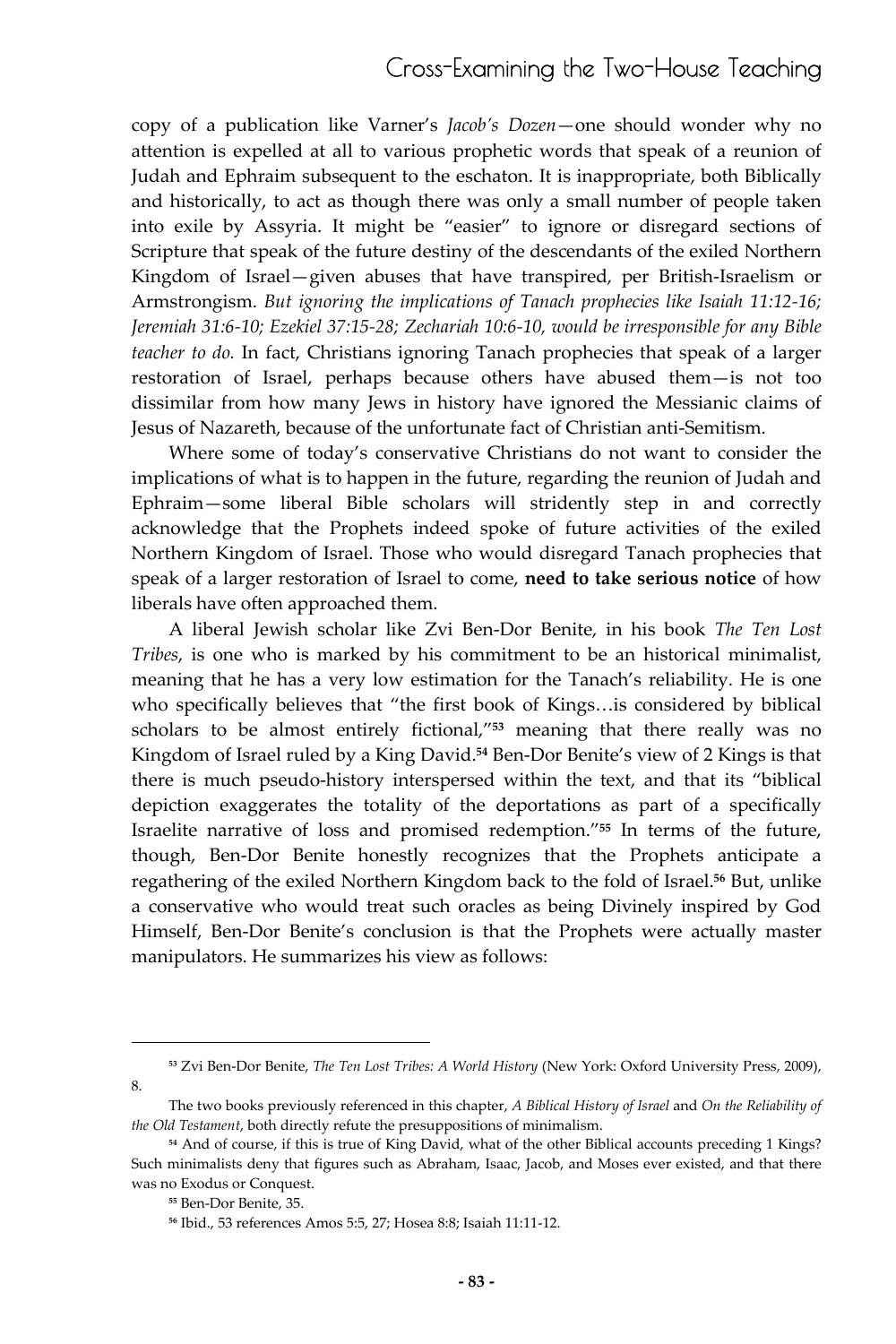copy of a publication like Varner's *Jacob's Dozen*—one should wonder why no attention is expelled at all to various prophetic words that speak of a reunion of Judah and Ephraim subsequent to the eschaton. It is inappropriate, both Biblically and historically, to act as though there was only a small number of people taken into exile by Assyria. It might be "easier" to ignore or disregard sections of Scripture that speak of the future destiny of the descendants of the exiled Northern Kingdom of Israel—given abuses that have transpired, per British-Israelism or Armstrongism. *But ignoring the implications of Tanach prophecies like Isaiah 11:12-16; Jeremiah 31:6-10; Ezekiel 37:15-28; Zechariah 10:6-10, would be irresponsible for any Bible teacher to do.* In fact, Christians ignoring Tanach prophecies that speak of a larger restoration of Israel, perhaps because others have abused them—is not too dissimilar from how many Jews in history have ignored the Messianic claims of Jesus of Nazareth, because of the unfortunate fact of Christian anti-Semitism.

Where some of today's conservative Christians do not want to consider the implications of what is to happen in the future, regarding the reunion of Judah and Ephraim—some liberal Bible scholars will stridently step in and correctly acknowledge that the Prophets indeed spoke of future activities of the exiled Northern Kingdom of Israel. Those who would disregard Tanach prophecies that speak of a larger restoration of Israel to come, **need to take serious notice** of how liberals have often approached them.

A liberal Jewish scholar like Zvi Ben-Dor Benite, in his book *The Ten Lost Tribes*, is one who is marked by his commitment to be an historical minimalist, meaning that he has a very low estimation for the Tanach's reliability. He is one who specifically believes that "the first book of Kings…is considered by biblical scholars to be almost entirely fictional,"[53] meaning that there really was no Kingdom of Israel ruled by a King David.[54] Ben-Dor Benite's view of 2 Kings is that there is much pseudo-history interspersed within the text, and that its "biblical depiction exaggerates the totality of the deportations as part of a specifically Israelite narrative of loss and promised redemption."[55] In terms of the future, though, Ben-Dor Benite honestly recognizes that the Prophets anticipate a regathering of the exiled Northern Kingdom back to the fold of Israel.[56] But, unlike a conservative who would treat such oracles as being Divinely inspired by God Himself, Ben-Dor Benite's conclusion is that the Prophets were actually master manipulators. He summarizes his view as follows:

---

[53] Zvi Ben-Dor Benite, *The Ten Lost Tribes: A World History* (New York: Oxford University Press, 2009), 8.

The two books previously referenced in this chapter, *A Biblical History of Israel* and *On the Reliability of the Old Testament*, both directly refute the presuppositions of minimalism.

[54] And of course, if this is true of King David, what of the other Biblical accounts preceding 1 Kings? Such minimalists deny that figures such as Abraham, Isaac, Jacob, and Moses ever existed, and that there was no Exodus or Conquest.

[55] Ben-Dor Benite, 35.

[56] Ibid., 53 references Amos 5:5, 27; Hosea 8:8; Isaiah 11:11-12.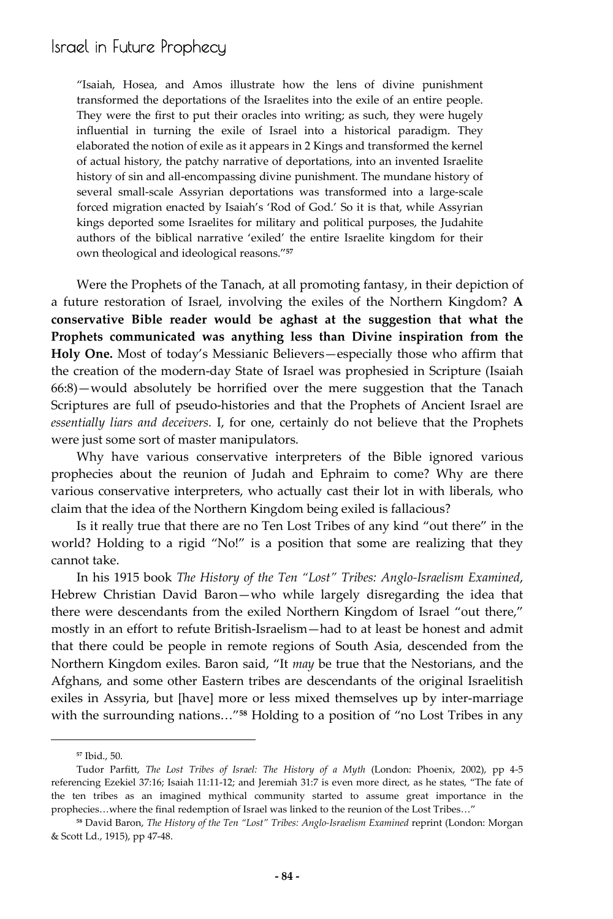> "Isaiah, Hosea, and Amos illustrate how the lens of divine punishment transformed the deportations of the Israelites into the exile of an entire people. They were the first to put their oracles into writing; as such, they were hugely influential in turning the exile of Israel into a historical paradigm. They elaborated the notion of exile as it appears in 2 Kings and transformed the kernel of actual history, the patchy narrative of deportations, into an invented Israelite history of sin and all-encompassing divine punishment. The mundane history of several small-scale Assyrian deportations was transformed into a large-scale forced migration enacted by Isaiah's 'Rod of God.' So it is that, while Assyrian kings deported some Israelites for military and political purposes, the Judahite authors of the biblical narrative 'exiled' the entire Israelite kingdom for their own theological and ideological reasons."[57]

Were the Prophets of the Tanach, at all promoting fantasy, in their depiction of a future restoration of Israel, involving the exiles of the Northern Kingdom? **A conservative Bible reader would be aghast at the suggestion that what the Prophets communicated was anything less than Divine inspiration from the Holy One.** Most of today's Messianic Believers—especially those who affirm that the creation of the modern-day State of Israel was prophesied in Scripture (Isaiah 66:8)—would absolutely be horrified over the mere suggestion that the Tanach Scriptures are full of pseudo-histories and that the Prophets of Ancient Israel are *essentially liars and deceivers.* I, for one, certainly do not believe that the Prophets were just some sort of master manipulators.

Why have various conservative interpreters of the Bible ignored various prophecies about the reunion of Judah and Ephraim to come? Why are there various conservative interpreters, who actually cast their lot in with liberals, who claim that the idea of the Northern Kingdom being exiled is fallacious?

Is it really true that there are no Ten Lost Tribes of any kind "out there" in the world? Holding to a rigid "No!" is a position that some are realizing that they cannot take.

In his 1915 book *The History of the Ten "Lost" Tribes: Anglo-Israelism Examined*, Hebrew Christian David Baron—who while largely disregarding the idea that there were descendants from the exiled Northern Kingdom of Israel "out there," mostly in an effort to refute British-Israelism—had to at least be honest and admit that there could be people in remote regions of South Asia, descended from the Northern Kingdom exiles. Baron said, "It *may* be true that the Nestorians, and the Afghans, and some other Eastern tribes are descendants of the original Israelitish exiles in Assyria, but [have] more or less mixed themselves up by inter-marriage with the surrounding nations…"[58] Holding to a position of "no Lost Tribes in any

---

[57] Ibid., 50.

Tudor Parfitt, *The Lost Tribes of Israel: The History of a Myth* (London: Phoenix, 2002), pp 4-5 referencing Ezekiel 37:16; Isaiah 11:11-12; and Jeremiah 31:7 is even more direct, as he states, "The fate of the ten tribes as an imagined mythical community started to assume great importance in the prophecies…where the final redemption of Israel was linked to the reunion of the Lost Tribes…"

[58] David Baron, *The History of the Ten "Lost" Tribes: Anglo-Israelism Examined* reprint (London: Morgan & Scott Ld., 1915), pp 47-48.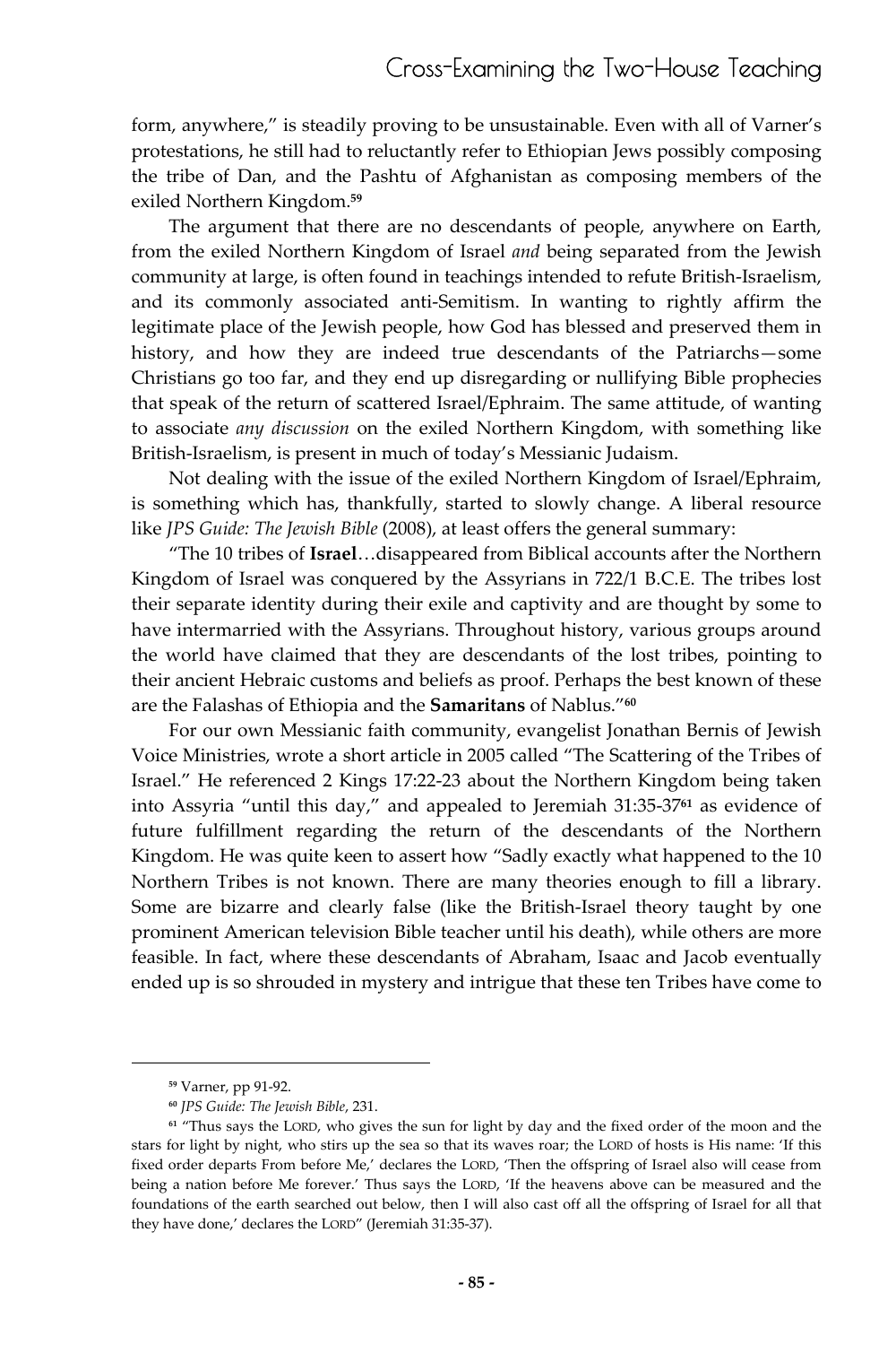form, anywhere," is steadily proving to be unsustainable. Even with all of Varner's protestations, he still had to reluctantly refer to Ethiopian Jews possibly composing the tribe of Dan, and the Pashtu of Afghanistan as composing members of the exiled Northern Kingdom.[59]

The argument that there are no descendants of people, anywhere on Earth, from the exiled Northern Kingdom of Israel *and* being separated from the Jewish community at large, is often found in teachings intended to refute British-Israelism, and its commonly associated anti-Semitism. In wanting to rightly affirm the legitimate place of the Jewish people, how God has blessed and preserved them in history, and how they are indeed true descendants of the Patriarchs—some Christians go too far, and they end up disregarding or nullifying Bible prophecies that speak of the return of scattered Israel/Ephraim. The same attitude, of wanting to associate *any discussion* on the exiled Northern Kingdom, with something like British-Israelism, is present in much of today's Messianic Judaism.

Not dealing with the issue of the exiled Northern Kingdom of Israel/Ephraim, is something which has, thankfully, started to slowly change. A liberal resource like *JPS Guide: The Jewish Bible* (2008), at least offers the general summary:

"The 10 tribes of **Israel**…disappeared from Biblical accounts after the Northern Kingdom of Israel was conquered by the Assyrians in 722/1 B.C.E. The tribes lost their separate identity during their exile and captivity and are thought by some to have intermarried with the Assyrians. Throughout history, various groups around the world have claimed that they are descendants of the lost tribes, pointing to their ancient Hebraic customs and beliefs as proof. Perhaps the best known of these are the Falashas of Ethiopia and the **Samaritans** of Nablus."[60]

For our own Messianic faith community, evangelist Jonathan Bernis of Jewish Voice Ministries, wrote a short article in 2005 called "The Scattering of the Tribes of Israel." He referenced 2 Kings 17:22-23 about the Northern Kingdom being taken into Assyria "until this day," and appealed to Jeremiah 31:35-37[61] as evidence of future fulfillment regarding the return of the descendants of the Northern Kingdom. He was quite keen to assert how "Sadly exactly what happened to the 10 Northern Tribes is not known. There are many theories enough to fill a library. Some are bizarre and clearly false (like the British-Israel theory taught by one prominent American television Bible teacher until his death), while others are more feasible. In fact, where these descendants of Abraham, Isaac and Jacob eventually ended up is so shrouded in mystery and intrigue that these ten Tribes have come to

---

[59] Varner, pp 91-92.

[60] *JPS Guide: The Jewish Bible*, 231.

[61] "Thus says the LORD, who gives the sun for light by day and the fixed order of the moon and the stars for light by night, who stirs up the sea so that its waves roar; the LORD of hosts is His name: 'If this fixed order departs From before Me,' declares the LORD, 'Then the offspring of Israel also will cease from being a nation before Me forever.' Thus says the LORD, 'If the heavens above can be measured and the foundations of the earth searched out below, then I will also cast off all the offspring of Israel for all that they have done,' declares the LORD" (Jeremiah 31:35-37).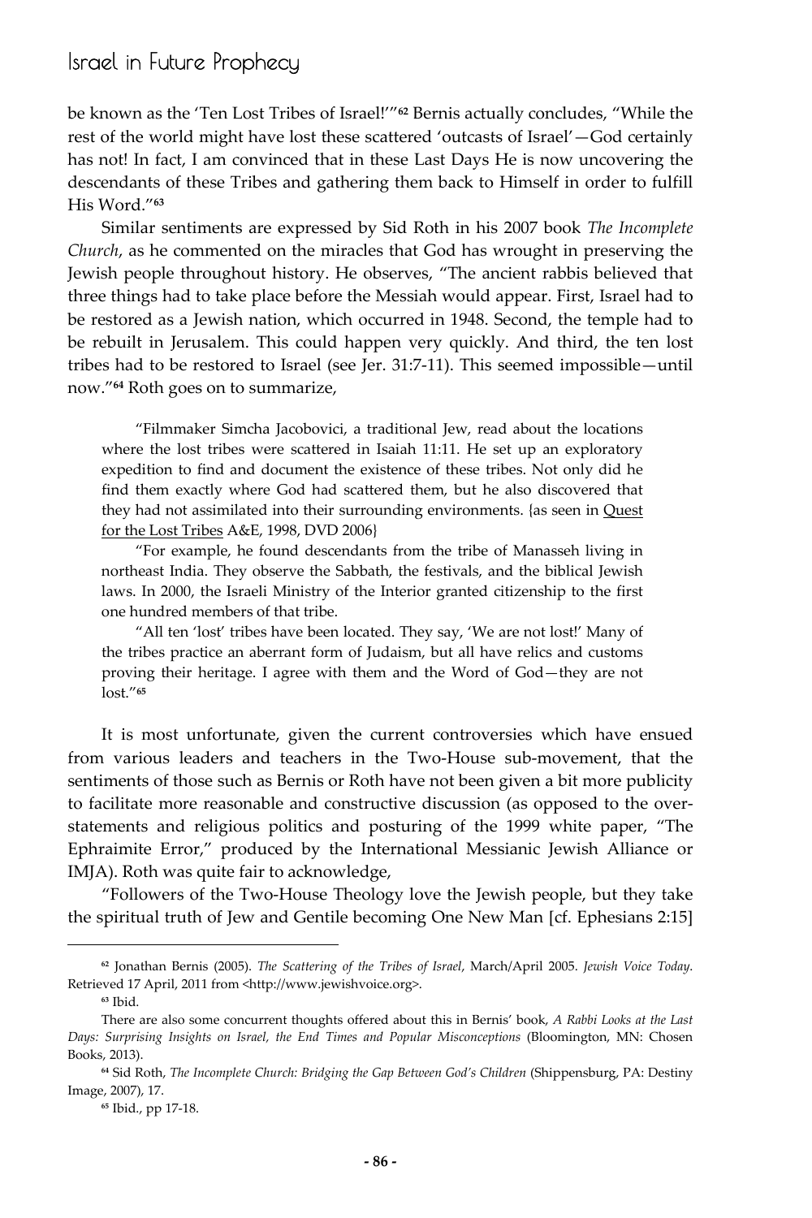be known as the 'Ten Lost Tribes of Israel!'"[62] Bernis actually concludes, "While the rest of the world might have lost these scattered 'outcasts of Israel'—God certainly has not! In fact, I am convinced that in these Last Days He is now uncovering the descendants of these Tribes and gathering them back to Himself in order to fulfill His Word."[63]

Similar sentiments are expressed by Sid Roth in his 2007 book *The Incomplete Church*, as he commented on the miracles that God has wrought in preserving the Jewish people throughout history. He observes, "The ancient rabbis believed that three things had to take place before the Messiah would appear. First, Israel had to be restored as a Jewish nation, which occurred in 1948. Second, the temple had to be rebuilt in Jerusalem. This could happen very quickly. And third, the ten lost tribes had to be restored to Israel (see Jer. 31:7-11). This seemed impossible—until now."[64] Roth goes on to summarize,

> "Filmmaker Simcha Jacobovici, a traditional Jew, read about the locations where the lost tribes were scattered in Isaiah 11:11. He set up an exploratory expedition to find and document the existence of these tribes. Not only did he find them exactly where God had scattered them, but he also discovered that they had not assimilated into their surrounding environments. {as seen in Quest for the Lost Tribes A&E, 1998, DVD 2006}
>
> "For example, he found descendants from the tribe of Manasseh living in northeast India. They observe the Sabbath, the festivals, and the biblical Jewish laws. In 2000, the Israeli Ministry of the Interior granted citizenship to the first one hundred members of that tribe.
>
> "All ten 'lost' tribes have been located. They say, 'We are not lost!' Many of the tribes practice an aberrant form of Judaism, but all have relics and customs proving their heritage. I agree with them and the Word of God—they are not lost."[65]

It is most unfortunate, given the current controversies which have ensued from various leaders and teachers in the Two-House sub-movement, that the sentiments of those such as Bernis or Roth have not been given a bit more publicity to facilitate more reasonable and constructive discussion (as opposed to the over-statements and religious politics and posturing of the 1999 white paper, "The Ephraimite Error," produced by the International Messianic Jewish Alliance or IMJA). Roth was quite fair to acknowledge,

"Followers of the Two-House Theology love the Jewish people, but they take the spiritual truth of Jew and Gentile becoming One New Man [cf. Ephesians 2:15]

---

[62] Jonathan Bernis (2005). *The Scattering of the Tribes of Israel*, March/April 2005. *Jewish Voice Today*. Retrieved 17 April, 2011 from <http://www.jewishvoice.org>.

[63] Ibid.

There are also some concurrent thoughts offered about this in Bernis' book, *A Rabbi Looks at the Last Days: Surprising Insights on Israel, the End Times and Popular Misconceptions* (Bloomington, MN: Chosen Books, 2013).

[64] Sid Roth, *The Incomplete Church: Bridging the Gap Between God's Children* (Shippensburg, PA: Destiny Image, 2007), 17.

[65] Ibid., pp 17-18.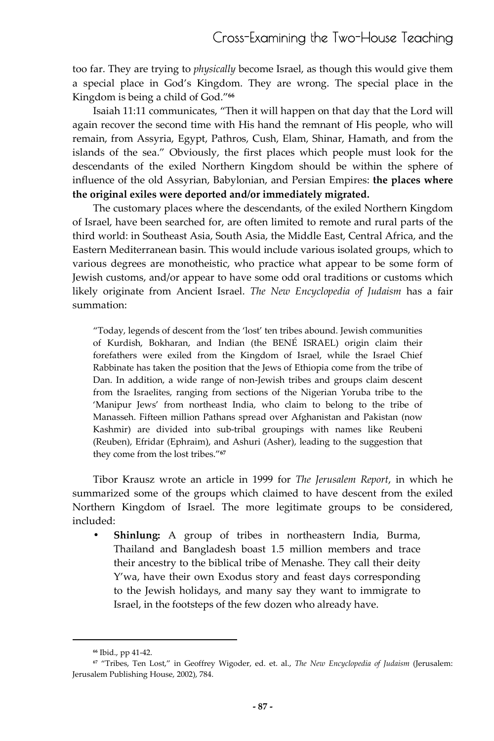too far. They are trying to *physically* become Israel, as though this would give them a special place in God's Kingdom. They are wrong. The special place in the Kingdom is being a child of God."[66]

Isaiah 11:11 communicates, "Then it will happen on that day that the Lord will again recover the second time with His hand the remnant of His people, who will remain, from Assyria, Egypt, Pathros, Cush, Elam, Shinar, Hamath, and from the islands of the sea." Obviously, the first places which people must look for the descendants of the exiled Northern Kingdom should be within the sphere of influence of the old Assyrian, Babylonian, and Persian Empires: **the places where the original exiles were deported and/or immediately migrated.**

The customary places where the descendants, of the exiled Northern Kingdom of Israel, have been searched for, are often limited to remote and rural parts of the third world: in Southeast Asia, South Asia, the Middle East, Central Africa, and the Eastern Mediterranean basin. This would include various isolated groups, which to various degrees are monotheistic, who practice what appear to be some form of Jewish customs, and/or appear to have some odd oral traditions or customs which likely originate from Ancient Israel. *The New Encyclopedia of Judaism* has a fair summation:

> "Today, legends of descent from the 'lost' ten tribes abound. Jewish communities of Kurdish, Bokharan, and Indian (the BENÉ ISRAEL) origin claim their forefathers were exiled from the Kingdom of Israel, while the Israel Chief Rabbinate has taken the position that the Jews of Ethiopia come from the tribe of Dan. In addition, a wide range of non-Jewish tribes and groups claim descent from the Israelites, ranging from sections of the Nigerian Yoruba tribe to the 'Manipur Jews' from northeast India, who claim to belong to the tribe of Manasseh. Fifteen million Pathans spread over Afghanistan and Pakistan (now Kashmir) are divided into sub-tribal groupings with names like Reubeni (Reuben), Efridar (Ephraim), and Ashuri (Asher), leading to the suggestion that they come from the lost tribes."[67]

Tibor Krausz wrote an article in 1999 for *The Jerusalem Report*, in which he summarized some of the groups which claimed to have descent from the exiled Northern Kingdom of Israel. The more legitimate groups to be considered, included:

- **Shinlung:** A group of tribes in northeastern India, Burma, Thailand and Bangladesh boast 1.5 million members and trace their ancestry to the biblical tribe of Menashe. They call their deity Y'wa, have their own Exodus story and feast days corresponding to the Jewish holidays, and many say they want to immigrate to Israel, in the footsteps of the few dozen who already have.

---

[66] Ibid., pp 41-42.

[67] "Tribes, Ten Lost," in Geoffrey Wigoder, ed. et. al., *The New Encyclopedia of Judaism* (Jerusalem: Jerusalem Publishing House, 2002), 784.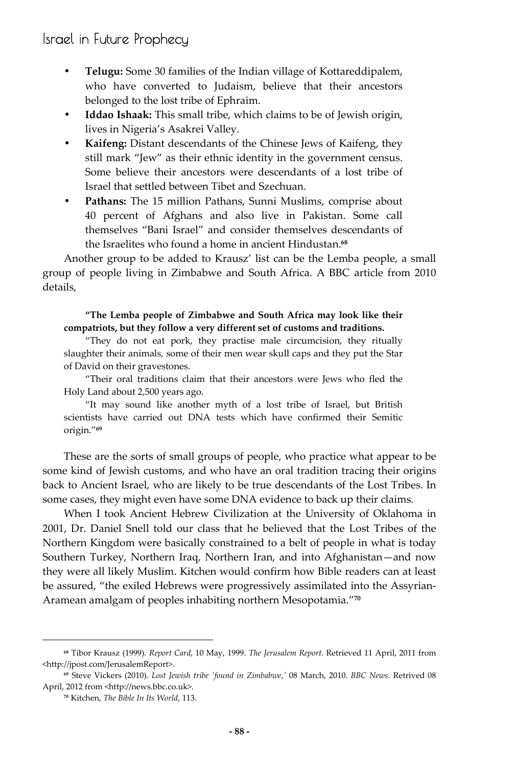- **Telugu:** Some 30 families of the Indian village of Kottareddipalem, who have converted to Judaism, believe that their ancestors belonged to the lost tribe of Ephraim.
- **Iddao Ishaak:** This small tribe, which claims to be of Jewish origin, lives in Nigeria's Asakrei Valley.
- **Kaifeng:** Distant descendants of the Chinese Jews of Kaifeng, they still mark "Jew" as their ethnic identity in the government census. Some believe their ancestors were descendants of a lost tribe of Israel that settled between Tibet and Szechuan.
- **Pathans:** The 15 million Pathans, Sunni Muslims, comprise about 40 percent of Afghans and also live in Pakistan. Some call themselves "Bani Israel" and consider themselves descendants of the Israelites who found a home in ancient Hindustan.[68]

Another group to be added to Krausz' list can be the Lemba people, a small group of people living in Zimbabwe and South Africa. A BBC article from 2010 details,

> **"The Lemba people of Zimbabwe and South Africa may look like their compatriots, but they follow a very different set of customs and traditions.**
>
> "They do not eat pork, they practise male circumcision, they ritually slaughter their animals, some of their men wear skull caps and they put the Star of David on their gravestones.
>
> "Their oral traditions claim that their ancestors were Jews who fled the Holy Land about 2,500 years ago.
>
> "It may sound like another myth of a lost tribe of Israel, but British scientists have carried out DNA tests which have confirmed their Semitic origin."[69]

These are the sorts of small groups of people, who practice what appear to be some kind of Jewish customs, and who have an oral tradition tracing their origins back to Ancient Israel, who are likely to be true descendants of the Lost Tribes. In some cases, they might even have some DNA evidence to back up their claims.

When I took Ancient Hebrew Civilization at the University of Oklahoma in 2001, Dr. Daniel Snell told our class that he believed that the Lost Tribes of the Northern Kingdom were basically constrained to a belt of people in what is today Southern Turkey, Northern Iraq, Northern Iran, and into Afghanistan—and now they were all likely Muslim. Kitchen would confirm how Bible readers can at least be assured, "the exiled Hebrews were progressively assimilated into the Assyrian-Aramean amalgam of peoples inhabiting northern Mesopotamia."[70]

---

[68] Tibor Krausz (1999). *Report Card*, 10 May, 1999. *The Jerusalem Report*. Retrieved 11 April, 2011 from <http://jpost.com/JerusalemReport>.

[69] Steve Vickers (2010). *Lost Jewish tribe 'found in Zimbabwe,'* 08 March, 2010. *BBC News*. Retrived 08 April, 2012 from <http://news.bbc.co.uk>.

[70] Kitchen, *The Bible In Its World*, 113.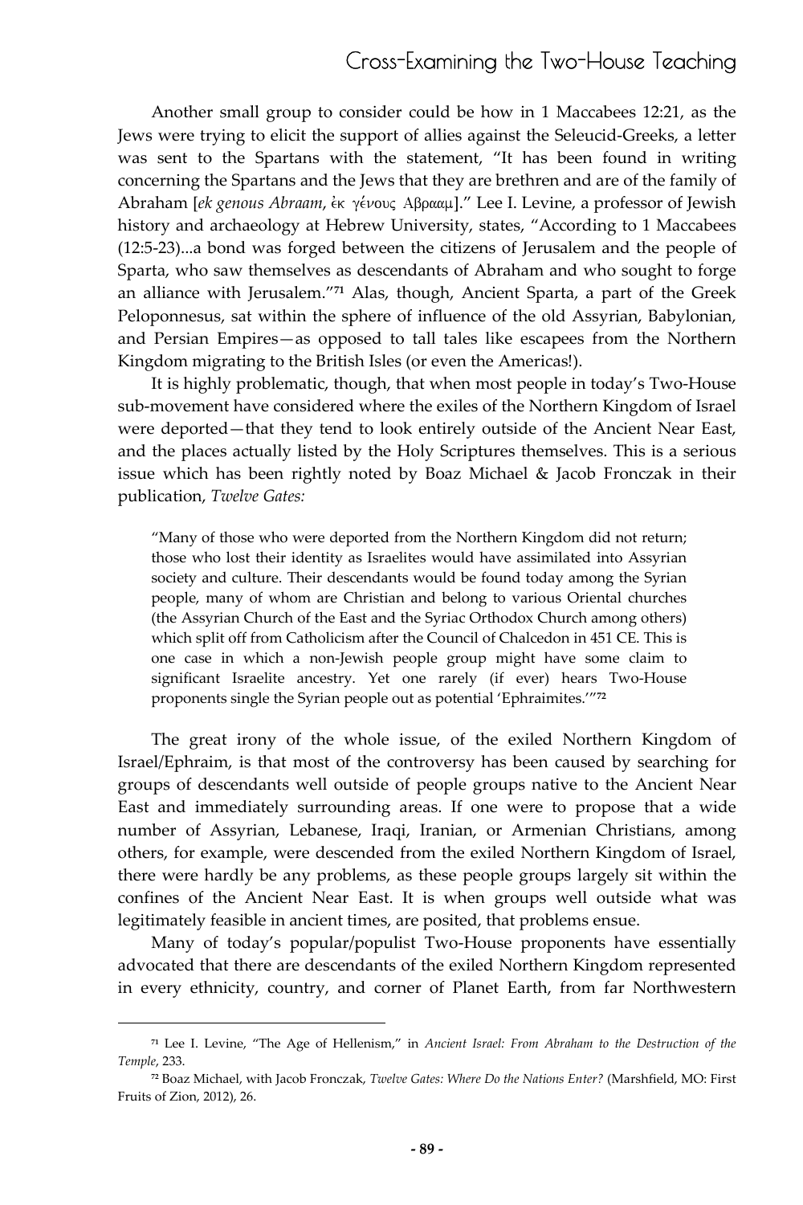Another small group to consider could be how in 1 Maccabees 12:21, as the Jews were trying to elicit the support of allies against the Seleucid-Greeks, a letter was sent to the Spartans with the statement, "It has been found in writing concerning the Spartans and the Jews that they are brethren and are of the family of Abraham [*ek genous Abraam*, ἐκ γένους Αβρααμ]." Lee I. Levine, a professor of Jewish history and archaeology at Hebrew University, states, "According to 1 Maccabees (12:5-23)...a bond was forged between the citizens of Jerusalem and the people of Sparta, who saw themselves as descendants of Abraham and who sought to forge an alliance with Jerusalem."[71] Alas, though, Ancient Sparta, a part of the Greek Peloponnesus, sat within the sphere of influence of the old Assyrian, Babylonian, and Persian Empires—as opposed to tall tales like escapees from the Northern Kingdom migrating to the British Isles (or even the Americas!).

It is highly problematic, though, that when most people in today's Two-House sub-movement have considered where the exiles of the Northern Kingdom of Israel were deported—that they tend to look entirely outside of the Ancient Near East, and the places actually listed by the Holy Scriptures themselves. This is a serious issue which has been rightly noted by Boaz Michael & Jacob Fronczak in their publication, *Twelve Gates:*

> "Many of those who were deported from the Northern Kingdom did not return; those who lost their identity as Israelites would have assimilated into Assyrian society and culture. Their descendants would be found today among the Syrian people, many of whom are Christian and belong to various Oriental churches (the Assyrian Church of the East and the Syriac Orthodox Church among others) which split off from Catholicism after the Council of Chalcedon in 451 CE. This is one case in which a non-Jewish people group might have some claim to significant Israelite ancestry. Yet one rarely (if ever) hears Two-House proponents single the Syrian people out as potential 'Ephraimites.'"[72]

The great irony of the whole issue, of the exiled Northern Kingdom of Israel/Ephraim, is that most of the controversy has been caused by searching for groups of descendants well outside of people groups native to the Ancient Near East and immediately surrounding areas. If one were to propose that a wide number of Assyrian, Lebanese, Iraqi, Iranian, or Armenian Christians, among others, for example, were descended from the exiled Northern Kingdom of Israel, there were hardly be any problems, as these people groups largely sit within the confines of the Ancient Near East. It is when groups well outside what was legitimately feasible in ancient times, are posited, that problems ensue.

Many of today's popular/populist Two-House proponents have essentially advocated that there are descendants of the exiled Northern Kingdom represented in every ethnicity, country, and corner of Planet Earth, from far Northwestern

---

[71] Lee I. Levine, "The Age of Hellenism," in *Ancient Israel: From Abraham to the Destruction of the Temple*, 233.

[72] Boaz Michael, with Jacob Fronczak, *Twelve Gates: Where Do the Nations Enter?* (Marshfield, MO: First Fruits of Zion, 2012), 26.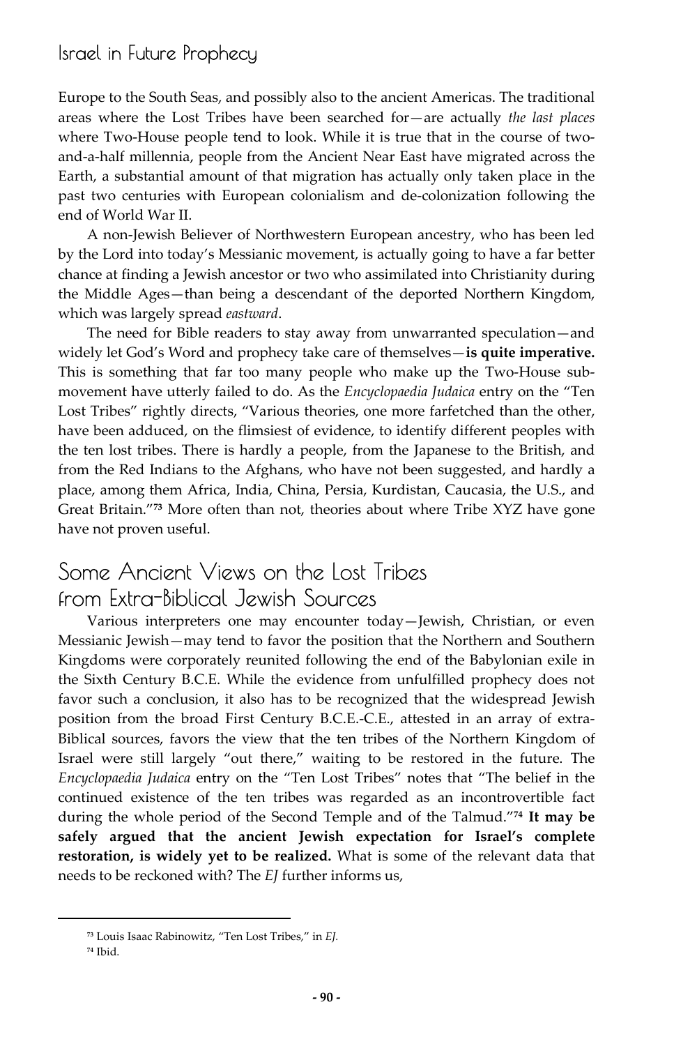Europe to the South Seas, and possibly also to the ancient Americas. The traditional areas where the Lost Tribes have been searched for—are actually *the last places* where Two-House people tend to look. While it is true that in the course of two-and-a-half millennia, people from the Ancient Near East have migrated across the Earth, a substantial amount of that migration has actually only taken place in the past two centuries with European colonialism and de-colonization following the end of World War II.

A non-Jewish Believer of Northwestern European ancestry, who has been led by the Lord into today's Messianic movement, is actually going to have a far better chance at finding a Jewish ancestor or two who assimilated into Christianity during the Middle Ages—than being a descendant of the deported Northern Kingdom, which was largely spread *eastward*.

The need for Bible readers to stay away from unwarranted speculation—and widely let God's Word and prophecy take care of themselves—**is quite imperative.** This is something that far too many people who make up the Two-House sub-movement have utterly failed to do. As the *Encyclopaedia Judaica* entry on the "Ten Lost Tribes" rightly directs, "Various theories, one more farfetched than the other, have been adduced, on the flimsiest of evidence, to identify different peoples with the ten lost tribes. There is hardly a people, from the Japanese to the British, and from the Red Indians to the Afghans, who have not been suggested, and hardly a place, among them Africa, India, China, Persia, Kurdistan, Caucasia, the U.S., and Great Britain."[73] More often than not, theories about where Tribe XYZ have gone have not proven useful.

## Some Ancient Views on the Lost Tribes from Extra-Biblical Jewish Sources

Various interpreters one may encounter today—Jewish, Christian, or even Messianic Jewish—may tend to favor the position that the Northern and Southern Kingdoms were corporately reunited following the end of the Babylonian exile in the Sixth Century B.C.E. While the evidence from unfulfilled prophecy does not favor such a conclusion, it also has to be recognized that the widespread Jewish position from the broad First Century B.C.E.-C.E., attested in an array of extra-Biblical sources, favors the view that the ten tribes of the Northern Kingdom of Israel were still largely "out there," waiting to be restored in the future. The *Encyclopaedia Judaica* entry on the "Ten Lost Tribes" notes that "The belief in the continued existence of the ten tribes was regarded as an incontrovertible fact during the whole period of the Second Temple and of the Talmud."[74] **It may be safely argued that the ancient Jewish expectation for Israel's complete restoration, is widely yet to be realized.** What is some of the relevant data that needs to be reckoned with? The *EJ* further informs us,

---

[73] Louis Isaac Rabinowitz, "Ten Lost Tribes," in *EJ*.

[74] Ibid.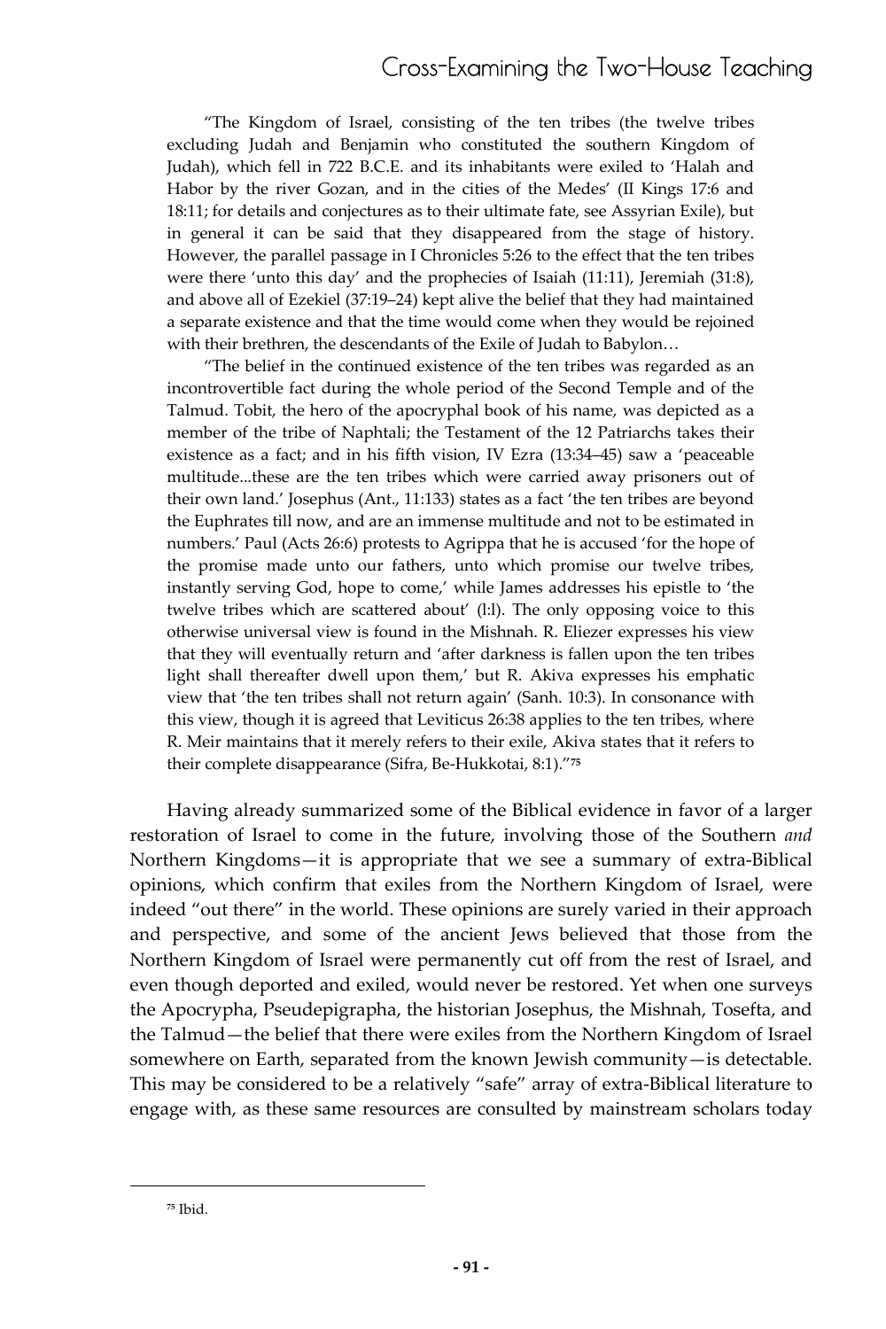"The Kingdom of Israel, consisting of the ten tribes (the twelve tribes excluding Judah and Benjamin who constituted the southern Kingdom of Judah), which fell in 722 B.C.E. and its inhabitants were exiled to 'Halah and Habor by the river Gozan, and in the cities of the Medes' (II Kings 17:6 and 18:11; for details and conjectures as to their ultimate fate, see Assyrian Exile), but in general it can be said that they disappeared from the stage of history. However, the parallel passage in I Chronicles 5:26 to the effect that the ten tribes were there 'unto this day' and the prophecies of Isaiah (11:11), Jeremiah (31:8), and above all of Ezekiel (37:19–24) kept alive the belief that they had maintained a separate existence and that the time would come when they would be rejoined with their brethren, the descendants of the Exile of Judah to Babylon…

"The belief in the continued existence of the ten tribes was regarded as an incontrovertible fact during the whole period of the Second Temple and of the Talmud. Tobit, the hero of the apocryphal book of his name, was depicted as a member of the tribe of Naphtali; the Testament of the 12 Patriarchs takes their existence as a fact; and in his fifth vision, IV Ezra (13:34–45) saw a 'peaceable multitude...these are the ten tribes which were carried away prisoners out of their own land.' Josephus (Ant., 11:133) states as a fact 'the ten tribes are beyond the Euphrates till now, and are an immense multitude and not to be estimated in numbers.' Paul (Acts 26:6) protests to Agrippa that he is accused 'for the hope of the promise made unto our fathers, unto which promise our twelve tribes, instantly serving God, hope to come,' while James addresses his epistle to 'the twelve tribes which are scattered about' (l:l). The only opposing voice to this otherwise universal view is found in the Mishnah. R. Eliezer expresses his view that they will eventually return and 'after darkness is fallen upon the ten tribes light shall thereafter dwell upon them,' but R. Akiva expresses his emphatic view that 'the ten tribes shall not return again' (Sanh. 10:3). In consonance with this view, though it is agreed that Leviticus 26:38 applies to the ten tribes, where R. Meir maintains that it merely refers to their exile, Akiva states that it refers to their complete disappearance (Sifra, Be-Hukkotai, 8:1)."[75]

Having already summarized some of the Biblical evidence in favor of a larger restoration of Israel to come in the future, involving those of the Southern *and* Northern Kingdoms—it is appropriate that we see a summary of extra-Biblical opinions, which confirm that exiles from the Northern Kingdom of Israel, were indeed "out there" in the world. These opinions are surely varied in their approach and perspective, and some of the ancient Jews believed that those from the Northern Kingdom of Israel were permanently cut off from the rest of Israel, and even though deported and exiled, would never be restored. Yet when one surveys the Apocrypha, Pseudepigrapha, the historian Josephus, the Mishnah, Tosefta, and the Talmud—the belief that there were exiles from the Northern Kingdom of Israel somewhere on Earth, separated from the known Jewish community—is detectable. This may be considered to be a relatively "safe" array of extra-Biblical literature to engage with, as these same resources are consulted by mainstream scholars today

[75] Ibid.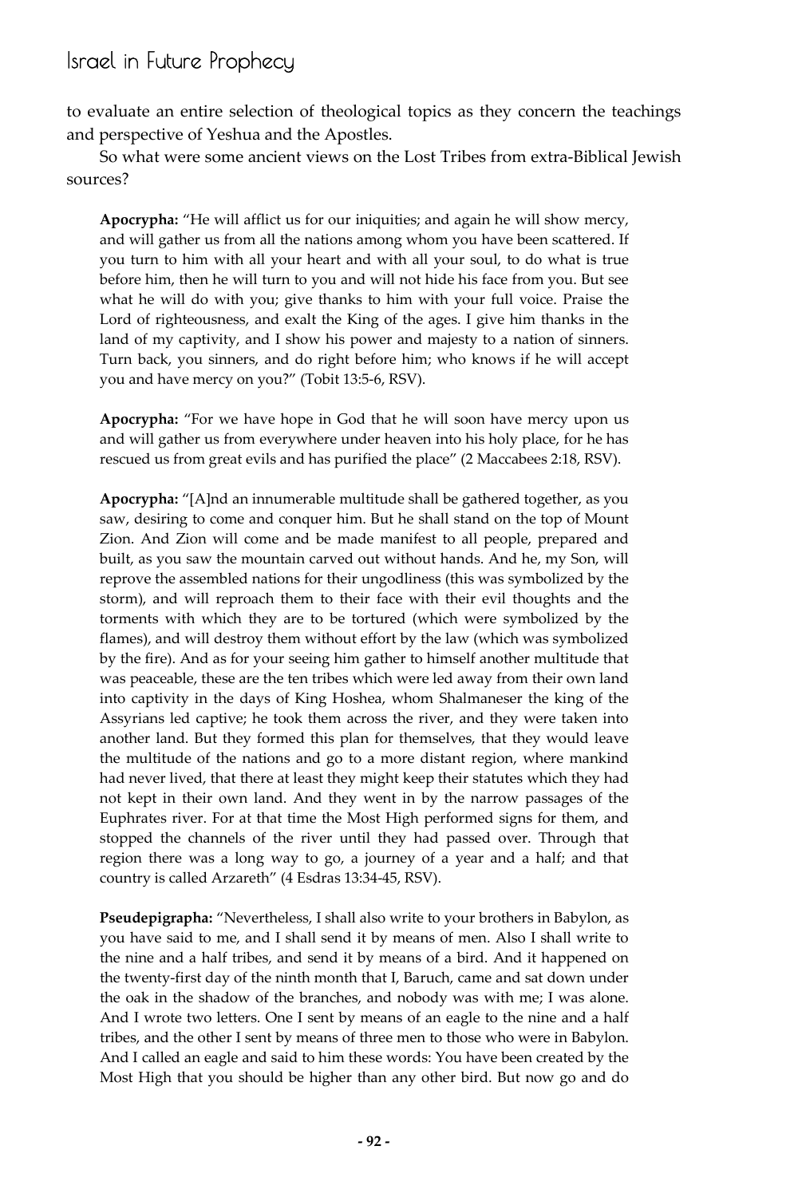to evaluate an entire selection of theological topics as they concern the teachings and perspective of Yeshua and the Apostles.

So what were some ancient views on the Lost Tribes from extra-Biblical Jewish sources?

> **Apocrypha:** "He will afflict us for our iniquities; and again he will show mercy, and will gather us from all the nations among whom you have been scattered. If you turn to him with all your heart and with all your soul, to do what is true before him, then he will turn to you and will not hide his face from you. But see what he will do with you; give thanks to him with your full voice. Praise the Lord of righteousness, and exalt the King of the ages. I give him thanks in the land of my captivity, and I show his power and majesty to a nation of sinners. Turn back, you sinners, and do right before him; who knows if he will accept you and have mercy on you?" (Tobit 13:5-6, RSV).

> **Apocrypha:** "For we have hope in God that he will soon have mercy upon us and will gather us from everywhere under heaven into his holy place, for he has rescued us from great evils and has purified the place" (2 Maccabees 2:18, RSV).

> **Apocrypha:** "[A]nd an innumerable multitude shall be gathered together, as you saw, desiring to come and conquer him. But he shall stand on the top of Mount Zion. And Zion will come and be made manifest to all people, prepared and built, as you saw the mountain carved out without hands. And he, my Son, will reprove the assembled nations for their ungodliness (this was symbolized by the storm), and will reproach them to their face with their evil thoughts and the torments with which they are to be tortured (which were symbolized by the flames), and will destroy them without effort by the law (which was symbolized by the fire). And as for your seeing him gather to himself another multitude that was peaceable, these are the ten tribes which were led away from their own land into captivity in the days of King Hoshea, whom Shalmaneser the king of the Assyrians led captive; he took them across the river, and they were taken into another land. But they formed this plan for themselves, that they would leave the multitude of the nations and go to a more distant region, where mankind had never lived, that there at least they might keep their statutes which they had not kept in their own land. And they went in by the narrow passages of the Euphrates river. For at that time the Most High performed signs for them, and stopped the channels of the river until they had passed over. Through that region there was a long way to go, a journey of a year and a half; and that country is called Arzareth" (4 Esdras 13:34-45, RSV).

> **Pseudepigrapha:** "Nevertheless, I shall also write to your brothers in Babylon, as you have said to me, and I shall send it by means of men. Also I shall write to the nine and a half tribes, and send it by means of a bird. And it happened on the twenty-first day of the ninth month that I, Baruch, came and sat down under the oak in the shadow of the branches, and nobody was with me; I was alone. And I wrote two letters. One I sent by means of an eagle to the nine and a half tribes, and the other I sent by means of three men to those who were in Babylon. And I called an eagle and said to him these words: You have been created by the Most High that you should be higher than any other bird. But now go and do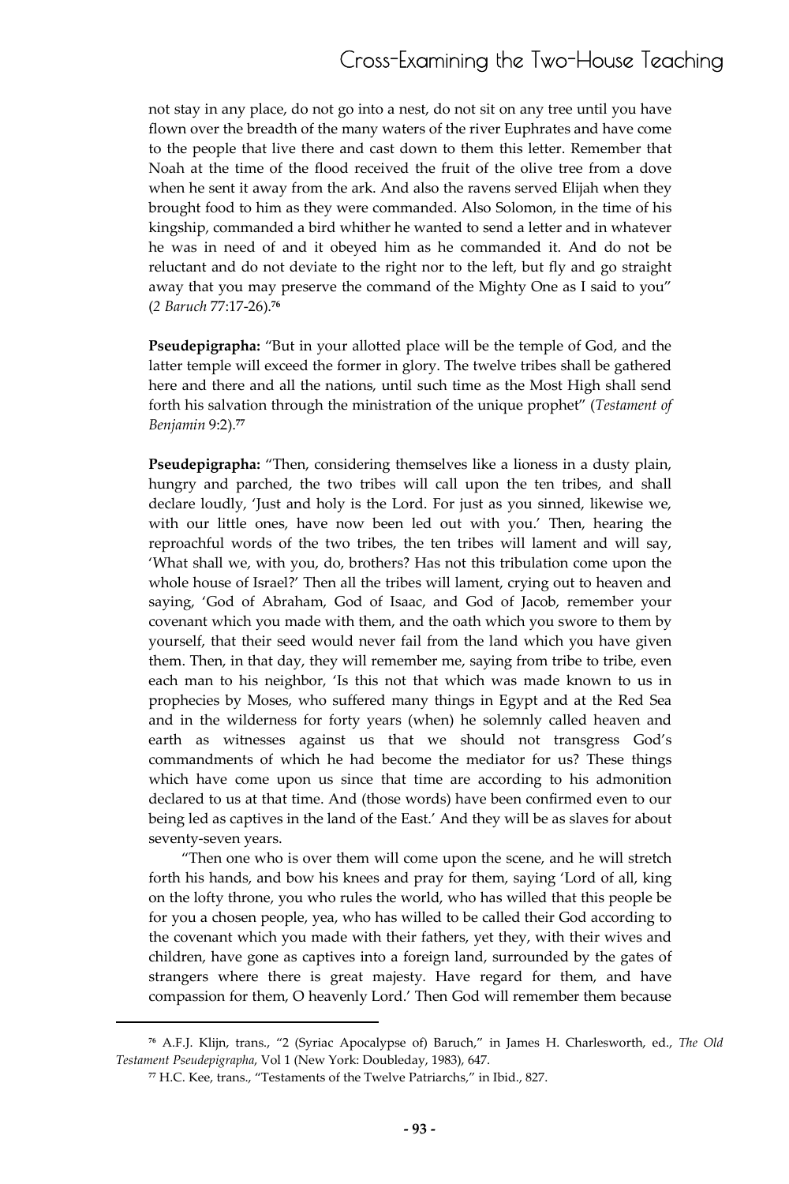not stay in any place, do not go into a nest, do not sit on any tree until you have flown over the breadth of the many waters of the river Euphrates and have come to the people that live there and cast down to them this letter. Remember that Noah at the time of the flood received the fruit of the olive tree from a dove when he sent it away from the ark. And also the ravens served Elijah when they brought food to him as they were commanded. Also Solomon, in the time of his kingship, commanded a bird whither he wanted to send a letter and in whatever he was in need of and it obeyed him as he commanded it. And do not be reluctant and do not deviate to the right nor to the left, but fly and go straight away that you may preserve the command of the Mighty One as I said to you" (*2 Baruch* 77:17-26).[76]

**Pseudepigrapha:** "But in your allotted place will be the temple of God, and the latter temple will exceed the former in glory. The twelve tribes shall be gathered here and there and all the nations, until such time as the Most High shall send forth his salvation through the ministration of the unique prophet" (*Testament of Benjamin* 9:2).[77]

**Pseudepigrapha:** "Then, considering themselves like a lioness in a dusty plain, hungry and parched, the two tribes will call upon the ten tribes, and shall declare loudly, 'Just and holy is the Lord. For just as you sinned, likewise we, with our little ones, have now been led out with you.' Then, hearing the reproachful words of the two tribes, the ten tribes will lament and will say, 'What shall we, with you, do, brothers? Has not this tribulation come upon the whole house of Israel?' Then all the tribes will lament, crying out to heaven and saying, 'God of Abraham, God of Isaac, and God of Jacob, remember your covenant which you made with them, and the oath which you swore to them by yourself, that their seed would never fail from the land which you have given them. Then, in that day, they will remember me, saying from tribe to tribe, even each man to his neighbor, 'Is this not that which was made known to us in prophecies by Moses, who suffered many things in Egypt and at the Red Sea and in the wilderness for forty years (when) he solemnly called heaven and earth as witnesses against us that we should not transgress God's commandments of which he had become the mediator for us? These things which have come upon us since that time are according to his admonition declared to us at that time. And (those words) have been confirmed even to our being led as captives in the land of the East.' And they will be as slaves for about seventy-seven years.

"Then one who is over them will come upon the scene, and he will stretch forth his hands, and bow his knees and pray for them, saying 'Lord of all, king on the lofty throne, you who rules the world, who has willed that this people be for you a chosen people, yea, who has willed to be called their God according to the covenant which you made with their fathers, yet they, with their wives and children, have gone as captives into a foreign land, surrounded by the gates of strangers where there is great majesty. Have regard for them, and have compassion for them, O heavenly Lord.' Then God will remember them because

[76] A.F.J. Klijn, trans., "2 (Syriac Apocalypse of) Baruch," in James H. Charlesworth, ed., *The Old Testament Pseudepigrapha*, Vol 1 (New York: Doubleday, 1983), 647.

[77] H.C. Kee, trans., "Testaments of the Twelve Patriarchs," in Ibid., 827.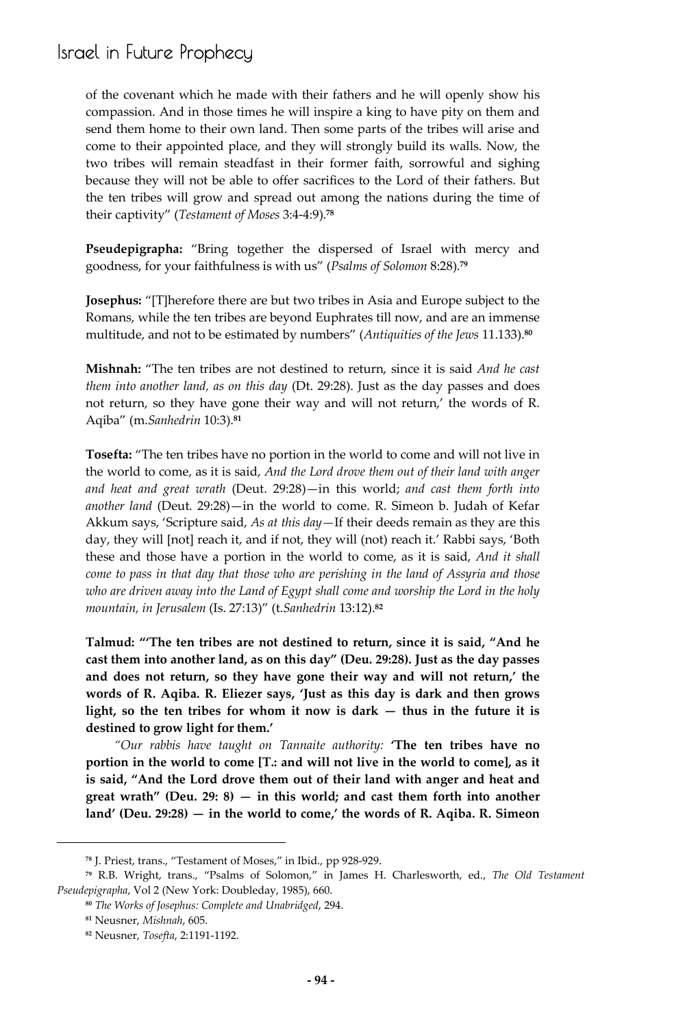of the covenant which he made with their fathers and he will openly show his compassion. And in those times he will inspire a king to have pity on them and send them home to their own land. Then some parts of the tribes will arise and come to their appointed place, and they will strongly build its walls. Now, the two tribes will remain steadfast in their former faith, sorrowful and sighing because they will not be able to offer sacrifices to the Lord of their fathers. But the ten tribes will grow and spread out among the nations during the time of their captivity" (*Testament of Moses* 3:4-4:9).[78]

**Pseudepigrapha:** "Bring together the dispersed of Israel with mercy and goodness, for your faithfulness is with us" (*Psalms of Solomon* 8:28).[79]

**Josephus:** "[T]herefore there are but two tribes in Asia and Europe subject to the Romans, while the ten tribes are beyond Euphrates till now, and are an immense multitude, and not to be estimated by numbers" (*Antiquities of the Jews* 11.133).[80]

**Mishnah:** "The ten tribes are not destined to return, since it is said *And he cast them into another land, as on this day* (Dt. 29:28). Just as the day passes and does not return, so they have gone their way and will not return,' the words of R. Aqiba" (m.*Sanhedrin* 10:3).[81]

**Tosefta:** "The ten tribes have no portion in the world to come and will not live in the world to come, as it is said, *And the Lord drove them out of their land with anger and heat and great wrath* (Deut. 29:28)—in this world; *and cast them forth into another land* (Deut. 29:28)—in the world to come. R. Simeon b. Judah of Kefar Akkum says, 'Scripture said, *As at this day*—If their deeds remain as they are this day, they will [not] reach it, and if not, they will (not) reach it.' Rabbi says, 'Both these and those have a portion in the world to come, as it is said, *And it shall come to pass in that day that those who are perishing in the land of Assyria and those who are driven away into the Land of Egypt shall come and worship the Lord in the holy mountain, in Jerusalem* (Is. 27:13)" (t.*Sanhedrin* 13:12).[82]

**Talmud: "'The ten tribes are not destined to return, since it is said, "And he cast them into another land, as on this day" (Deu. 29:28). Just as the day passes and does not return, so they have gone their way and will not return,' the words of R. Aqiba. R. Eliezer says, 'Just as this day is dark and then grows light, so the ten tribes for whom it now is dark — thus in the future it is destined to grow light for them.'**

*"Our rabbis have taught on Tannaite authority:* **'The ten tribes have no portion in the world to come [T.: and will not live in the world to come], as it is said, "And the Lord drove them out of their land with anger and heat and great wrath" (Deu. 29: 8) — in this world; and cast them forth into another land' (Deu. 29:28) — in the world to come,' the words of R. Aqiba. R. Simeon**

---

[78] J. Priest, trans., "Testament of Moses," in Ibid., pp 928-929.

[79] R.B. Wright, trans., "Psalms of Solomon," in James H. Charlesworth, ed., *The Old Testament Pseudepigrapha*, Vol 2 (New York: Doubleday, 1985), 660.

[80] *The Works of Josephus: Complete and Unabridged*, 294.

[81] Neusner, *Mishnah*, 605.

[82] Neusner, *Tosefta*, 2:1191-1192.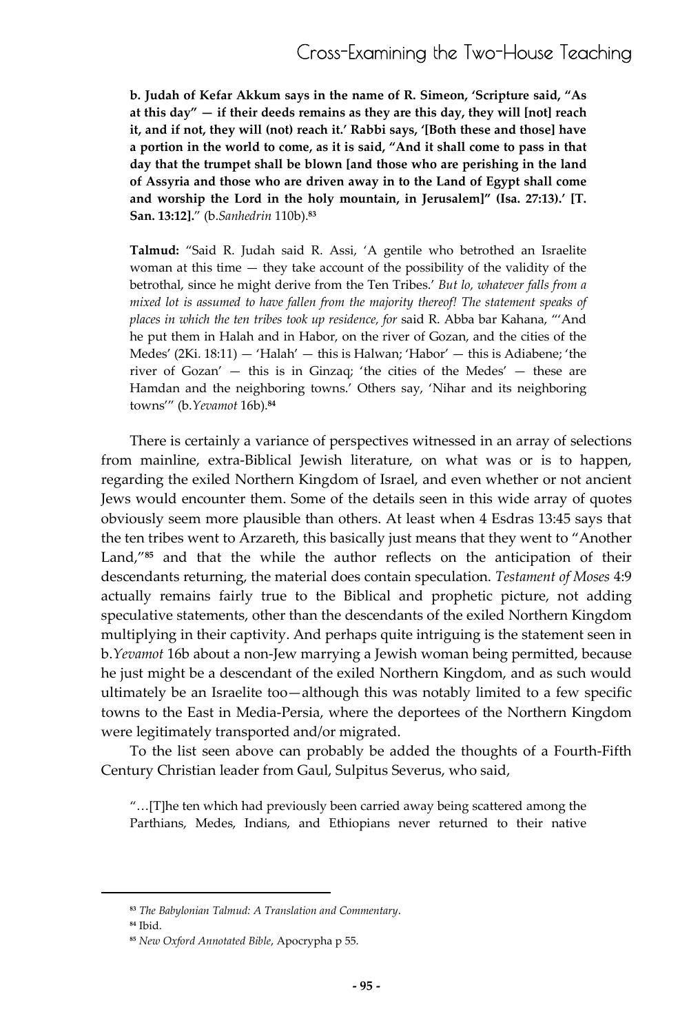**b. Judah of Kefar Akkum says in the name of R. Simeon, 'Scripture said, "As at this day" — if their deeds remains as they are this day, they will [not] reach it, and if not, they will (not) reach it.' Rabbi says, '[Both these and those] have a portion in the world to come, as it is said, "And it shall come to pass in that day that the trumpet shall be blown [and those who are perishing in the land of Assyria and those who are driven away in to the Land of Egypt shall come and worship the Lord in the holy mountain, in Jerusalem]" (Isa. 27:13).' [T. San. 13:12].**" (b.*Sanhedrin* 110b).[83]

**Talmud:** "Said R. Judah said R. Assi, 'A gentile who betrothed an Israelite woman at this time — they take account of the possibility of the validity of the betrothal, since he might derive from the Ten Tribes.' *But lo, whatever falls from a mixed lot is assumed to have fallen from the majority thereof! The statement speaks of places in which the ten tribes took up residence, for* said R. Abba bar Kahana, "'And he put them in Halah and in Habor, on the river of Gozan, and the cities of the Medes' (2Ki. 18:11) — 'Halah' — this is Halwan; 'Habor' — this is Adiabene; 'the river of Gozan' — this is in Ginzaq; 'the cities of the Medes' — these are Hamdan and the neighboring towns.' Others say, 'Nihar and its neighboring towns'" (b.*Yevamot* 16b).[84]

There is certainly a variance of perspectives witnessed in an array of selections from mainline, extra-Biblical Jewish literature, on what was or is to happen, regarding the exiled Northern Kingdom of Israel, and even whether or not ancient Jews would encounter them. Some of the details seen in this wide array of quotes obviously seem more plausible than others. At least when 4 Esdras 13:45 says that the ten tribes went to Arzareth, this basically just means that they went to "Another Land,"[85] and that the while the author reflects on the anticipation of their descendants returning, the material does contain speculation. *Testament of Moses* 4:9 actually remains fairly true to the Biblical and prophetic picture, not adding speculative statements, other than the descendants of the exiled Northern Kingdom multiplying in their captivity. And perhaps quite intriguing is the statement seen in b.*Yevamot* 16b about a non-Jew marrying a Jewish woman being permitted, because he just might be a descendant of the exiled Northern Kingdom, and as such would ultimately be an Israelite too—although this was notably limited to a few specific towns to the East in Media-Persia, where the deportees of the Northern Kingdom were legitimately transported and/or migrated.

To the list seen above can probably be added the thoughts of a Fourth-Fifth Century Christian leader from Gaul, Sulpitus Severus, who said,

"…[T]he ten which had previously been carried away being scattered among the Parthians, Medes, Indians, and Ethiopians never returned to their native

---

[83] *The Babylonian Talmud: A Translation and Commentary*.

[84] Ibid.

[85] *New Oxford Annotated Bible*, Apocrypha p 55.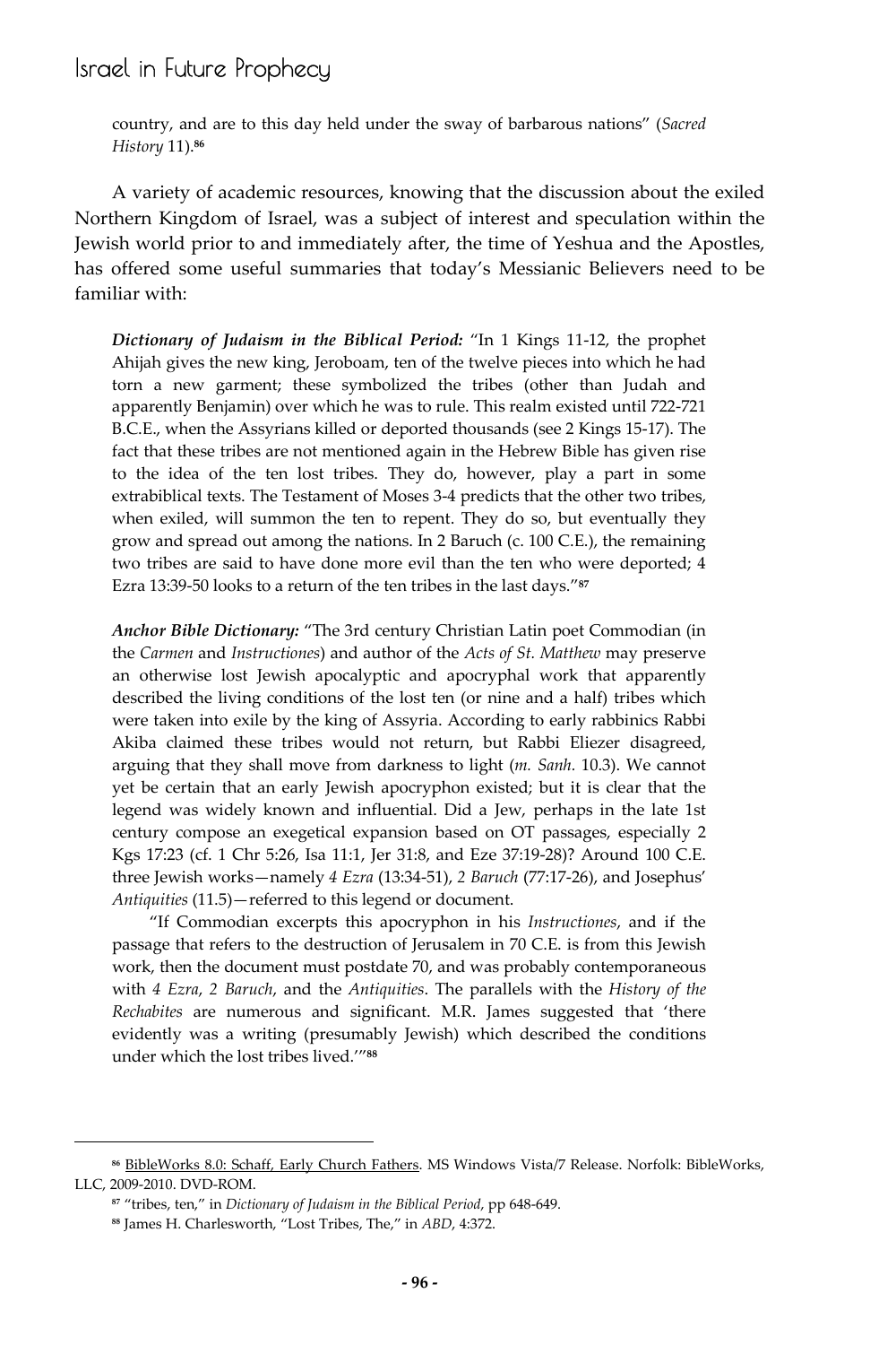country, and are to this day held under the sway of barbarous nations" (*Sacred History* 11).[86]

A variety of academic resources, knowing that the discussion about the exiled Northern Kingdom of Israel, was a subject of interest and speculation within the Jewish world prior to and immediately after, the time of Yeshua and the Apostles, has offered some useful summaries that today's Messianic Believers need to be familiar with:

> ***Dictionary of Judaism in the Biblical Period:*** "In 1 Kings 11-12, the prophet Ahijah gives the new king, Jeroboam, ten of the twelve pieces into which he had torn a new garment; these symbolized the tribes (other than Judah and apparently Benjamin) over which he was to rule. This realm existed until 722-721 B.C.E., when the Assyrians killed or deported thousands (see 2 Kings 15-17). The fact that these tribes are not mentioned again in the Hebrew Bible has given rise to the idea of the ten lost tribes. They do, however, play a part in some extrabiblical texts. The Testament of Moses 3-4 predicts that the other two tribes, when exiled, will summon the ten to repent. They do so, but eventually they grow and spread out among the nations. In 2 Baruch (c. 100 C.E.), the remaining two tribes are said to have done more evil than the ten who were deported; 4 Ezra 13:39-50 looks to a return of the ten tribes in the last days."[87]

> ***Anchor Bible Dictionary:*** "The 3rd century Christian Latin poet Commodian (in the *Carmen* and *Instructiones*) and author of the *Acts of St. Matthew* may preserve an otherwise lost Jewish apocalyptic and apocryphal work that apparently described the living conditions of the lost ten (or nine and a half) tribes which were taken into exile by the king of Assyria. According to early rabbinics Rabbi Akiba claimed these tribes would not return, but Rabbi Eliezer disagreed, arguing that they shall move from darkness to light (*m. Sanh.* 10.3). We cannot yet be certain that an early Jewish apocryphon existed; but it is clear that the legend was widely known and influential. Did a Jew, perhaps in the late 1st century compose an exegetical expansion based on OT passages, especially 2 Kgs 17:23 (cf. 1 Chr 5:26, Isa 11:1, Jer 31:8, and Eze 37:19-28)? Around 100 C.E. three Jewish works—namely *4 Ezra* (13:34-51), *2 Baruch* (77:17-26), and Josephus' *Antiquities* (11.5)—referred to this legend or document.
>
> "If Commodian excerpts this apocryphon in his *Instructiones*, and if the passage that refers to the destruction of Jerusalem in 70 C.E. is from this Jewish work, then the document must postdate 70, and was probably contemporaneous with *4 Ezra*, *2 Baruch*, and the *Antiquities*. The parallels with the *History of the Rechabites* are numerous and significant. M.R. James suggested that 'there evidently was a writing (presumably Jewish) which described the conditions under which the lost tribes lived.'"[88]

---

[86] BibleWorks 8.0: Schaff, Early Church Fathers. MS Windows Vista/7 Release. Norfolk: BibleWorks, LLC, 2009-2010. DVD-ROM.

[87] "tribes, ten," in *Dictionary of Judaism in the Biblical Period*, pp 648-649.

[88] James H. Charlesworth, "Lost Tribes, The," in *ABD*, 4:372.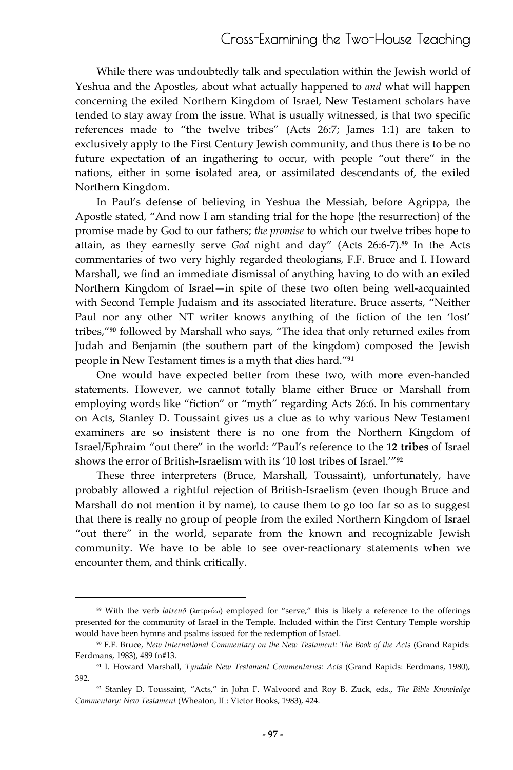While there was undoubtedly talk and speculation within the Jewish world of Yeshua and the Apostles, about what actually happened to *and* what will happen concerning the exiled Northern Kingdom of Israel, New Testament scholars have tended to stay away from the issue. What is usually witnessed, is that two specific references made to "the twelve tribes" (Acts 26:7; James 1:1) are taken to exclusively apply to the First Century Jewish community, and thus there is to be no future expectation of an ingathering to occur, with people "out there" in the nations, either in some isolated area, or assimilated descendants of, the exiled Northern Kingdom.

In Paul's defense of believing in Yeshua the Messiah, before Agrippa, the Apostle stated, "And now I am standing trial for the hope {the resurrection} of the promise made by God to our fathers; *the promise* to which our twelve tribes hope to attain, as they earnestly serve *God* night and day" (Acts 26:6-7).[89] In the Acts commentaries of two very highly regarded theologians, F.F. Bruce and I. Howard Marshall, we find an immediate dismissal of anything having to do with an exiled Northern Kingdom of Israel—in spite of these two often being well-acquainted with Second Temple Judaism and its associated literature. Bruce asserts, "Neither Paul nor any other NT writer knows anything of the fiction of the ten 'lost' tribes,"[90] followed by Marshall who says, "The idea that only returned exiles from Judah and Benjamin (the southern part of the kingdom) composed the Jewish people in New Testament times is a myth that dies hard."[91]

One would have expected better from these two, with more even-handed statements. However, we cannot totally blame either Bruce or Marshall from employing words like "fiction" or "myth" regarding Acts 26:6. In his commentary on Acts, Stanley D. Toussaint gives us a clue as to why various New Testament examiners are so insistent there is no one from the Northern Kingdom of Israel/Ephraim "out there" in the world: "Paul's reference to the **12 tribes** of Israel shows the error of British-Israelism with its '10 lost tribes of Israel.'"[92]

These three interpreters (Bruce, Marshall, Toussaint), unfortunately, have probably allowed a rightful rejection of British-Israelism (even though Bruce and Marshall do not mention it by name), to cause them to go too far so as to suggest that there is really no group of people from the exiled Northern Kingdom of Israel "out there" in the world, separate from the known and recognizable Jewish community. We have to be able to see over-reactionary statements when we encounter them, and think critically.

---

[89] With the verb *latreuō* (λατρεύω) employed for "serve," this is likely a reference to the offerings presented for the community of Israel in the Temple. Included within the First Century Temple worship would have been hymns and psalms issued for the redemption of Israel.

[90] F.F. Bruce, *New International Commentary on the New Testament: The Book of the Acts* (Grand Rapids: Eerdmans, 1983), 489 fn#13.

[91] I. Howard Marshall, *Tyndale New Testament Commentaries: Acts* (Grand Rapids: Eerdmans, 1980), 392.

[92] Stanley D. Toussaint, "Acts," in John F. Walvoord and Roy B. Zuck, eds., *The Bible Knowledge Commentary: New Testament* (Wheaton, IL: Victor Books, 1983), 424.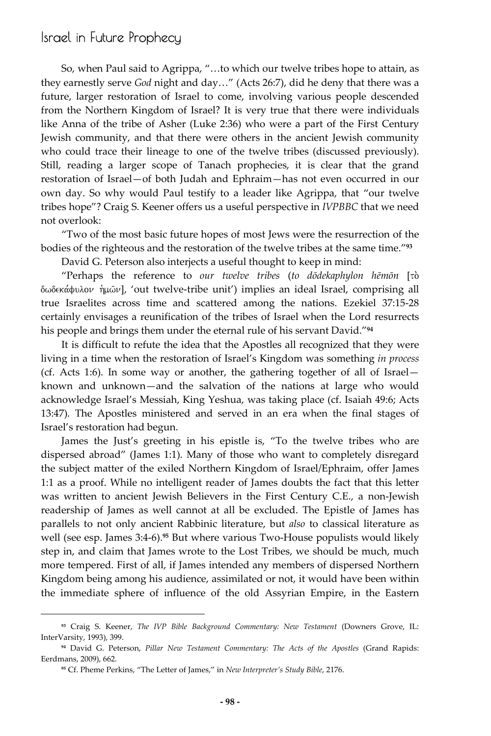So, when Paul said to Agrippa, "…to which our twelve tribes hope to attain, as they earnestly serve *God* night and day…" (Acts 26:7), did he deny that there was a future, larger restoration of Israel to come, involving various people descended from the Northern Kingdom of Israel? It is very true that there were individuals like Anna of the tribe of Asher (Luke 2:36) who were a part of the First Century Jewish community, and that there were others in the ancient Jewish community who could trace their lineage to one of the twelve tribes (discussed previously). Still, reading a larger scope of Tanach prophecies, it is clear that the grand restoration of Israel—of both Judah and Ephraim—has not even occurred in our own day. So why would Paul testify to a leader like Agrippa, that "our twelve tribes hope"? Craig S. Keener offers us a useful perspective in *IVPBBC* that we need not overlook:

"Two of the most basic future hopes of most Jews were the resurrection of the bodies of the righteous and the restoration of the twelve tribes at the same time."[93]

David G. Peterson also interjects a useful thought to keep in mind:

"Perhaps the reference to *our twelve tribes* (*to dōdekaphylon hēmōn* [τὸ δωδεκάφυλον ἡμῶν], 'out twelve-tribe unit') implies an ideal Israel, comprising all true Israelites across time and scattered among the nations. Ezekiel 37:15-28 certainly envisages a reunification of the tribes of Israel when the Lord resurrects his people and brings them under the eternal rule of his servant David."[94]

It is difficult to refute the idea that the Apostles all recognized that they were living in a time when the restoration of Israel's Kingdom was something *in process* (cf. Acts 1:6). In some way or another, the gathering together of all of Israel—known and unknown—and the salvation of the nations at large who would acknowledge Israel's Messiah, King Yeshua, was taking place (cf. Isaiah 49:6; Acts 13:47). The Apostles ministered and served in an era when the final stages of Israel's restoration had begun.

James the Just's greeting in his epistle is, "To the twelve tribes who are dispersed abroad" (James 1:1). Many of those who want to completely disregard the subject matter of the exiled Northern Kingdom of Israel/Ephraim, offer James 1:1 as a proof. While no intelligent reader of James doubts the fact that this letter was written to ancient Jewish Believers in the First Century C.E., a non-Jewish readership of James as well cannot at all be excluded. The Epistle of James has parallels to not only ancient Rabbinic literature, but *also* to classical literature as well (see esp. James 3:4-6).[95] But where various Two-House populists would likely step in, and claim that James wrote to the Lost Tribes, we should be much, much more tempered. First of all, if James intended any members of dispersed Northern Kingdom being among his audience, assimilated or not, it would have been within the immediate sphere of influence of the old Assyrian Empire, in the Eastern

---

[93] Craig S. Keener, *The IVP Bible Background Commentary: New Testament* (Downers Grove, IL: InterVarsity, 1993), 399.

[94] David G. Peterson, *Pillar New Testament Commentary: The Acts of the Apostles* (Grand Rapids: Eerdmans, 2009), 662.

[95] Cf. Pheme Perkins, "The Letter of James," in *New Interpreter's Study Bible*, 2176.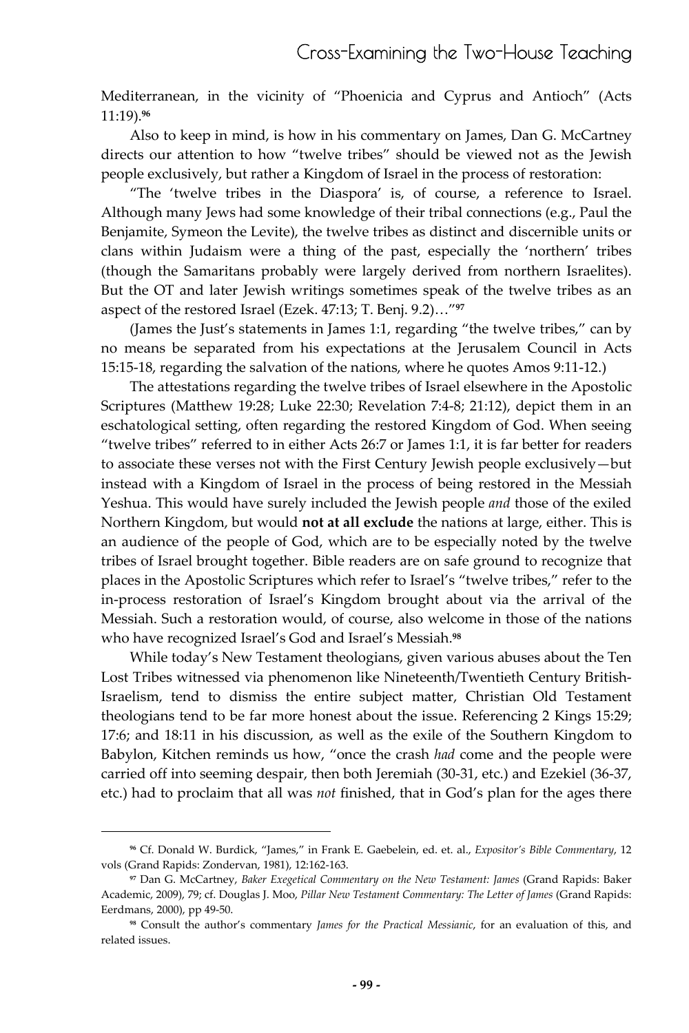Mediterranean, in the vicinity of "Phoenicia and Cyprus and Antioch" (Acts 11:19).[96]

Also to keep in mind, is how in his commentary on James, Dan G. McCartney directs our attention to how "twelve tribes" should be viewed not as the Jewish people exclusively, but rather a Kingdom of Israel in the process of restoration:

"The 'twelve tribes in the Diaspora' is, of course, a reference to Israel. Although many Jews had some knowledge of their tribal connections (e.g., Paul the Benjamite, Symeon the Levite), the twelve tribes as distinct and discernible units or clans within Judaism were a thing of the past, especially the 'northern' tribes (though the Samaritans probably were largely derived from northern Israelites). But the OT and later Jewish writings sometimes speak of the twelve tribes as an aspect of the restored Israel (Ezek. 47:13; T. Benj. 9.2)…"[97]

(James the Just's statements in James 1:1, regarding "the twelve tribes," can by no means be separated from his expectations at the Jerusalem Council in Acts 15:15-18, regarding the salvation of the nations, where he quotes Amos 9:11-12.)

The attestations regarding the twelve tribes of Israel elsewhere in the Apostolic Scriptures (Matthew 19:28; Luke 22:30; Revelation 7:4-8; 21:12), depict them in an eschatological setting, often regarding the restored Kingdom of God. When seeing "twelve tribes" referred to in either Acts 26:7 or James 1:1, it is far better for readers to associate these verses not with the First Century Jewish people exclusively—but instead with a Kingdom of Israel in the process of being restored in the Messiah Yeshua. This would have surely included the Jewish people *and* those of the exiled Northern Kingdom, but would **not at all exclude** the nations at large, either. This is an audience of the people of God, which are to be especially noted by the twelve tribes of Israel brought together. Bible readers are on safe ground to recognize that places in the Apostolic Scriptures which refer to Israel's "twelve tribes," refer to the in-process restoration of Israel's Kingdom brought about via the arrival of the Messiah. Such a restoration would, of course, also welcome in those of the nations who have recognized Israel's God and Israel's Messiah.[98]

While today's New Testament theologians, given various abuses about the Ten Lost Tribes witnessed via phenomenon like Nineteenth/Twentieth Century British-Israelism, tend to dismiss the entire subject matter, Christian Old Testament theologians tend to be far more honest about the issue. Referencing 2 Kings 15:29; 17:6; and 18:11 in his discussion, as well as the exile of the Southern Kingdom to Babylon, Kitchen reminds us how, "once the crash *had* come and the people were carried off into seeming despair, then both Jeremiah (30-31, etc.) and Ezekiel (36-37, etc.) had to proclaim that all was *not* finished, that in God's plan for the ages there

---

[96] Cf. Donald W. Burdick, "James," in Frank E. Gaebelein, ed. et. al., *Expositor's Bible Commentary*, 12 vols (Grand Rapids: Zondervan, 1981), 12:162-163.

[97] Dan G. McCartney, *Baker Exegetical Commentary on the New Testament: James* (Grand Rapids: Baker Academic, 2009), 79; cf. Douglas J. Moo, *Pillar New Testament Commentary: The Letter of James* (Grand Rapids: Eerdmans, 2000), pp 49-50.

[98] Consult the author's commentary *James for the Practical Messianic*, for an evaluation of this, and related issues.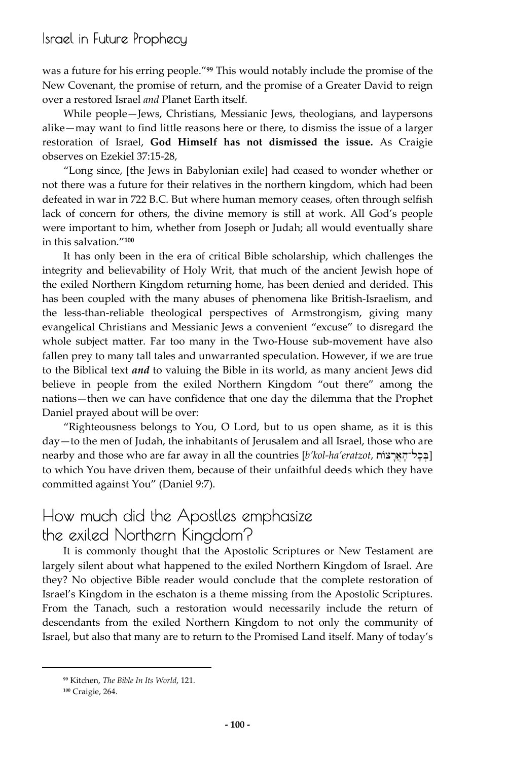was a future for his erring people."[99] This would notably include the promise of the New Covenant, the promise of return, and the promise of a Greater David to reign over a restored Israel *and* Planet Earth itself.

While people—Jews, Christians, Messianic Jews, theologians, and laypersons alike—may want to find little reasons here or there, to dismiss the issue of a larger restoration of Israel, **God Himself has not dismissed the issue.** As Craigie observes on Ezekiel 37:15-28,

"Long since, [the Jews in Babylonian exile] had ceased to wonder whether or not there was a future for their relatives in the northern kingdom, which had been defeated in war in 722 B.C. But where human memory ceases, often through selfish lack of concern for others, the divine memory is still at work. All God's people were important to him, whether from Joseph or Judah; all would eventually share in this salvation."[100]

It has only been in the era of critical Bible scholarship, which challenges the integrity and believability of Holy Writ, that much of the ancient Jewish hope of the exiled Northern Kingdom returning home, has been denied and derided. This has been coupled with the many abuses of phenomena like British-Israelism, and the less-than-reliable theological perspectives of Armstrongism, giving many evangelical Christians and Messianic Jews a convenient "excuse" to disregard the whole subject matter. Far too many in the Two-House sub-movement have also fallen prey to many tall tales and unwarranted speculation. However, if we are true to the Biblical text ***and*** to valuing the Bible in its world, as many ancient Jews did believe in people from the exiled Northern Kingdom "out there" among the nations—then we can have confidence that one day the dilemma that the Prophet Daniel prayed about will be over:

"Righteousness belongs to You, O Lord, but to us open shame, as it is this day—to the men of Judah, the inhabitants of Jerusalem and all Israel, those who are nearby and those who are far away in all the countries [*b'kol-ha'eratzot*, בְּכָל־הָאֲרָצוֹת] to which You have driven them, because of their unfaithful deeds which they have committed against You" (Daniel 9:7).

## How much did the Apostles emphasize the exiled Northern Kingdom?

It is commonly thought that the Apostolic Scriptures or New Testament are largely silent about what happened to the exiled Northern Kingdom of Israel. Are they? No objective Bible reader would conclude that the complete restoration of Israel's Kingdom in the eschaton is a theme missing from the Apostolic Scriptures. From the Tanach, such a restoration would necessarily include the return of descendants from the exiled Northern Kingdom to not only the community of Israel, but also that many are to return to the Promised Land itself. Many of today's

---

[99] Kitchen, *The Bible In Its World*, 121.

[100] Craigie, 264.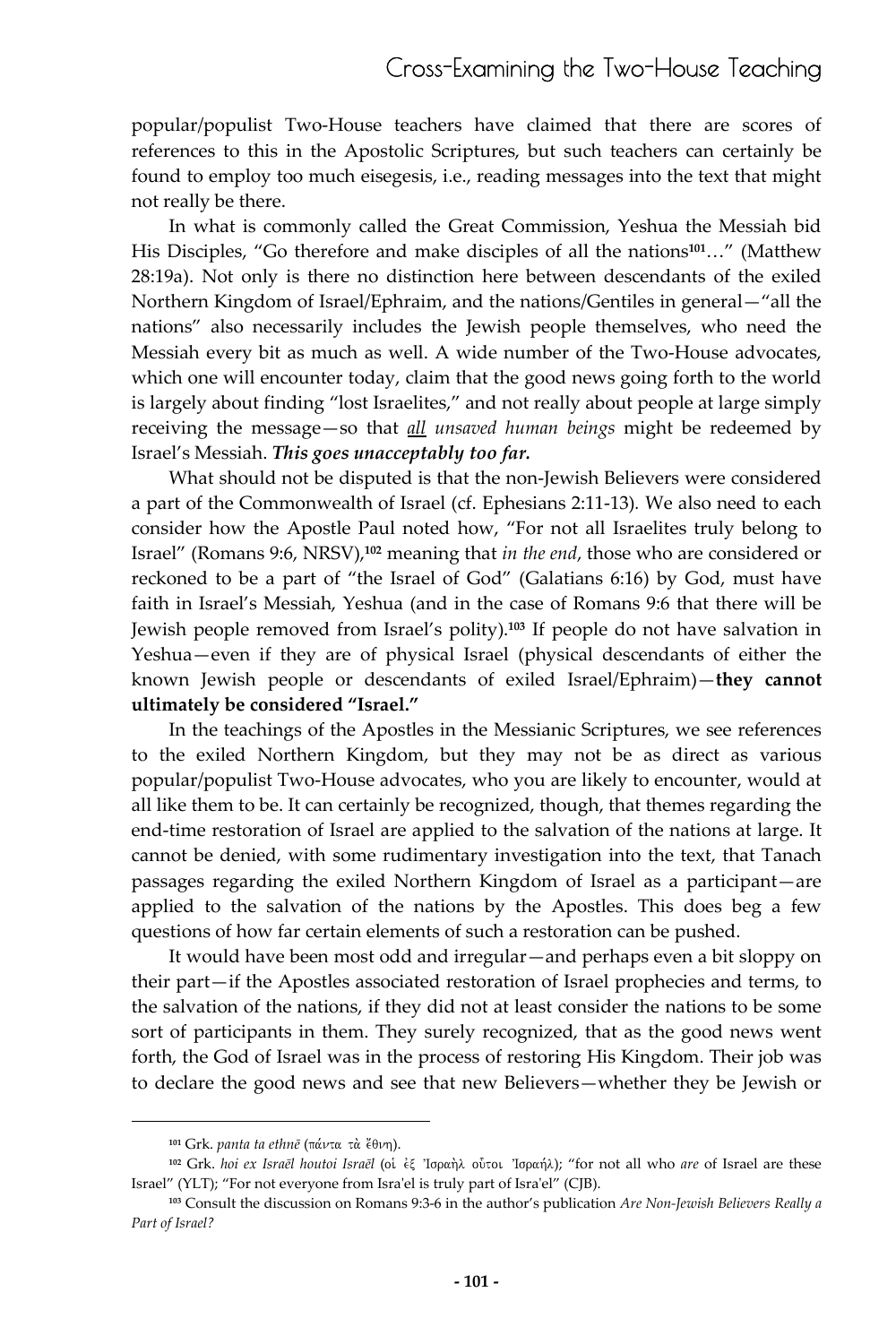popular/populist Two-House teachers have claimed that there are scores of references to this in the Apostolic Scriptures, but such teachers can certainly be found to employ too much eisegesis, i.e., reading messages into the text that might not really be there.

In what is commonly called the Great Commission, Yeshua the Messiah bid His Disciples, "Go therefore and make disciples of all the nations[101]…" (Matthew 28:19a). Not only is there no distinction here between descendants of the exiled Northern Kingdom of Israel/Ephraim, and the nations/Gentiles in general—"all the nations" also necessarily includes the Jewish people themselves, who need the Messiah every bit as much as well. A wide number of the Two-House advocates, which one will encounter today, claim that the good news going forth to the world is largely about finding "lost Israelites," and not really about people at large simply receiving the message—so that ***all** unsaved human beings* might be redeemed by Israel's Messiah. ***This goes unacceptably too far.***

What should not be disputed is that the non-Jewish Believers were considered a part of the Commonwealth of Israel (cf. Ephesians 2:11-13). We also need to each consider how the Apostle Paul noted how, "For not all Israelites truly belong to Israel" (Romans 9:6, NRSV),[102] meaning that *in the end*, those who are considered or reckoned to be a part of "the Israel of God" (Galatians 6:16) by God, must have faith in Israel's Messiah, Yeshua (and in the case of Romans 9:6 that there will be Jewish people removed from Israel's polity).[103] If people do not have salvation in Yeshua—even if they are of physical Israel (physical descendants of either the known Jewish people or descendants of exiled Israel/Ephraim)—**they cannot ultimately be considered "Israel."**

In the teachings of the Apostles in the Messianic Scriptures, we see references to the exiled Northern Kingdom, but they may not be as direct as various popular/populist Two-House advocates, who you are likely to encounter, would at all like them to be. It can certainly be recognized, though, that themes regarding the end-time restoration of Israel are applied to the salvation of the nations at large. It cannot be denied, with some rudimentary investigation into the text, that Tanach passages regarding the exiled Northern Kingdom of Israel as a participant—are applied to the salvation of the nations by the Apostles. This does beg a few questions of how far certain elements of such a restoration can be pushed.

It would have been most odd and irregular—and perhaps even a bit sloppy on their part—if the Apostles associated restoration of Israel prophecies and terms, to the salvation of the nations, if they did not at least consider the nations to be some sort of participants in them. They surely recognized, that as the good news went forth, the God of Israel was in the process of restoring His Kingdom. Their job was to declare the good news and see that new Believers—whether they be Jewish or

---

[101] Grk. *panta ta ethnē* (πάντα τὰ ἔθνη).

[102] Grk. *hoi ex Israēl houtoi Israēl* (οἱ ἐξ Ἰσραὴλ οὗτοι Ἰσραήλ); "for not all who *are* of Israel are these Israel" (YLT); "For not everyone from Isra'el is truly part of Isra'el" (CJB).

[103] Consult the discussion on Romans 9:3-6 in the author's publication *Are Non-Jewish Believers Really a Part of Israel?*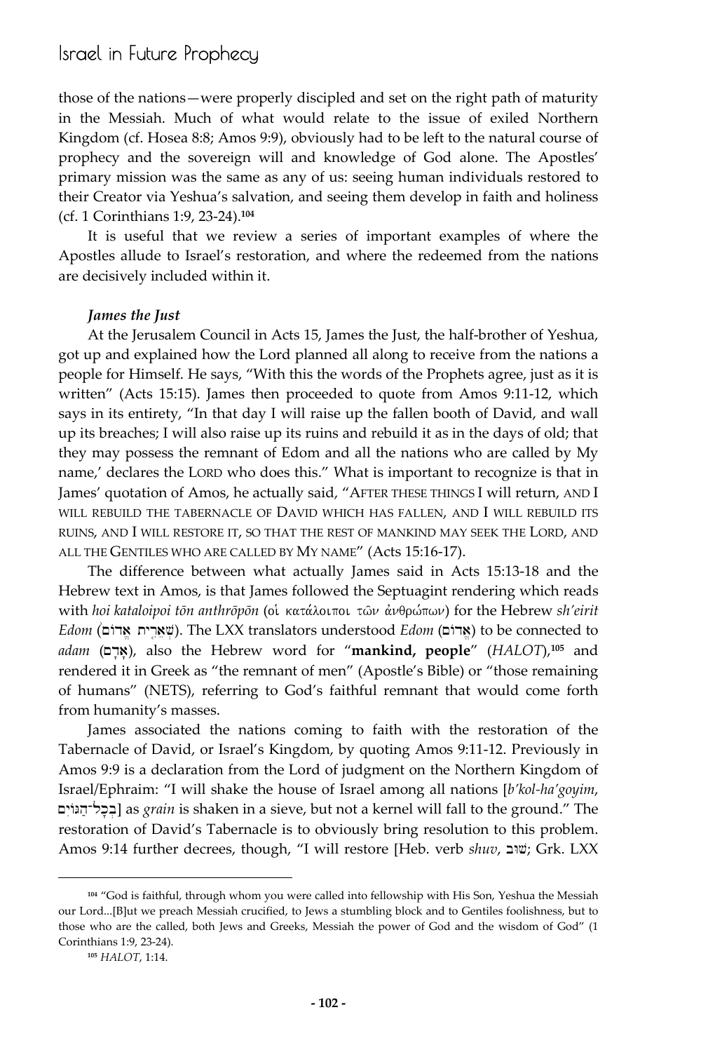those of the nations—were properly discipled and set on the right path of maturity in the Messiah. Much of what would relate to the issue of exiled Northern Kingdom (cf. Hosea 8:8; Amos 9:9), obviously had to be left to the natural course of prophecy and the sovereign will and knowledge of God alone. The Apostles' primary mission was the same as any of us: seeing human individuals restored to their Creator via Yeshua's salvation, and seeing them develop in faith and holiness (cf. 1 Corinthians 1:9, 23-24).[104]

It is useful that we review a series of important examples of where the Apostles allude to Israel's restoration, and where the redeemed from the nations are decisively included within it.

***James the Just***

At the Jerusalem Council in Acts 15, James the Just, the half-brother of Yeshua, got up and explained how the Lord planned all along to receive from the nations a people for Himself. He says, "With this the words of the Prophets agree, just as it is written" (Acts 15:15). James then proceeded to quote from Amos 9:11-12, which says in its entirety, "In that day I will raise up the fallen booth of David, and wall up its breaches; I will also raise up its ruins and rebuild it as in the days of old; that they may possess the remnant of Edom and all the nations who are called by My name,' declares the LORD who does this." What is important to recognize is that in James' quotation of Amos, he actually said, "AFTER THESE THINGS I will return, AND I WILL REBUILD THE TABERNACLE OF DAVID WHICH HAS FALLEN, AND I WILL REBUILD ITS RUINS, AND I WILL RESTORE IT, SO THAT THE REST OF MANKIND MAY SEEK THE LORD, AND ALL THE GENTILES WHO ARE CALLED BY MY NAME" (Acts 15:16-17).

The difference between what actually James said in Acts 15:13-18 and the Hebrew text in Amos, is that James followed the Septuagint rendering which reads with *hoi kataloipoi tōn anthrōpōn* (οἱ κατάλοιποι τῶν ἀνθρώπων) for the Hebrew *sh'eirit Edom* (שְׁאֵרִית אֱדוֹם). The LXX translators understood *Edom* (אֱדוֹם) to be connected to *adam* (אָדָם), also the Hebrew word for "**mankind, people**" (*HALOT*),[105] and rendered it in Greek as "the remnant of men" (Apostle's Bible) or "those remaining of humans" (NETS), referring to God's faithful remnant that would come forth from humanity's masses.

James associated the nations coming to faith with the restoration of the Tabernacle of David, or Israel's Kingdom, by quoting Amos 9:11-12. Previously in Amos 9:9 is a declaration from the Lord of judgment on the Northern Kingdom of Israel/Ephraim: "I will shake the house of Israel among all nations [*b'kol-ha'goyim*, בְכָל־הַגּוֹיִם] as *grain* is shaken in a sieve, but not a kernel will fall to the ground." The restoration of David's Tabernacle is to obviously bring resolution to this problem. Amos 9:14 further decrees, though, "I will restore [Heb. verb *shuv*, שׁוּב; Grk. LXX

---

[104] "God is faithful, through whom you were called into fellowship with His Son, Yeshua the Messiah our Lord...[B]ut we preach Messiah crucified, to Jews a stumbling block and to Gentiles foolishness, but to those who are the called, both Jews and Greeks, Messiah the power of God and the wisdom of God" (1 Corinthians 1:9, 23-24).

[105] *HALOT*, 1:14.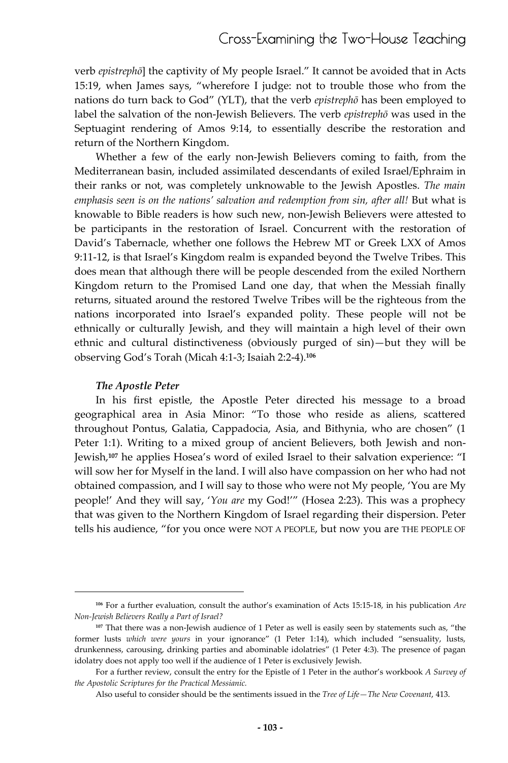verb *epistrephō*] the captivity of My people Israel." It cannot be avoided that in Acts 15:19, when James says, "wherefore I judge: not to trouble those who from the nations do turn back to God" (YLT), that the verb *epistrephō* has been employed to label the salvation of the non-Jewish Believers. The verb *epistrephō* was used in the Septuagint rendering of Amos 9:14, to essentially describe the restoration and return of the Northern Kingdom.

Whether a few of the early non-Jewish Believers coming to faith, from the Mediterranean basin, included assimilated descendants of exiled Israel/Ephraim in their ranks or not, was completely unknowable to the Jewish Apostles. *The main emphasis seen is on the nations' salvation and redemption from sin, after all!* But what is knowable to Bible readers is how such new, non-Jewish Believers were attested to be participants in the restoration of Israel. Concurrent with the restoration of David's Tabernacle, whether one follows the Hebrew MT or Greek LXX of Amos 9:11-12, is that Israel's Kingdom realm is expanded beyond the Twelve Tribes. This does mean that although there will be people descended from the exiled Northern Kingdom return to the Promised Land one day, that when the Messiah finally returns, situated around the restored Twelve Tribes will be the righteous from the nations incorporated into Israel's expanded polity. These people will not be ethnically or culturally Jewish, and they will maintain a high level of their own ethnic and cultural distinctiveness (obviously purged of sin)—but they will be observing God's Torah (Micah 4:1-3; Isaiah 2:2-4).[106]

#### *The Apostle Peter*

In his first epistle, the Apostle Peter directed his message to a broad geographical area in Asia Minor: "To those who reside as aliens, scattered throughout Pontus, Galatia, Cappadocia, Asia, and Bithynia, who are chosen" (1 Peter 1:1). Writing to a mixed group of ancient Believers, both Jewish and non-Jewish,[107] he applies Hosea's word of exiled Israel to their salvation experience: "I will sow her for Myself in the land. I will also have compassion on her who had not obtained compassion, and I will say to those who were not My people, 'You are My people!' And they will say, '*You are* my God!'" (Hosea 2:23). This was a prophecy that was given to the Northern Kingdom of Israel regarding their dispersion. Peter tells his audience, "for you once were NOT A PEOPLE, but now you are THE PEOPLE OF

---

[106] For a further evaluation, consult the author's examination of Acts 15:15-18, in his publication *Are Non-Jewish Believers Really a Part of Israel?*

[107] That there was a non-Jewish audience of 1 Peter as well is easily seen by statements such as, "the former lusts *which were yours* in your ignorance" (1 Peter 1:14), which included "sensuality, lusts, drunkenness, carousing, drinking parties and abominable idolatries" (1 Peter 4:3). The presence of pagan idolatry does not apply too well if the audience of 1 Peter is exclusively Jewish.

For a further review, consult the entry for the Epistle of 1 Peter in the author's workbook *A Survey of the Apostolic Scriptures for the Practical Messianic.*

Also useful to consider should be the sentiments issued in the *Tree of Life—The New Covenant*, 413.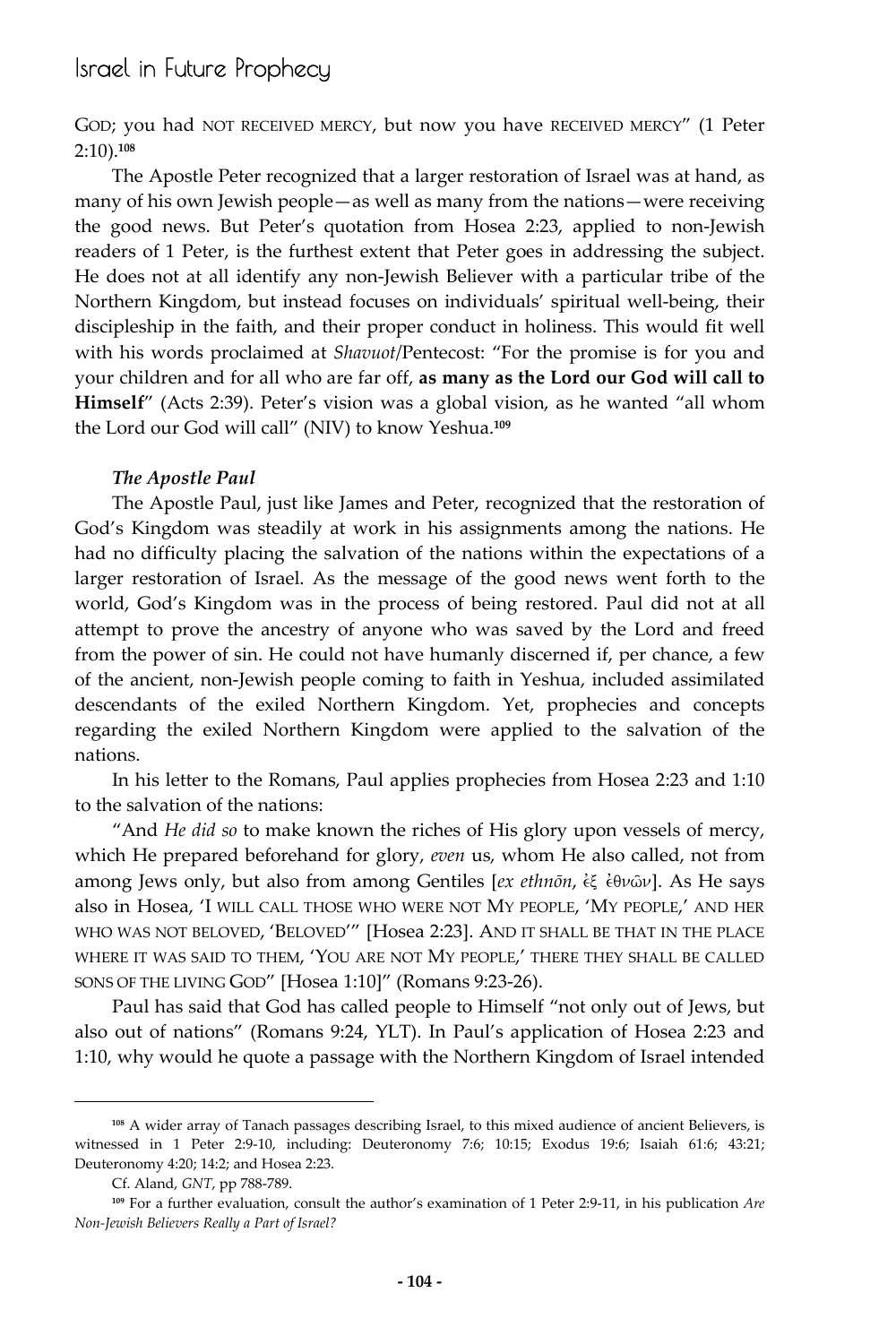GOD; you had NOT RECEIVED MERCY, but now you have RECEIVED MERCY" (1 Peter 2:10).[108]

The Apostle Peter recognized that a larger restoration of Israel was at hand, as many of his own Jewish people—as well as many from the nations—were receiving the good news. But Peter's quotation from Hosea 2:23, applied to non-Jewish readers of 1 Peter, is the furthest extent that Peter goes in addressing the subject. He does not at all identify any non-Jewish Believer with a particular tribe of the Northern Kingdom, but instead focuses on individuals' spiritual well-being, their discipleship in the faith, and their proper conduct in holiness. This would fit well with his words proclaimed at *Shavuot*/Pentecost: "For the promise is for you and your children and for all who are far off, **as many as the Lord our God will call to Himself**" (Acts 2:39). Peter's vision was a global vision, as he wanted "all whom the Lord our God will call" (NIV) to know Yeshua.[109]

### *The Apostle Paul*

The Apostle Paul, just like James and Peter, recognized that the restoration of God's Kingdom was steadily at work in his assignments among the nations. He had no difficulty placing the salvation of the nations within the expectations of a larger restoration of Israel. As the message of the good news went forth to the world, God's Kingdom was in the process of being restored. Paul did not at all attempt to prove the ancestry of anyone who was saved by the Lord and freed from the power of sin. He could not have humanly discerned if, per chance, a few of the ancient, non-Jewish people coming to faith in Yeshua, included assimilated descendants of the exiled Northern Kingdom. Yet, prophecies and concepts regarding the exiled Northern Kingdom were applied to the salvation of the nations.

In his letter to the Romans, Paul applies prophecies from Hosea 2:23 and 1:10 to the salvation of the nations:

"And *He did so* to make known the riches of His glory upon vessels of mercy, which He prepared beforehand for glory, *even* us, whom He also called, not from among Jews only, but also from among Gentiles [*ex ethnōn*, ἐξ ἐθνῶν]. As He says also in Hosea, 'I WILL CALL THOSE WHO WERE NOT MY PEOPLE, 'MY PEOPLE,' AND HER WHO WAS NOT BELOVED, 'BELOVED'" [Hosea 2:23]. AND IT SHALL BE THAT IN THE PLACE WHERE IT WAS SAID TO THEM, 'YOU ARE NOT MY PEOPLE,' THERE THEY SHALL BE CALLED SONS OF THE LIVING GOD" [Hosea 1:10]" (Romans 9:23-26).

Paul has said that God has called people to Himself "not only out of Jews, but also out of nations" (Romans 9:24, YLT). In Paul's application of Hosea 2:23 and 1:10, why would he quote a passage with the Northern Kingdom of Israel intended

---

[108] A wider array of Tanach passages describing Israel, to this mixed audience of ancient Believers, is witnessed in 1 Peter 2:9-10, including: Deuteronomy 7:6; 10:15; Exodus 19:6; Isaiah 61:6; 43:21; Deuteronomy 4:20; 14:2; and Hosea 2:23.

Cf. Aland, *GNT*, pp 788-789.

[109] For a further evaluation, consult the author's examination of 1 Peter 2:9-11, in his publication *Are Non-Jewish Believers Really a Part of Israel?*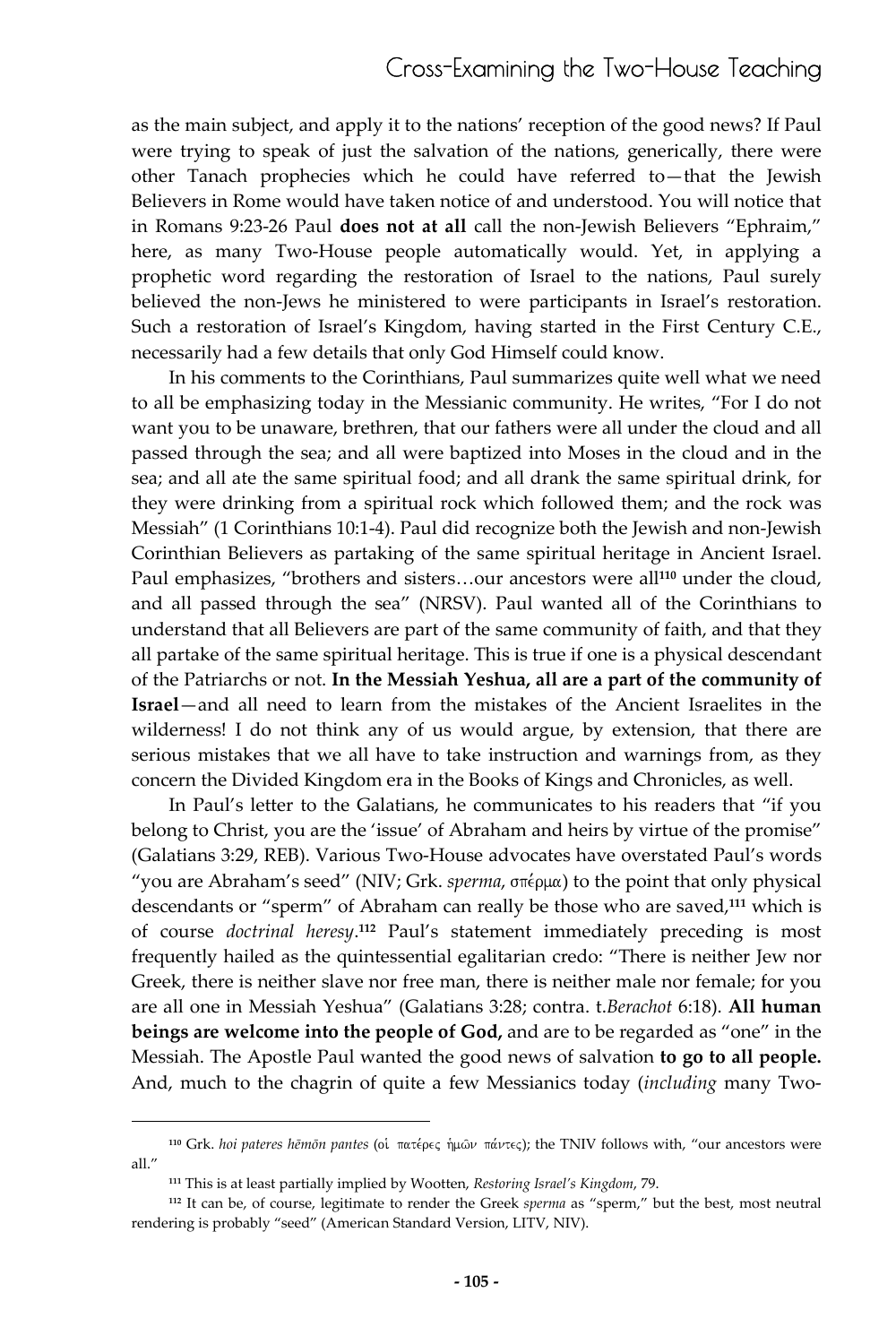as the main subject, and apply it to the nations' reception of the good news? If Paul were trying to speak of just the salvation of the nations, generically, there were other Tanach prophecies which he could have referred to—that the Jewish Believers in Rome would have taken notice of and understood. You will notice that in Romans 9:23-26 Paul **does not at all** call the non-Jewish Believers "Ephraim," here, as many Two-House people automatically would. Yet, in applying a prophetic word regarding the restoration of Israel to the nations, Paul surely believed the non-Jews he ministered to were participants in Israel's restoration. Such a restoration of Israel's Kingdom, having started in the First Century C.E., necessarily had a few details that only God Himself could know.

In his comments to the Corinthians, Paul summarizes quite well what we need to all be emphasizing today in the Messianic community. He writes, "For I do not want you to be unaware, brethren, that our fathers were all under the cloud and all passed through the sea; and all were baptized into Moses in the cloud and in the sea; and all ate the same spiritual food; and all drank the same spiritual drink, for they were drinking from a spiritual rock which followed them; and the rock was Messiah" (1 Corinthians 10:1-4). Paul did recognize both the Jewish and non-Jewish Corinthian Believers as partaking of the same spiritual heritage in Ancient Israel. Paul emphasizes, "brothers and sisters…our ancestors were all[110] under the cloud, and all passed through the sea" (NRSV). Paul wanted all of the Corinthians to understand that all Believers are part of the same community of faith, and that they all partake of the same spiritual heritage. This is true if one is a physical descendant of the Patriarchs or not. **In the Messiah Yeshua, all are a part of the community of Israel**—and all need to learn from the mistakes of the Ancient Israelites in the wilderness! I do not think any of us would argue, by extension, that there are serious mistakes that we all have to take instruction and warnings from, as they concern the Divided Kingdom era in the Books of Kings and Chronicles, as well.

In Paul's letter to the Galatians, he communicates to his readers that "if you belong to Christ, you are the 'issue' of Abraham and heirs by virtue of the promise" (Galatians 3:29, REB). Various Two-House advocates have overstated Paul's words "you are Abraham's seed" (NIV; Grk. *sperma*, σπέρμα) to the point that only physical descendants or "sperm" of Abraham can really be those who are saved,[111] which is of course *doctrinal heresy*.[112] Paul's statement immediately preceding is most frequently hailed as the quintessential egalitarian credo: "There is neither Jew nor Greek, there is neither slave nor free man, there is neither male nor female; for you are all one in Messiah Yeshua" (Galatians 3:28; contra. t.*Berachot* 6:18). **All human beings are welcome into the people of God,** and are to be regarded as "one" in the Messiah. The Apostle Paul wanted the good news of salvation **to go to all people.** And, much to the chagrin of quite a few Messianics today (*including* many Two-

---

[110] Grk. *hoi pateres hēmōn pantes* (οἱ πατέρες ἡμῶν πάντες); the TNIV follows with, "our ancestors were all."

[111] This is at least partially implied by Wootten, *Restoring Israel's Kingdom*, 79.

[112] It can be, of course, legitimate to render the Greek *sperma* as "sperm," but the best, most neutral rendering is probably "seed" (American Standard Version, LITV, NIV).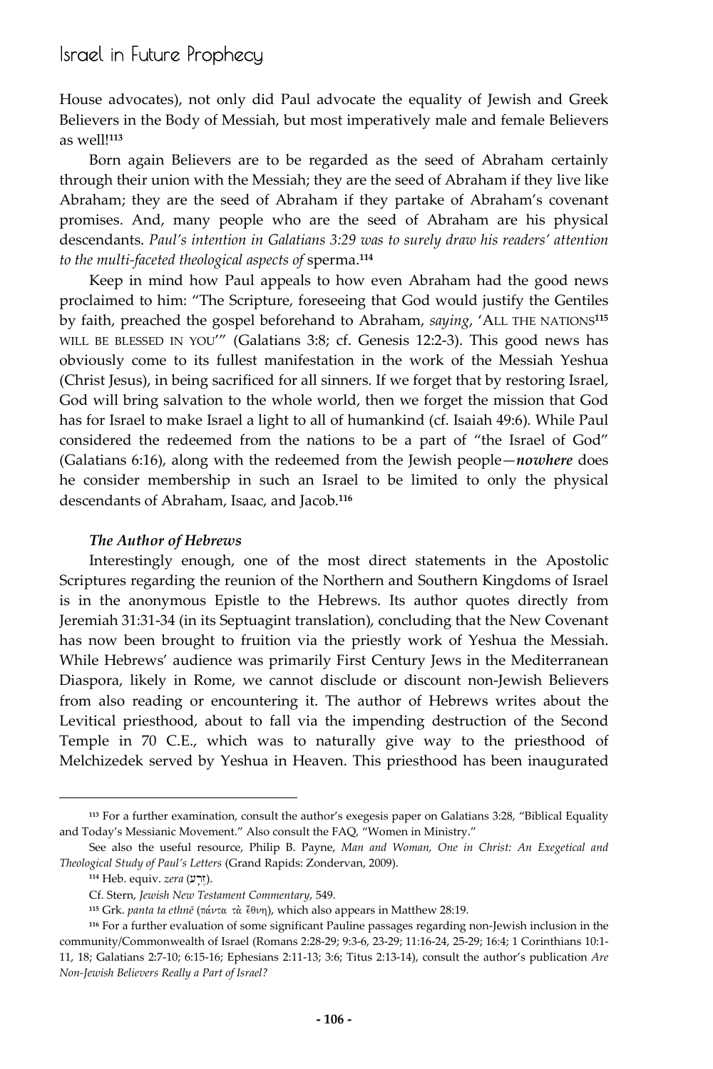House advocates), not only did Paul advocate the equality of Jewish and Greek Believers in the Body of Messiah, but most imperatively male and female Believers as well![113]

Born again Believers are to be regarded as the seed of Abraham certainly through their union with the Messiah; they are the seed of Abraham if they live like Abraham; they are the seed of Abraham if they partake of Abraham's covenant promises. And, many people who are the seed of Abraham are his physical descendants. *Paul's intention in Galatians 3:29 was to surely draw his readers' attention to the multi-faceted theological aspects of* sperma.[114]

Keep in mind how Paul appeals to how even Abraham had the good news proclaimed to him: "The Scripture, foreseeing that God would justify the Gentiles by faith, preached the gospel beforehand to Abraham, *saying*, 'ALL THE NATIONS[115] WILL BE BLESSED IN YOU'" (Galatians 3:8; cf. Genesis 12:2-3). This good news has obviously come to its fullest manifestation in the work of the Messiah Yeshua (Christ Jesus), in being sacrificed for all sinners. If we forget that by restoring Israel, God will bring salvation to the whole world, then we forget the mission that God has for Israel to make Israel a light to all of humankind (cf. Isaiah 49:6). While Paul considered the redeemed from the nations to be a part of "the Israel of God" (Galatians 6:16), along with the redeemed from the Jewish people—***nowhere*** does he consider membership in such an Israel to be limited to only the physical descendants of Abraham, Isaac, and Jacob.[116]

### *The Author of Hebrews*

Interestingly enough, one of the most direct statements in the Apostolic Scriptures regarding the reunion of the Northern and Southern Kingdoms of Israel is in the anonymous Epistle to the Hebrews. Its author quotes directly from Jeremiah 31:31-34 (in its Septuagint translation), concluding that the New Covenant has now been brought to fruition via the priestly work of Yeshua the Messiah. While Hebrews' audience was primarily First Century Jews in the Mediterranean Diaspora, likely in Rome, we cannot disclude or discount non-Jewish Believers from also reading or encountering it. The author of Hebrews writes about the Levitical priesthood, about to fall via the impending destruction of the Second Temple in 70 C.E., which was to naturally give way to the priesthood of Melchizedek served by Yeshua in Heaven. This priesthood has been inaugurated

---

[113] For a further examination, consult the author's exegesis paper on Galatians 3:28, "Biblical Equality and Today's Messianic Movement." Also consult the FAQ, "Women in Ministry."

See also the useful resource, Philip B. Payne, *Man and Woman, One in Christ: An Exegetical and Theological Study of Paul's Letters* (Grand Rapids: Zondervan, 2009).

[114] Heb. equiv. *zera* (זֶרַע).

Cf. Stern, *Jewish New Testament Commentary*, 549.

[115] Grk. *panta ta ethnē* (πάντα τὰ ἔθνη), which also appears in Matthew 28:19.

[116] For a further evaluation of some significant Pauline passages regarding non-Jewish inclusion in the community/Commonwealth of Israel (Romans 2:28-29; 9:3-6, 23-29; 11:16-24, 25-29; 16:4; 1 Corinthians 10:1-11, 18; Galatians 2:7-10; 6:15-16; Ephesians 2:11-13; 3:6; Titus 2:13-14), consult the author's publication *Are Non-Jewish Believers Really a Part of Israel?*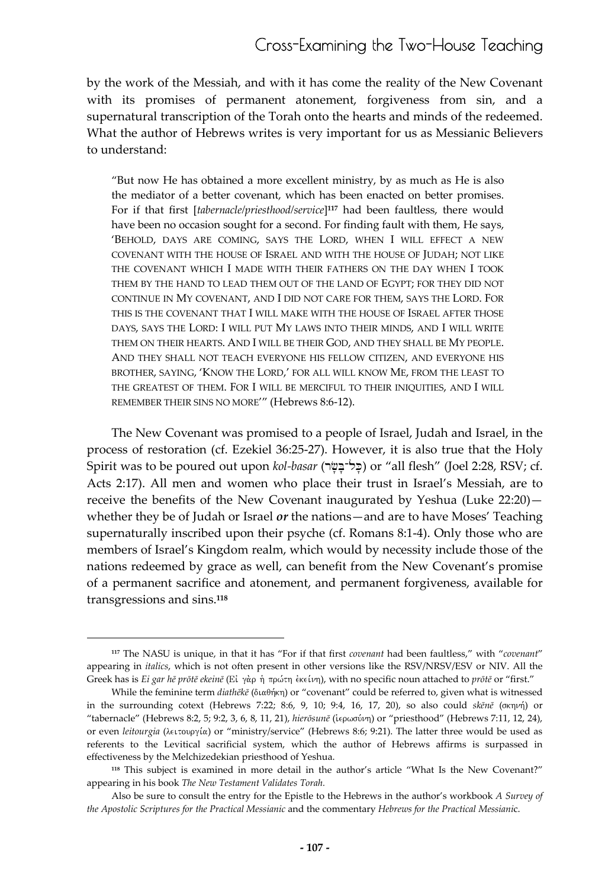by the work of the Messiah, and with it has come the reality of the New Covenant with its promises of permanent atonement, forgiveness from sin, and a supernatural transcription of the Torah onto the hearts and minds of the redeemed. What the author of Hebrews writes is very important for us as Messianic Believers to understand:

> "But now He has obtained a more excellent ministry, by as much as He is also the mediator of a better covenant, which has been enacted on better promises. For if that first [*tabernacle/priesthood/service*][117] had been faultless, there would have been no occasion sought for a second. For finding fault with them, He says, 'BEHOLD, DAYS ARE COMING, SAYS THE LORD, WHEN I WILL EFFECT A NEW COVENANT WITH THE HOUSE OF ISRAEL AND WITH THE HOUSE OF JUDAH; NOT LIKE THE COVENANT WHICH I MADE WITH THEIR FATHERS ON THE DAY WHEN I TOOK THEM BY THE HAND TO LEAD THEM OUT OF THE LAND OF EGYPT; FOR THEY DID NOT CONTINUE IN MY COVENANT, AND I DID NOT CARE FOR THEM, SAYS THE LORD. FOR THIS IS THE COVENANT THAT I WILL MAKE WITH THE HOUSE OF ISRAEL AFTER THOSE DAYS, SAYS THE LORD: I WILL PUT MY LAWS INTO THEIR MINDS, AND I WILL WRITE THEM ON THEIR HEARTS. AND I WILL BE THEIR GOD, AND THEY SHALL BE MY PEOPLE. AND THEY SHALL NOT TEACH EVERYONE HIS FELLOW CITIZEN, AND EVERYONE HIS BROTHER, SAYING, 'KNOW THE LORD,' FOR ALL WILL KNOW ME, FROM THE LEAST TO THE GREATEST OF THEM. FOR I WILL BE MERCIFUL TO THEIR INIQUITIES, AND I WILL REMEMBER THEIR SINS NO MORE'" (Hebrews 8:6-12).

The New Covenant was promised to a people of Israel, Judah and Israel, in the process of restoration (cf. Ezekiel 36:25-27). However, it is also true that the Holy Spirit was to be poured out upon *kol-basar* (כָּל־בָּשָׂר) or "all flesh" (Joel 2:28, RSV; cf. Acts 2:17). All men and women who place their trust in Israel's Messiah, are to receive the benefits of the New Covenant inaugurated by Yeshua (Luke 22:20)—whether they be of Judah or Israel ***or*** the nations—and are to have Moses' Teaching supernaturally inscribed upon their psyche (cf. Romans 8:1-4). Only those who are members of Israel's Kingdom realm, which would by necessity include those of the nations redeemed by grace as well, can benefit from the New Covenant's promise of a permanent sacrifice and atonement, and permanent forgiveness, available for transgressions and sins.[118]

---

[117] The NASU is unique, in that it has "For if that first *covenant* had been faultless," with "*covenant*" appearing in *italics*, which is not often present in other versions like the RSV/NRSV/ESV or NIV. All the Greek has is *Ei gar hē prōtē ekeinē* (Εἰ γὰρ ἡ πρώτη ἐκείνη), with no specific noun attached to *prōtē* or "first."

While the feminine term *diathēkē* (διαθήκη) or "covenant" could be referred to, given what is witnessed in the surrounding cotext (Hebrews 7:22; 8:6, 9, 10; 9:4, 16, 17, 20), so also could *skēnē* (σκηνή) or "tabernacle" (Hebrews 8:2, 5; 9:2, 3, 6, 8, 11, 21), *hierōsunē* (ἱερωσύνη) or "priesthood" (Hebrews 7:11, 12, 24), or even *leitourgia* (λειτουργία) or "ministry/service" (Hebrews 8:6; 9:21). The latter three would be used as referents to the Levitical sacrificial system, which the author of Hebrews affirms is surpassed in effectiveness by the Melchizedekian priesthood of Yeshua.

[118] This subject is examined in more detail in the author's article "What Is the New Covenant?" appearing in his book *The New Testament Validates Torah*.

Also be sure to consult the entry for the Epistle to the Hebrews in the author's workbook *A Survey of the Apostolic Scriptures for the Practical Messianic* and the commentary *Hebrews for the Practical Messianic*.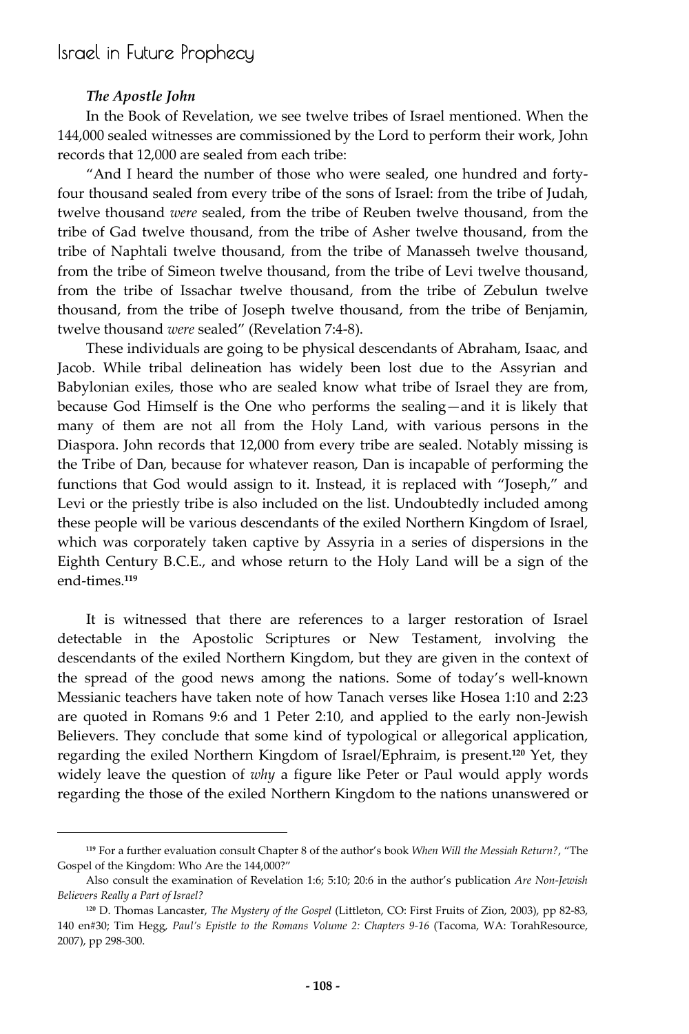### *The Apostle John*

In the Book of Revelation, we see twelve tribes of Israel mentioned. When the 144,000 sealed witnesses are commissioned by the Lord to perform their work, John records that 12,000 are sealed from each tribe:

"And I heard the number of those who were sealed, one hundred and forty-four thousand sealed from every tribe of the sons of Israel: from the tribe of Judah, twelve thousand *were* sealed, from the tribe of Reuben twelve thousand, from the tribe of Gad twelve thousand, from the tribe of Asher twelve thousand, from the tribe of Naphtali twelve thousand, from the tribe of Manasseh twelve thousand, from the tribe of Simeon twelve thousand, from the tribe of Levi twelve thousand, from the tribe of Issachar twelve thousand, from the tribe of Zebulun twelve thousand, from the tribe of Joseph twelve thousand, from the tribe of Benjamin, twelve thousand *were* sealed" (Revelation 7:4-8).

These individuals are going to be physical descendants of Abraham, Isaac, and Jacob. While tribal delineation has widely been lost due to the Assyrian and Babylonian exiles, those who are sealed know what tribe of Israel they are from, because God Himself is the One who performs the sealing—and it is likely that many of them are not all from the Holy Land, with various persons in the Diaspora. John records that 12,000 from every tribe are sealed. Notably missing is the Tribe of Dan, because for whatever reason, Dan is incapable of performing the functions that God would assign to it. Instead, it is replaced with "Joseph," and Levi or the priestly tribe is also included on the list. Undoubtedly included among these people will be various descendants of the exiled Northern Kingdom of Israel, which was corporately taken captive by Assyria in a series of dispersions in the Eighth Century B.C.E., and whose return to the Holy Land will be a sign of the end-times.[119]

It is witnessed that there are references to a larger restoration of Israel detectable in the Apostolic Scriptures or New Testament, involving the descendants of the exiled Northern Kingdom, but they are given in the context of the spread of the good news among the nations. Some of today's well-known Messianic teachers have taken note of how Tanach verses like Hosea 1:10 and 2:23 are quoted in Romans 9:6 and 1 Peter 2:10, and applied to the early non-Jewish Believers. They conclude that some kind of typological or allegorical application, regarding the exiled Northern Kingdom of Israel/Ephraim, is present.[120] Yet, they widely leave the question of *why* a figure like Peter or Paul would apply words regarding the those of the exiled Northern Kingdom to the nations unanswered or

---

[119] For a further evaluation consult Chapter 8 of the author's book *When Will the Messiah Return?*, "The Gospel of the Kingdom: Who Are the 144,000?"

Also consult the examination of Revelation 1:6; 5:10; 20:6 in the author's publication *Are Non-Jewish Believers Really a Part of Israel?*

[120] D. Thomas Lancaster, *The Mystery of the Gospel* (Littleton, CO: First Fruits of Zion, 2003), pp 82-83, 140 en#30; Tim Hegg, *Paul's Epistle to the Romans Volume 2: Chapters 9-16* (Tacoma, WA: TorahResource, 2007), pp 298-300.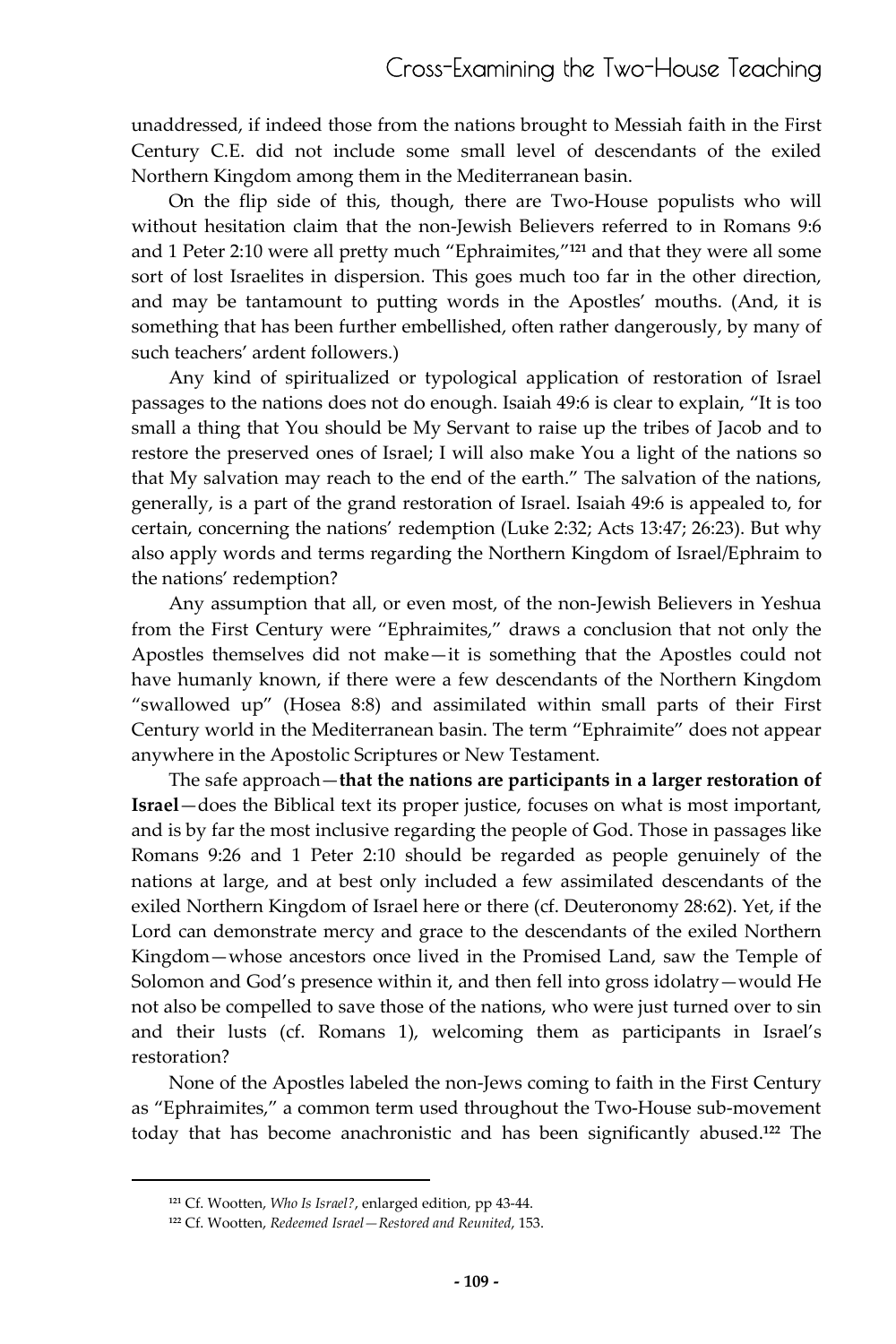unaddressed, if indeed those from the nations brought to Messiah faith in the First Century C.E. did not include some small level of descendants of the exiled Northern Kingdom among them in the Mediterranean basin.

On the flip side of this, though, there are Two-House populists who will without hesitation claim that the non-Jewish Believers referred to in Romans 9:6 and 1 Peter 2:10 were all pretty much "Ephraimites,"[121] and that they were all some sort of lost Israelites in dispersion. This goes much too far in the other direction, and may be tantamount to putting words in the Apostles' mouths. (And, it is something that has been further embellished, often rather dangerously, by many of such teachers' ardent followers.)

Any kind of spiritualized or typological application of restoration of Israel passages to the nations does not do enough. Isaiah 49:6 is clear to explain, "It is too small a thing that You should be My Servant to raise up the tribes of Jacob and to restore the preserved ones of Israel; I will also make You a light of the nations so that My salvation may reach to the end of the earth." The salvation of the nations, generally, is a part of the grand restoration of Israel. Isaiah 49:6 is appealed to, for certain, concerning the nations' redemption (Luke 2:32; Acts 13:47; 26:23). But why also apply words and terms regarding the Northern Kingdom of Israel/Ephraim to the nations' redemption?

Any assumption that all, or even most, of the non-Jewish Believers in Yeshua from the First Century were "Ephraimites," draws a conclusion that not only the Apostles themselves did not make—it is something that the Apostles could not have humanly known, if there were a few descendants of the Northern Kingdom "swallowed up" (Hosea 8:8) and assimilated within small parts of their First Century world in the Mediterranean basin. The term "Ephraimite" does not appear anywhere in the Apostolic Scriptures or New Testament.

The safe approach—**that the nations are participants in a larger restoration of Israel**—does the Biblical text its proper justice, focuses on what is most important, and is by far the most inclusive regarding the people of God. Those in passages like Romans 9:26 and 1 Peter 2:10 should be regarded as people genuinely of the nations at large, and at best only included a few assimilated descendants of the exiled Northern Kingdom of Israel here or there (cf. Deuteronomy 28:62). Yet, if the Lord can demonstrate mercy and grace to the descendants of the exiled Northern Kingdom—whose ancestors once lived in the Promised Land, saw the Temple of Solomon and God's presence within it, and then fell into gross idolatry—would He not also be compelled to save those of the nations, who were just turned over to sin and their lusts (cf. Romans 1), welcoming them as participants in Israel's restoration?

None of the Apostles labeled the non-Jews coming to faith in the First Century as "Ephraimites," a common term used throughout the Two-House sub-movement today that has become anachronistic and has been significantly abused.[122] The

[121] Cf. Wootten, *Who Is Israel?*, enlarged edition, pp 43-44.

[122] Cf. Wootten, *Redeemed Israel—Restored and Reunited*, 153.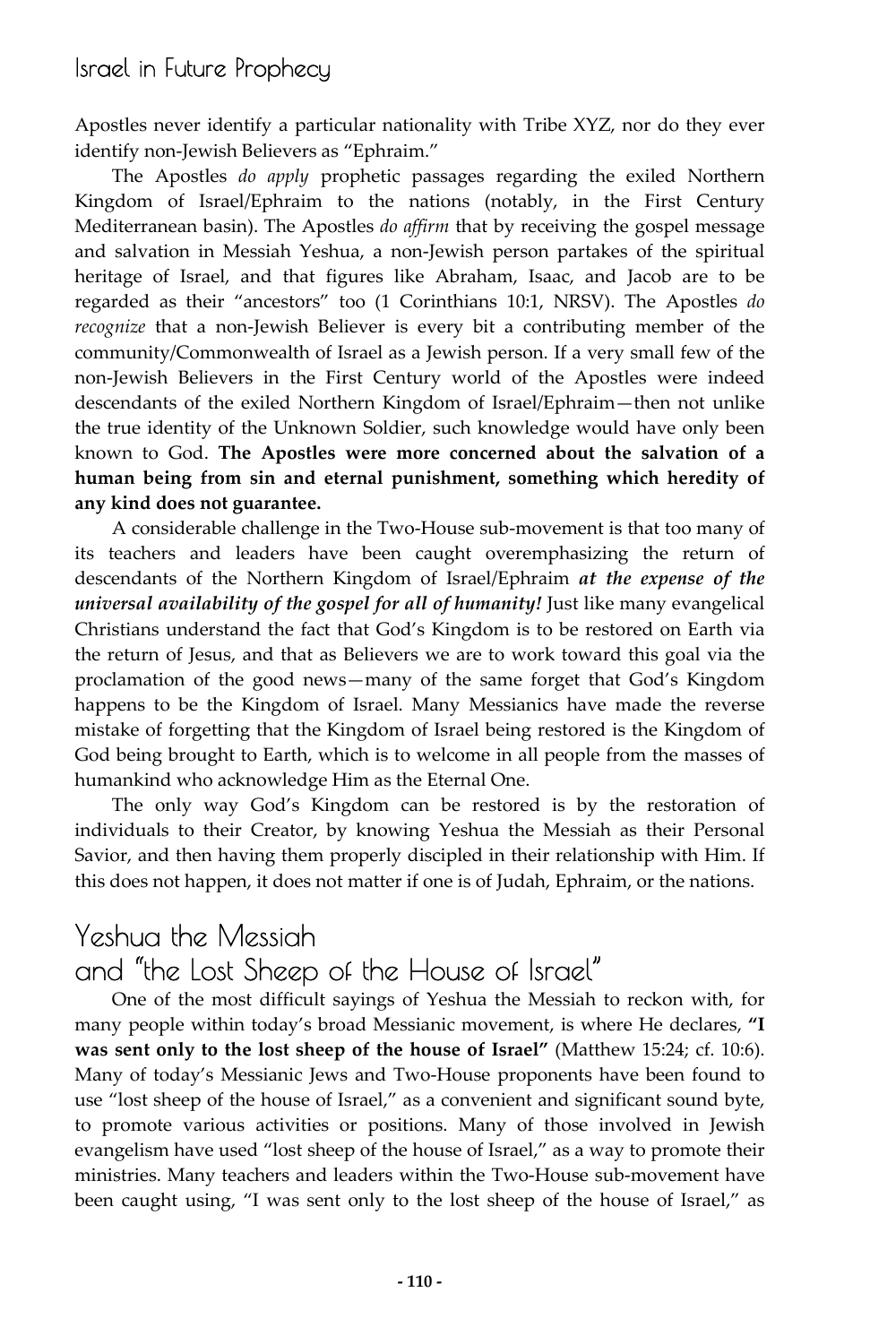Apostles never identify a particular nationality with Tribe XYZ, nor do they ever identify non-Jewish Believers as "Ephraim."

The Apostles *do apply* prophetic passages regarding the exiled Northern Kingdom of Israel/Ephraim to the nations (notably, in the First Century Mediterranean basin). The Apostles *do affirm* that by receiving the gospel message and salvation in Messiah Yeshua, a non-Jewish person partakes of the spiritual heritage of Israel, and that figures like Abraham, Isaac, and Jacob are to be regarded as their "ancestors" too (1 Corinthians 10:1, NRSV). The Apostles *do recognize* that a non-Jewish Believer is every bit a contributing member of the community/Commonwealth of Israel as a Jewish person. If a very small few of the non-Jewish Believers in the First Century world of the Apostles were indeed descendants of the exiled Northern Kingdom of Israel/Ephraim—then not unlike the true identity of the Unknown Soldier, such knowledge would have only been known to God. **The Apostles were more concerned about the salvation of a human being from sin and eternal punishment, something which heredity of any kind does not guarantee.**

A considerable challenge in the Two-House sub-movement is that too many of its teachers and leaders have been caught overemphasizing the return of descendants of the Northern Kingdom of Israel/Ephraim ***at the expense of the universal availability of the gospel for all of humanity!*** Just like many evangelical Christians understand the fact that God's Kingdom is to be restored on Earth via the return of Jesus, and that as Believers we are to work toward this goal via the proclamation of the good news—many of the same forget that God's Kingdom happens to be the Kingdom of Israel. Many Messianics have made the reverse mistake of forgetting that the Kingdom of Israel being restored is the Kingdom of God being brought to Earth, which is to welcome in all people from the masses of humankind who acknowledge Him as the Eternal One.

The only way God's Kingdom can be restored is by the restoration of individuals to their Creator, by knowing Yeshua the Messiah as their Personal Savior, and then having them properly discipled in their relationship with Him. If this does not happen, it does not matter if one is of Judah, Ephraim, or the nations.

## Yeshua the Messiah and "the Lost Sheep of the House of Israel"

One of the most difficult sayings of Yeshua the Messiah to reckon with, for many people within today's broad Messianic movement, is where He declares, **"I was sent only to the lost sheep of the house of Israel"** (Matthew 15:24; cf. 10:6). Many of today's Messianic Jews and Two-House proponents have been found to use "lost sheep of the house of Israel," as a convenient and significant sound byte, to promote various activities or positions. Many of those involved in Jewish evangelism have used "lost sheep of the house of Israel," as a way to promote their ministries. Many teachers and leaders within the Two-House sub-movement have been caught using, "I was sent only to the lost sheep of the house of Israel," as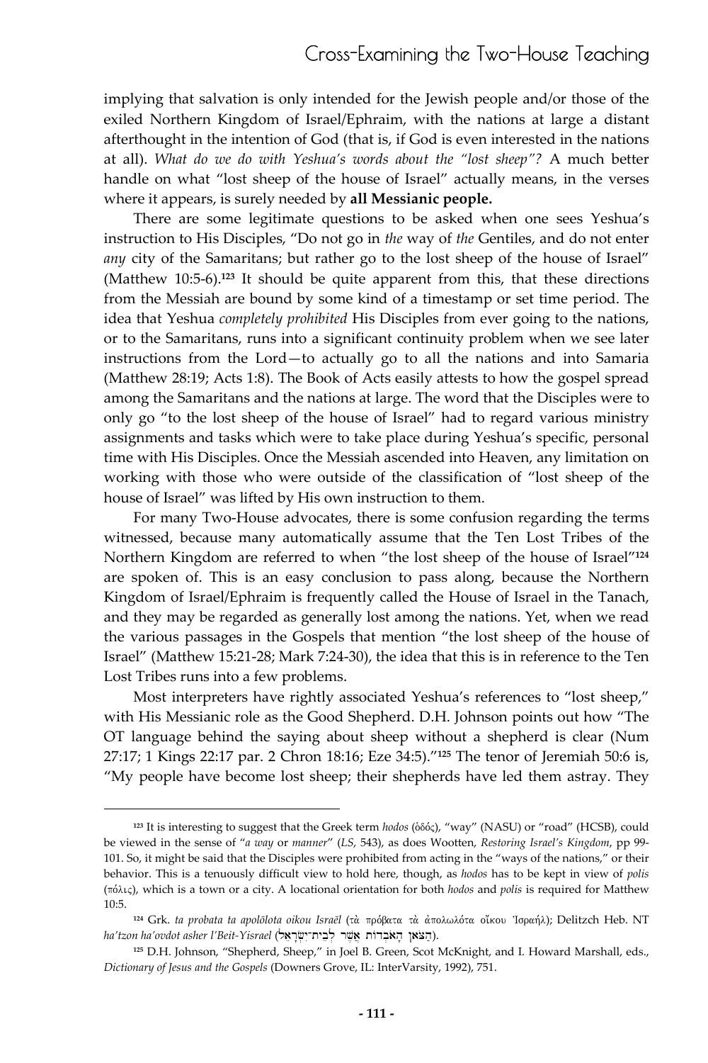implying that salvation is only intended for the Jewish people and/or those of the exiled Northern Kingdom of Israel/Ephraim, with the nations at large a distant afterthought in the intention of God (that is, if God is even interested in the nations at all). *What do we do with Yeshua's words about the "lost sheep"?* A much better handle on what "lost sheep of the house of Israel" actually means, in the verses where it appears, is surely needed by **all Messianic people.**

There are some legitimate questions to be asked when one sees Yeshua's instruction to His Disciples, "Do not go in *the* way of *the* Gentiles, and do not enter *any* city of the Samaritans; but rather go to the lost sheep of the house of Israel" (Matthew 10:5-6).[123] It should be quite apparent from this, that these directions from the Messiah are bound by some kind of a timestamp or set time period. The idea that Yeshua *completely prohibited* His Disciples from ever going to the nations, or to the Samaritans, runs into a significant continuity problem when we see later instructions from the Lord—to actually go to all the nations and into Samaria (Matthew 28:19; Acts 1:8). The Book of Acts easily attests to how the gospel spread among the Samaritans and the nations at large. The word that the Disciples were to only go "to the lost sheep of the house of Israel" had to regard various ministry assignments and tasks which were to take place during Yeshua's specific, personal time with His Disciples. Once the Messiah ascended into Heaven, any limitation on working with those who were outside of the classification of "lost sheep of the house of Israel" was lifted by His own instruction to them.

For many Two-House advocates, there is some confusion regarding the terms witnessed, because many automatically assume that the Ten Lost Tribes of the Northern Kingdom are referred to when "the lost sheep of the house of Israel"[124] are spoken of. This is an easy conclusion to pass along, because the Northern Kingdom of Israel/Ephraim is frequently called the House of Israel in the Tanach, and they may be regarded as generally lost among the nations. Yet, when we read the various passages in the Gospels that mention "the lost sheep of the house of Israel" (Matthew 15:21-28; Mark 7:24-30), the idea that this is in reference to the Ten Lost Tribes runs into a few problems.

Most interpreters have rightly associated Yeshua's references to "lost sheep," with His Messianic role as the Good Shepherd. D.H. Johnson points out how "The OT language behind the saying about sheep without a shepherd is clear (Num 27:17; 1 Kings 22:17 par. 2 Chron 18:16; Eze 34:5)."[125] The tenor of Jeremiah 50:6 is, "My people have become lost sheep; their shepherds have led them astray. They

---

[123] It is interesting to suggest that the Greek term *hodos* (ὁδός), "way" (NASU) or "road" (HCSB), could be viewed in the sense of "*a way* or *manner*" (*LS*, 543), as does Wootten, *Restoring Israel's Kingdom*, pp 99-101. So, it might be said that the Disciples were prohibited from acting in the "ways of the nations," or their behavior. This is a tenuously difficult view to hold here, though, as *hodos* has to be kept in view of *polis* (πόλις), which is a town or a city. A locational orientation for both *hodos* and *polis* is required for Matthew 10:5.

[124] Grk. *ta probata ta apolōlota oikou Israēl* (τὰ πρόβατα τὰ ἀπολωλότα οἴκου Ἰσραήλ); Delitzch Heb. NT *ha'tzon ha'ovdot asher l'Beit-Yisrael* (הַצֹּאן הָאֹבְדוֹת אֲשֶׁר לְבֵית־יִשְׂרָאֵל).

[125] D.H. Johnson, "Shepherd, Sheep," in Joel B. Green, Scot McKnight, and I. Howard Marshall, eds., *Dictionary of Jesus and the Gospels* (Downers Grove, IL: InterVarsity, 1992), 751.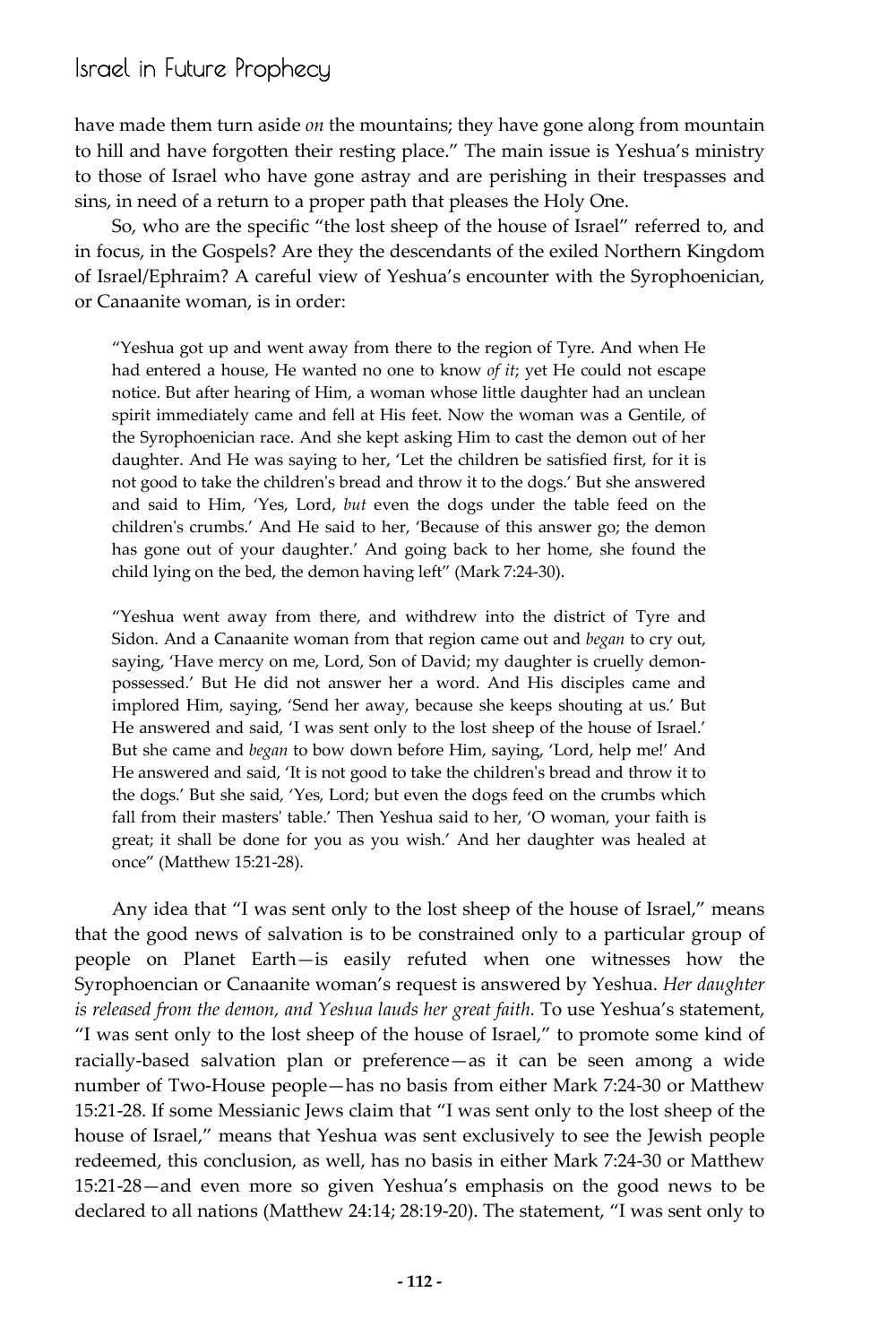have made them turn aside *on* the mountains; they have gone along from mountain to hill and have forgotten their resting place." The main issue is Yeshua's ministry to those of Israel who have gone astray and are perishing in their trespasses and sins, in need of a return to a proper path that pleases the Holy One.

So, who are the specific "the lost sheep of the house of Israel" referred to, and in focus, in the Gospels? Are they the descendants of the exiled Northern Kingdom of Israel/Ephraim? A careful view of Yeshua's encounter with the Syrophoenician, or Canaanite woman, is in order:

> "Yeshua got up and went away from there to the region of Tyre. And when He had entered a house, He wanted no one to know *of it*; yet He could not escape notice. But after hearing of Him, a woman whose little daughter had an unclean spirit immediately came and fell at His feet. Now the woman was a Gentile, of the Syrophoenician race. And she kept asking Him to cast the demon out of her daughter. And He was saying to her, 'Let the children be satisfied first, for it is not good to take the children's bread and throw it to the dogs.' But she answered and said to Him, 'Yes, Lord, *but* even the dogs under the table feed on the children's crumbs.' And He said to her, 'Because of this answer go; the demon has gone out of your daughter.' And going back to her home, she found the child lying on the bed, the demon having left" (Mark 7:24-30).

> "Yeshua went away from there, and withdrew into the district of Tyre and Sidon. And a Canaanite woman from that region came out and *began* to cry out, saying, 'Have mercy on me, Lord, Son of David; my daughter is cruelly demon-possessed.' But He did not answer her a word. And His disciples came and implored Him, saying, 'Send her away, because she keeps shouting at us.' But He answered and said, 'I was sent only to the lost sheep of the house of Israel.' But she came and *began* to bow down before Him, saying, 'Lord, help me!' And He answered and said, 'It is not good to take the children's bread and throw it to the dogs.' But she said, 'Yes, Lord; but even the dogs feed on the crumbs which fall from their masters' table.' Then Yeshua said to her, 'O woman, your faith is great; it shall be done for you as you wish.' And her daughter was healed at once" (Matthew 15:21-28).

Any idea that "I was sent only to the lost sheep of the house of Israel," means that the good news of salvation is to be constrained only to a particular group of people on Planet Earth—is easily refuted when one witnesses how the Syrophoencian or Canaanite woman's request is answered by Yeshua. *Her daughter is released from the demon, and Yeshua lauds her great faith.* To use Yeshua's statement, "I was sent only to the lost sheep of the house of Israel," to promote some kind of racially-based salvation plan or preference—as it can be seen among a wide number of Two-House people—has no basis from either Mark 7:24-30 or Matthew 15:21-28. If some Messianic Jews claim that "I was sent only to the lost sheep of the house of Israel," means that Yeshua was sent exclusively to see the Jewish people redeemed, this conclusion, as well, has no basis in either Mark 7:24-30 or Matthew 15:21-28—and even more so given Yeshua's emphasis on the good news to be declared to all nations (Matthew 24:14; 28:19-20). The statement, "I was sent only to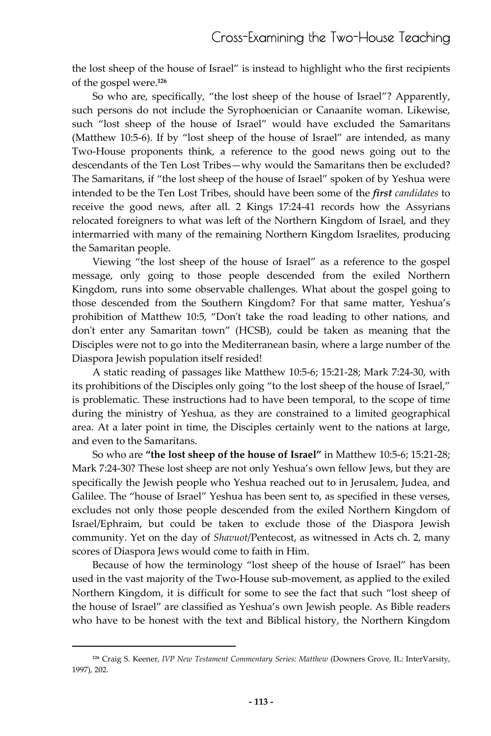the lost sheep of the house of Israel" is instead to highlight who the first recipients of the gospel were.[126]

So who are, specifically, "the lost sheep of the house of Israel"? Apparently, such persons do not include the Syrophoenician or Canaanite woman. Likewise, such "lost sheep of the house of Israel" would have excluded the Samaritans (Matthew 10:5-6). If by "lost sheep of the house of Israel" are intended, as many Two-House proponents think, a reference to the good news going out to the descendants of the Ten Lost Tribes—why would the Samaritans then be excluded? The Samaritans, if "the lost sheep of the house of Israel" spoken of by Yeshua were intended to be the Ten Lost Tribes, should have been some of the ***first*** *candidates* to receive the good news, after all. 2 Kings 17:24-41 records how the Assyrians relocated foreigners to what was left of the Northern Kingdom of Israel, and they intermarried with many of the remaining Northern Kingdom Israelites, producing the Samaritan people.

Viewing "the lost sheep of the house of Israel" as a reference to the gospel message, only going to those people descended from the exiled Northern Kingdom, runs into some observable challenges. What about the gospel going to those descended from the Southern Kingdom? For that same matter, Yeshua's prohibition of Matthew 10:5, "Don't take the road leading to other nations, and don't enter any Samaritan town" (HCSB), could be taken as meaning that the Disciples were not to go into the Mediterranean basin, where a large number of the Diaspora Jewish population itself resided!

A static reading of passages like Matthew 10:5-6; 15:21-28; Mark 7:24-30, with its prohibitions of the Disciples only going "to the lost sheep of the house of Israel," is problematic. These instructions had to have been temporal, to the scope of time during the ministry of Yeshua, as they are constrained to a limited geographical area. At a later point in time, the Disciples certainly went to the nations at large, and even to the Samaritans.

So who are **"the lost sheep of the house of Israel"** in Matthew 10:5-6; 15:21-28; Mark 7:24-30? These lost sheep are not only Yeshua's own fellow Jews, but they are specifically the Jewish people who Yeshua reached out to in Jerusalem, Judea, and Galilee. The "house of Israel" Yeshua has been sent to, as specified in these verses, excludes not only those people descended from the exiled Northern Kingdom of Israel/Ephraim, but could be taken to exclude those of the Diaspora Jewish community. Yet on the day of *Shavuot*/Pentecost, as witnessed in Acts ch. 2, many scores of Diaspora Jews would come to faith in Him.

Because of how the terminology "lost sheep of the house of Israel" has been used in the vast majority of the Two-House sub-movement, as applied to the exiled Northern Kingdom, it is difficult for some to see the fact that such "lost sheep of the house of Israel" are classified as Yeshua's own Jewish people. As Bible readers who have to be honest with the text and Biblical history, the Northern Kingdom

---

[126] Craig S. Keener, *IVP New Testament Commentary Series: Matthew* (Downers Grove, IL: InterVarsity, 1997), 202.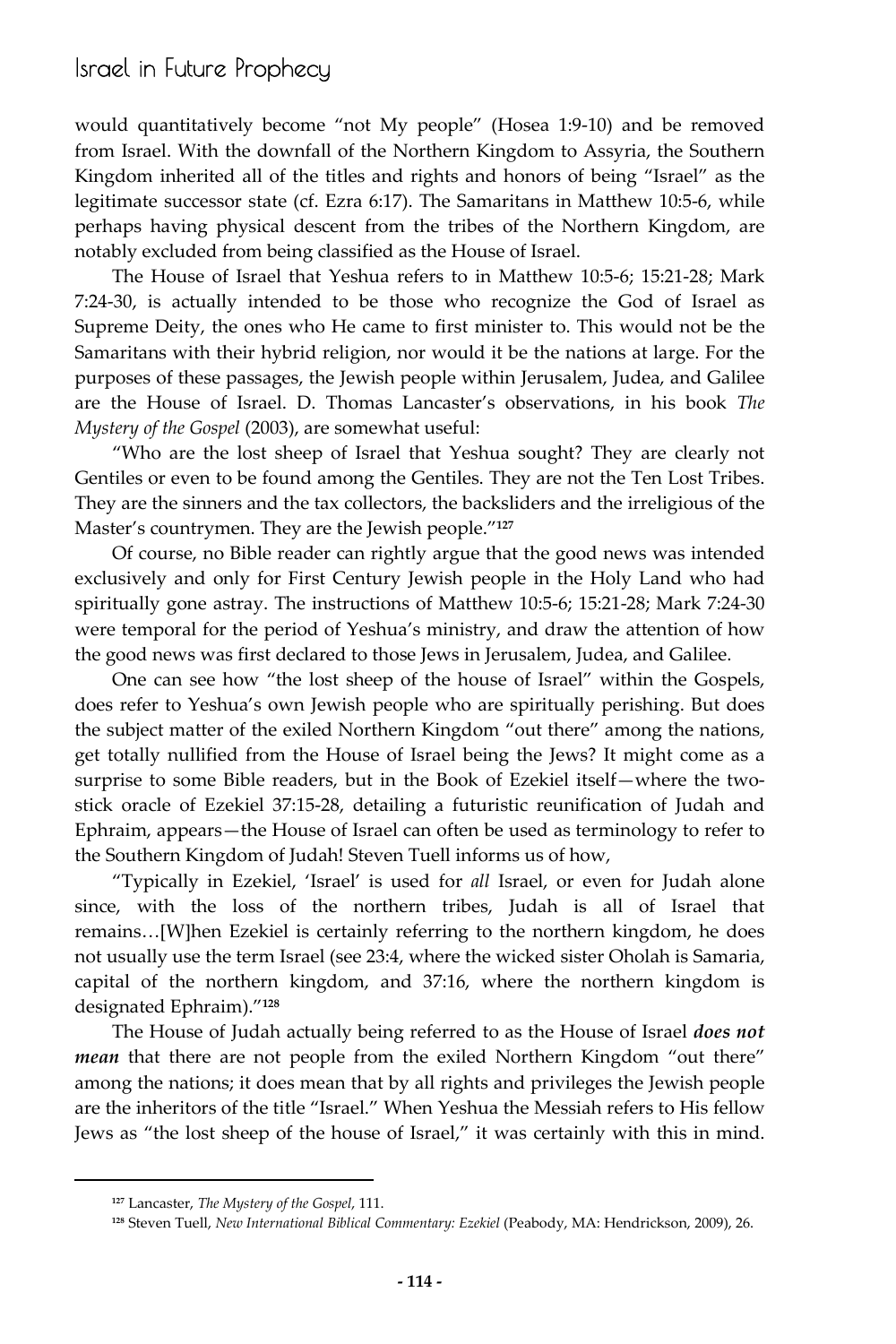would quantitatively become "not My people" (Hosea 1:9-10) and be removed from Israel. With the downfall of the Northern Kingdom to Assyria, the Southern Kingdom inherited all of the titles and rights and honors of being "Israel" as the legitimate successor state (cf. Ezra 6:17). The Samaritans in Matthew 10:5-6, while perhaps having physical descent from the tribes of the Northern Kingdom, are notably excluded from being classified as the House of Israel.

The House of Israel that Yeshua refers to in Matthew 10:5-6; 15:21-28; Mark 7:24-30, is actually intended to be those who recognize the God of Israel as Supreme Deity, the ones who He came to first minister to. This would not be the Samaritans with their hybrid religion, nor would it be the nations at large. For the purposes of these passages, the Jewish people within Jerusalem, Judea, and Galilee are the House of Israel. D. Thomas Lancaster's observations, in his book *The Mystery of the Gospel* (2003), are somewhat useful:

"Who are the lost sheep of Israel that Yeshua sought? They are clearly not Gentiles or even to be found among the Gentiles. They are not the Ten Lost Tribes. They are the sinners and the tax collectors, the backsliders and the irreligious of the Master's countrymen. They are the Jewish people."[127]

Of course, no Bible reader can rightly argue that the good news was intended exclusively and only for First Century Jewish people in the Holy Land who had spiritually gone astray. The instructions of Matthew 10:5-6; 15:21-28; Mark 7:24-30 were temporal for the period of Yeshua's ministry, and draw the attention of how the good news was first declared to those Jews in Jerusalem, Judea, and Galilee.

One can see how "the lost sheep of the house of Israel" within the Gospels, does refer to Yeshua's own Jewish people who are spiritually perishing. But does the subject matter of the exiled Northern Kingdom "out there" among the nations, get totally nullified from the House of Israel being the Jews? It might come as a surprise to some Bible readers, but in the Book of Ezekiel itself—where the two-stick oracle of Ezekiel 37:15-28, detailing a futuristic reunification of Judah and Ephraim, appears—the House of Israel can often be used as terminology to refer to the Southern Kingdom of Judah! Steven Tuell informs us of how,

"Typically in Ezekiel, 'Israel' is used for *all* Israel, or even for Judah alone since, with the loss of the northern tribes, Judah is all of Israel that remains…[W]hen Ezekiel is certainly referring to the northern kingdom, he does not usually use the term Israel (see 23:4, where the wicked sister Oholah is Samaria, capital of the northern kingdom, and 37:16, where the northern kingdom is designated Ephraim)."[128]

The House of Judah actually being referred to as the House of Israel ***does not mean*** that there are not people from the exiled Northern Kingdom "out there" among the nations; it does mean that by all rights and privileges the Jewish people are the inheritors of the title "Israel." When Yeshua the Messiah refers to His fellow Jews as "the lost sheep of the house of Israel," it was certainly with this in mind.

---

[127] Lancaster, *The Mystery of the Gospel*, 111.

[128] Steven Tuell, *New International Biblical Commentary: Ezekiel* (Peabody, MA: Hendrickson, 2009), 26.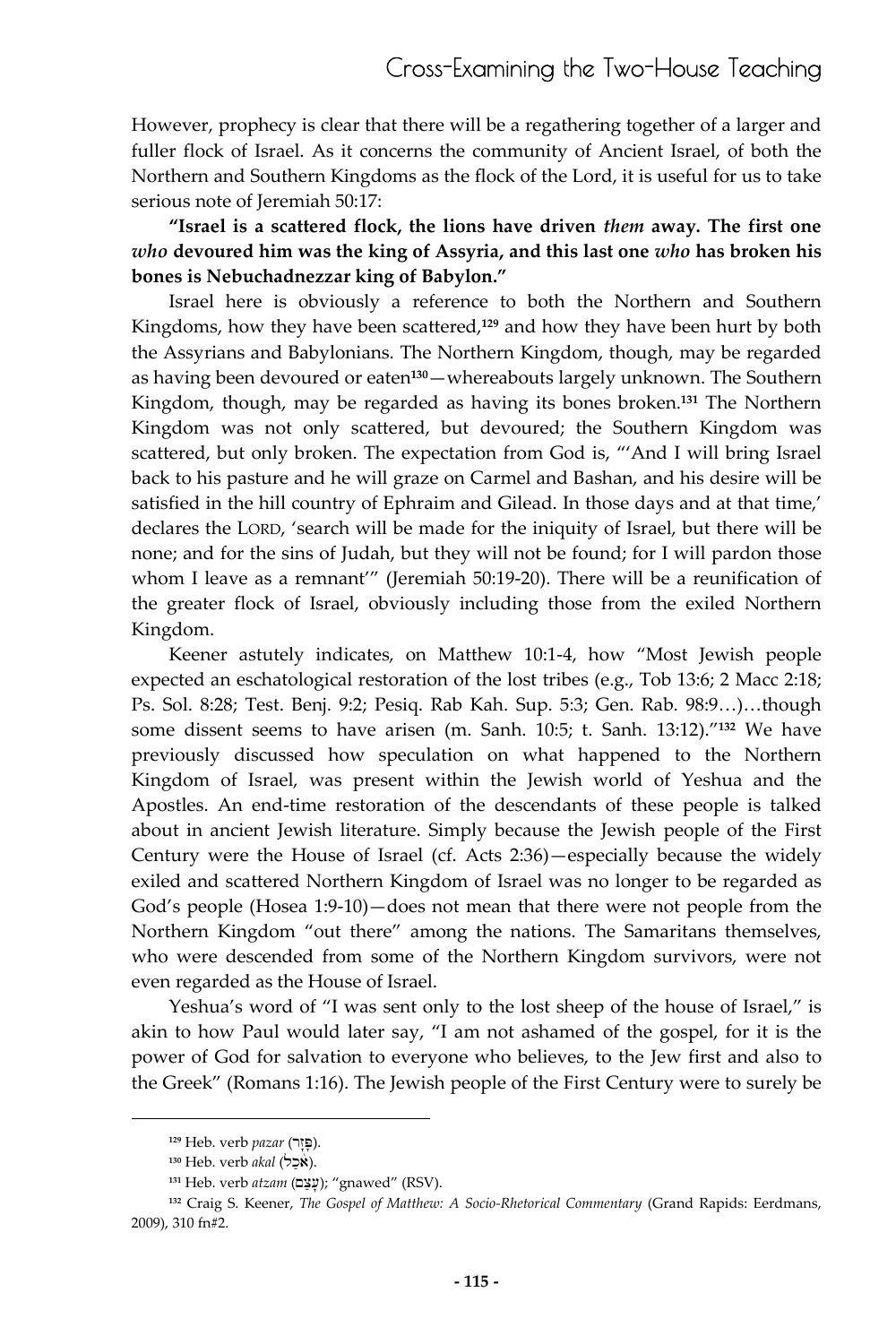However, prophecy is clear that there will be a regathering together of a larger and fuller flock of Israel. As it concerns the community of Ancient Israel, of both the Northern and Southern Kingdoms as the flock of the Lord, it is useful for us to take serious note of Jeremiah 50:17:

**"Israel is a scattered flock, the lions have driven *them* away. The first one *who* devoured him was the king of Assyria, and this last one *who* has broken his bones is Nebuchadnezzar king of Babylon."**

Israel here is obviously a reference to both the Northern and Southern Kingdoms, how they have been scattered,[129] and how they have been hurt by both the Assyrians and Babylonians. The Northern Kingdom, though, may be regarded as having been devoured or eaten[130]—whereabouts largely unknown. The Southern Kingdom, though, may be regarded as having its bones broken.[131] The Northern Kingdom was not only scattered, but devoured; the Southern Kingdom was scattered, but only broken. The expectation from God is, "'And I will bring Israel back to his pasture and he will graze on Carmel and Bashan, and his desire will be satisfied in the hill country of Ephraim and Gilead. In those days and at that time,' declares the LORD, 'search will be made for the iniquity of Israel, but there will be none; and for the sins of Judah, but they will not be found; for I will pardon those whom I leave as a remnant'" (Jeremiah 50:19-20). There will be a reunification of the greater flock of Israel, obviously including those from the exiled Northern Kingdom.

Keener astutely indicates, on Matthew 10:1-4, how "Most Jewish people expected an eschatological restoration of the lost tribes (e.g., Tob 13:6; 2 Macc 2:18; Ps. Sol. 8:28; Test. Benj. 9:2; Pesiq. Rab Kah. Sup. 5:3; Gen. Rab. 98:9…)…though some dissent seems to have arisen (m. Sanh. 10:5; t. Sanh. 13:12)."[132] We have previously discussed how speculation on what happened to the Northern Kingdom of Israel, was present within the Jewish world of Yeshua and the Apostles. An end-time restoration of the descendants of these people is talked about in ancient Jewish literature. Simply because the Jewish people of the First Century were the House of Israel (cf. Acts 2:36)—especially because the widely exiled and scattered Northern Kingdom of Israel was no longer to be regarded as God's people (Hosea 1:9-10)—does not mean that there were not people from the Northern Kingdom "out there" among the nations. The Samaritans themselves, who were descended from some of the Northern Kingdom survivors, were not even regarded as the House of Israel.

Yeshua's word of "I was sent only to the lost sheep of the house of Israel," is akin to how Paul would later say, "I am not ashamed of the gospel, for it is the power of God for salvation to everyone who believes, to the Jew first and also to the Greek" (Romans 1:16). The Jewish people of the First Century were to surely be

---

[129] Heb. verb *pazar* (פָּזַר).

[130] Heb. verb *akal* (אָכַל).

[131] Heb. verb *atzam* (עָצַם); "gnawed" (RSV).

[132] Craig S. Keener, *The Gospel of Matthew: A Socio-Rhetorical Commentary* (Grand Rapids: Eerdmans, 2009), 310 fn#2.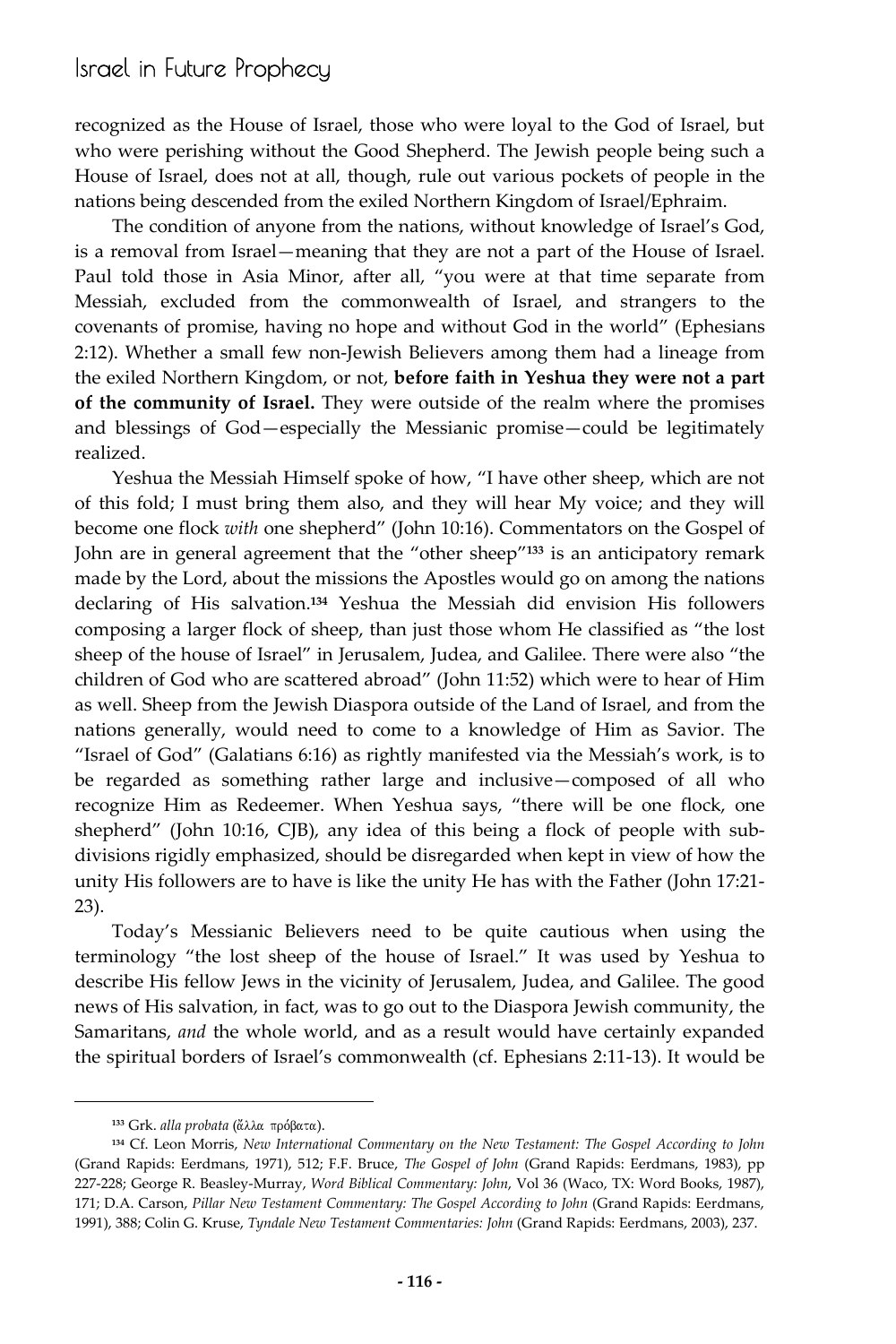recognized as the House of Israel, those who were loyal to the God of Israel, but who were perishing without the Good Shepherd. The Jewish people being such a House of Israel, does not at all, though, rule out various pockets of people in the nations being descended from the exiled Northern Kingdom of Israel/Ephraim.

The condition of anyone from the nations, without knowledge of Israel's God, is a removal from Israel—meaning that they are not a part of the House of Israel. Paul told those in Asia Minor, after all, "you were at that time separate from Messiah, excluded from the commonwealth of Israel, and strangers to the covenants of promise, having no hope and without God in the world" (Ephesians 2:12). Whether a small few non-Jewish Believers among them had a lineage from the exiled Northern Kingdom, or not, **before faith in Yeshua they were not a part of the community of Israel.** They were outside of the realm where the promises and blessings of God—especially the Messianic promise—could be legitimately realized.

Yeshua the Messiah Himself spoke of how, "I have other sheep, which are not of this fold; I must bring them also, and they will hear My voice; and they will become one flock *with* one shepherd" (John 10:16). Commentators on the Gospel of John are in general agreement that the "other sheep"[133] is an anticipatory remark made by the Lord, about the missions the Apostles would go on among the nations declaring of His salvation.[134] Yeshua the Messiah did envision His followers composing a larger flock of sheep, than just those whom He classified as "the lost sheep of the house of Israel" in Jerusalem, Judea, and Galilee. There were also "the children of God who are scattered abroad" (John 11:52) which were to hear of Him as well. Sheep from the Jewish Diaspora outside of the Land of Israel, and from the nations generally, would need to come to a knowledge of Him as Savior. The "Israel of God" (Galatians 6:16) as rightly manifested via the Messiah's work, is to be regarded as something rather large and inclusive—composed of all who recognize Him as Redeemer. When Yeshua says, "there will be one flock, one shepherd" (John 10:16, CJB), any idea of this being a flock of people with sub-divisions rigidly emphasized, should be disregarded when kept in view of how the unity His followers are to have is like the unity He has with the Father (John 17:21-23).

Today's Messianic Believers need to be quite cautious when using the terminology "the lost sheep of the house of Israel." It was used by Yeshua to describe His fellow Jews in the vicinity of Jerusalem, Judea, and Galilee. The good news of His salvation, in fact, was to go out to the Diaspora Jewish community, the Samaritans, *and* the whole world, and as a result would have certainly expanded the spiritual borders of Israel's commonwealth (cf. Ephesians 2:11-13). It would be

---

[133] Grk. *alla probata* (ἄλλα πρόβατα).

[134] Cf. Leon Morris, *New International Commentary on the New Testament: The Gospel According to John* (Grand Rapids: Eerdmans, 1971), 512; F.F. Bruce, *The Gospel of John* (Grand Rapids: Eerdmans, 1983), pp 227-228; George R. Beasley-Murray, *Word Biblical Commentary: John*, Vol 36 (Waco, TX: Word Books, 1987), 171; D.A. Carson, *Pillar New Testament Commentary: The Gospel According to John* (Grand Rapids: Eerdmans, 1991), 388; Colin G. Kruse, *Tyndale New Testament Commentaries: John* (Grand Rapids: Eerdmans, 2003), 237.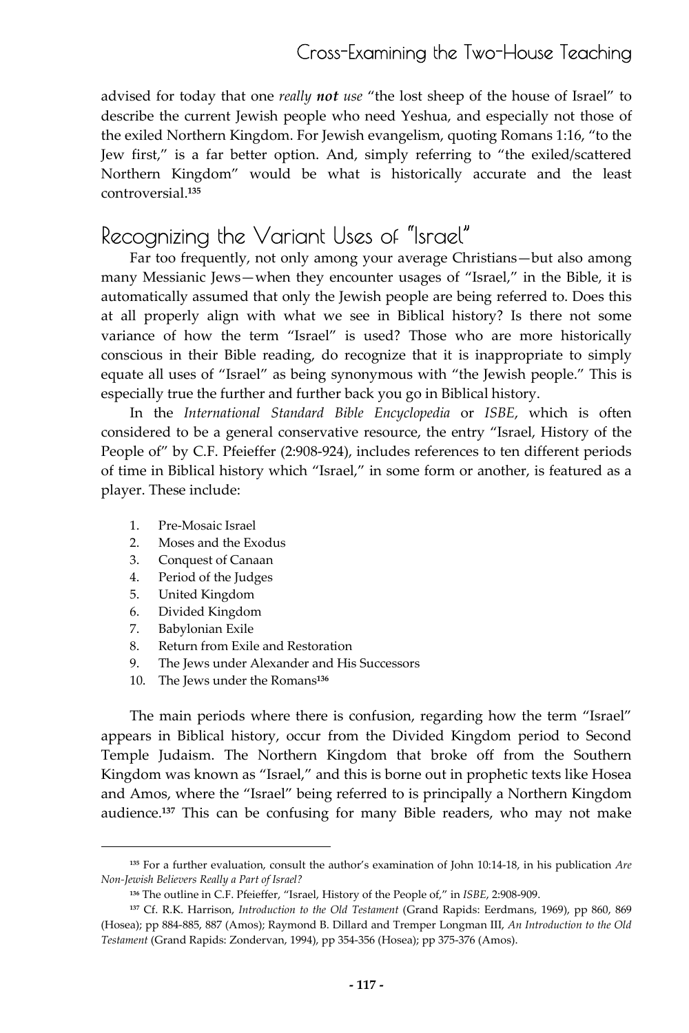advised for today that one *really **not** use* "the lost sheep of the house of Israel" to describe the current Jewish people who need Yeshua, and especially not those of the exiled Northern Kingdom. For Jewish evangelism, quoting Romans 1:16, "to the Jew first," is a far better option. And, simply referring to "the exiled/scattered Northern Kingdom" would be what is historically accurate and the least controversial.[135]

## Recognizing the Variant Uses of "Israel"

Far too frequently, not only among your average Christians—but also among many Messianic Jews—when they encounter usages of "Israel," in the Bible, it is automatically assumed that only the Jewish people are being referred to. Does this at all properly align with what we see in Biblical history? Is there not some variance of how the term "Israel" is used? Those who are more historically conscious in their Bible reading, do recognize that it is inappropriate to simply equate all uses of "Israel" as being synonymous with "the Jewish people." This is especially true the further and further back you go in Biblical history.

In the *International Standard Bible Encyclopedia* or *ISBE*, which is often considered to be a general conservative resource, the entry "Israel, History of the People of" by C.F. Pfeieffer (2:908-924), includes references to ten different periods of time in Biblical history which "Israel," in some form or another, is featured as a player. These include:

1. Pre-Mosaic Israel
2. Moses and the Exodus
3. Conquest of Canaan
4. Period of the Judges
5. United Kingdom
6. Divided Kingdom
7. Babylonian Exile
8. Return from Exile and Restoration
9. The Jews under Alexander and His Successors
10. The Jews under the Romans[136]

The main periods where there is confusion, regarding how the term "Israel" appears in Biblical history, occur from the Divided Kingdom period to Second Temple Judaism. The Northern Kingdom that broke off from the Southern Kingdom was known as "Israel," and this is borne out in prophetic texts like Hosea and Amos, where the "Israel" being referred to is principally a Northern Kingdom audience.[137] This can be confusing for many Bible readers, who may not make

---

[135] For a further evaluation, consult the author's examination of John 10:14-18, in his publication *Are Non-Jewish Believers Really a Part of Israel?*

[136] The outline in C.F. Pfeieffer, "Israel, History of the People of," in *ISBE*, 2:908-909.

[137] Cf. R.K. Harrison, *Introduction to the Old Testament* (Grand Rapids: Eerdmans, 1969), pp 860, 869 (Hosea); pp 884-885, 887 (Amos); Raymond B. Dillard and Tremper Longman III, *An Introduction to the Old Testament* (Grand Rapids: Zondervan, 1994), pp 354-356 (Hosea); pp 375-376 (Amos).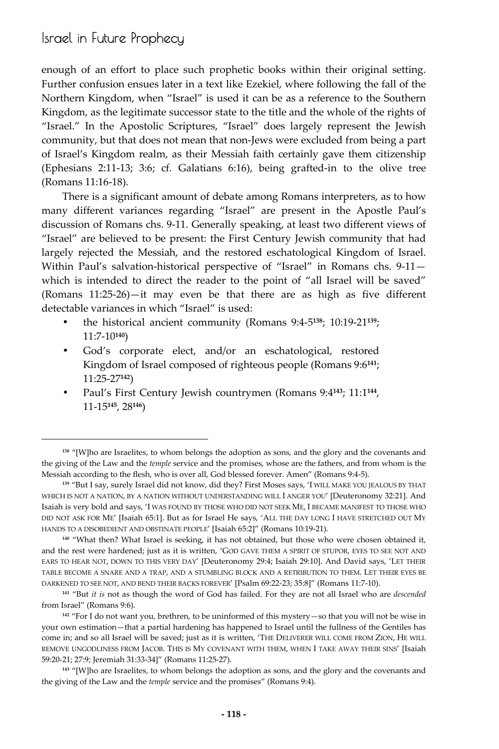enough of an effort to place such prophetic books within their original setting. Further confusion ensues later in a text like Ezekiel, where following the fall of the Northern Kingdom, when "Israel" is used it can be as a reference to the Southern Kingdom, as the legitimate successor state to the title and the whole of the rights of "Israel." In the Apostolic Scriptures, "Israel" does largely represent the Jewish community, but that does not mean that non-Jews were excluded from being a part of Israel's Kingdom realm, as their Messiah faith certainly gave them citizenship (Ephesians 2:11-13; 3:6; cf. Galatians 6:16), being grafted-in to the olive tree (Romans 11:16-18).

There is a significant amount of debate among Romans interpreters, as to how many different variances regarding "Israel" are present in the Apostle Paul's discussion of Romans chs. 9-11. Generally speaking, at least two different views of "Israel" are believed to be present: the First Century Jewish community that had largely rejected the Messiah, and the restored eschatological Kingdom of Israel. Within Paul's salvation-historical perspective of "Israel" in Romans chs. 9-11—which is intended to direct the reader to the point of "all Israel will be saved" (Romans 11:25-26)—it may even be that there are as high as five different detectable variances in which "Israel" is used:

- the historical ancient community (Romans 9:4-5[138]; 10:19-21[139]; 11:7-10[140])
- God's corporate elect, and/or an eschatological, restored Kingdom of Israel composed of righteous people (Romans 9:6[141]; 11:25-27[142])
- Paul's First Century Jewish countrymen (Romans 9:4[143]; 11:1[144], 11-15[145], 28[146])

---

[138] "[W]ho are Israelites, to whom belongs the adoption as sons, and the glory and the covenants and the giving of the Law and the *temple* service and the promises, whose are the fathers, and from whom is the Messiah according to the flesh, who is over all, God blessed forever. Amen" (Romans 9:4-5).

[139] "But I say, surely Israel did not know, did they? First Moses says, 'I WILL MAKE YOU JEALOUS BY THAT WHICH IS NOT A NATION, BY A NATION WITHOUT UNDERSTANDING WILL I ANGER YOU' [Deuteronomy 32:21]. And Isaiah is very bold and says, 'I WAS FOUND BY THOSE WHO DID NOT SEEK ME, I BECAME MANIFEST TO THOSE WHO DID NOT ASK FOR ME' [Isaiah 65:1]. But as for Israel He says, 'ALL THE DAY LONG I HAVE STRETCHED OUT MY HANDS TO A DISOBEDIENT AND OBSTINATE PEOPLE' [Isaiah 65:2]" (Romans 10:19-21).

[140] "What then? What Israel is seeking, it has not obtained, but those who were chosen obtained it, and the rest were hardened; just as it is written, 'GOD GAVE THEM A SPIRIT OF STUPOR, EYES TO SEE NOT AND EARS TO HEAR NOT, DOWN TO THIS VERY DAY' [Deuteronomy 29:4; Isaiah 29:10]. And David says, 'LET THEIR TABLE BECOME A SNARE AND A TRAP, AND A STUMBLING BLOCK AND A RETRIBUTION TO THEM. LET THEIR EYES BE DARKENED TO SEE NOT, AND BEND THEIR BACKS FOREVER' [Psalm 69:22-23; 35:8]" (Romans 11:7-10).

[141] "But *it is* not as though the word of God has failed. For they are not all Israel who are *descended* from Israel" (Romans 9:6).

[142] "For I do not want you, brethren, to be uninformed of this mystery—so that you will not be wise in your own estimation—that a partial hardening has happened to Israel until the fullness of the Gentiles has come in; and so all Israel will be saved; just as it is written, 'THE DELIVERER WILL COME FROM ZION, HE WILL REMOVE UNGODLINESS FROM JACOB. THIS IS MY COVENANT WITH THEM, WHEN I TAKE AWAY THEIR SINS' [Isaiah 59:20-21; 27:9; Jeremiah 31:33-34]" (Romans 11:25-27).

[143] "[W]ho are Israelites, to whom belongs the adoption as sons, and the glory and the covenants and the giving of the Law and the *temple* service and the promises" (Romans 9:4).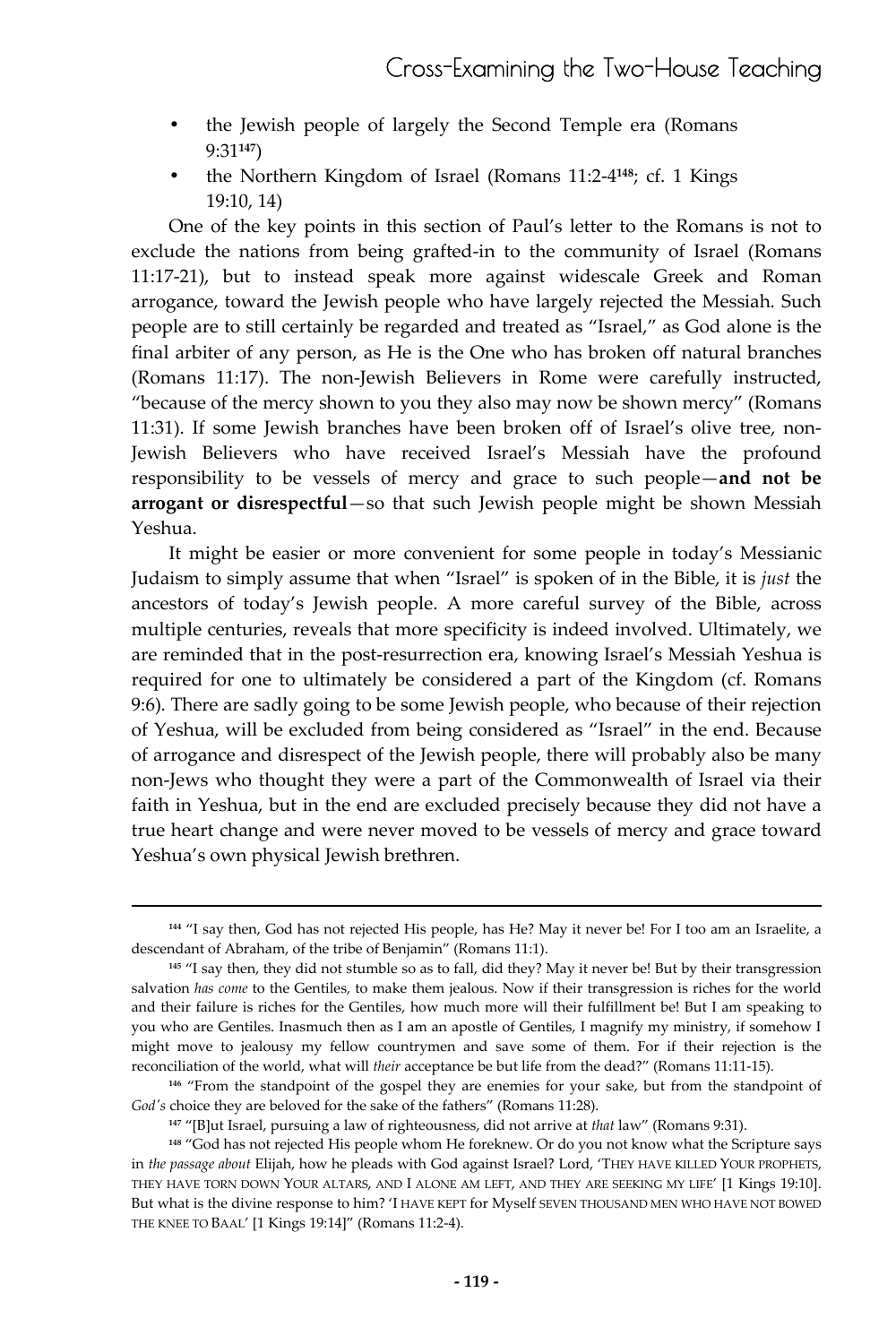- the Jewish people of largely the Second Temple era (Romans 9:31[147])
- the Northern Kingdom of Israel (Romans 11:2-4[148]; cf. 1 Kings 19:10, 14)

One of the key points in this section of Paul's letter to the Romans is not to exclude the nations from being grafted-in to the community of Israel (Romans 11:17-21), but to instead speak more against widescale Greek and Roman arrogance, toward the Jewish people who have largely rejected the Messiah. Such people are to still certainly be regarded and treated as "Israel," as God alone is the final arbiter of any person, as He is the One who has broken off natural branches (Romans 11:17). The non-Jewish Believers in Rome were carefully instructed, "because of the mercy shown to you they also may now be shown mercy" (Romans 11:31). If some Jewish branches have been broken off of Israel's olive tree, non-Jewish Believers who have received Israel's Messiah have the profound responsibility to be vessels of mercy and grace to such people—**and not be arrogant or disrespectful**—so that such Jewish people might be shown Messiah Yeshua.

It might be easier or more convenient for some people in today's Messianic Judaism to simply assume that when "Israel" is spoken of in the Bible, it is *just* the ancestors of today's Jewish people. A more careful survey of the Bible, across multiple centuries, reveals that more specificity is indeed involved. Ultimately, we are reminded that in the post-resurrection era, knowing Israel's Messiah Yeshua is required for one to ultimately be considered a part of the Kingdom (cf. Romans 9:6). There are sadly going to be some Jewish people, who because of their rejection of Yeshua, will be excluded from being considered as "Israel" in the end. Because of arrogance and disrespect of the Jewish people, there will probably also be many non-Jews who thought they were a part of the Commonwealth of Israel via their faith in Yeshua, but in the end are excluded precisely because they did not have a true heart change and were never moved to be vessels of mercy and grace toward Yeshua's own physical Jewish brethren.

---

[144] "I say then, God has not rejected His people, has He? May it never be! For I too am an Israelite, a descendant of Abraham, of the tribe of Benjamin" (Romans 11:1).

[145] "I say then, they did not stumble so as to fall, did they? May it never be! But by their transgression salvation *has come* to the Gentiles, to make them jealous. Now if their transgression is riches for the world and their failure is riches for the Gentiles, how much more will their fulfillment be! But I am speaking to you who are Gentiles. Inasmuch then as I am an apostle of Gentiles, I magnify my ministry, if somehow I might move to jealousy my fellow countrymen and save some of them. For if their rejection is the reconciliation of the world, what will *their* acceptance be but life from the dead?" (Romans 11:11-15).

[146] "From the standpoint of the gospel they are enemies for your sake, but from the standpoint of *God's* choice they are beloved for the sake of the fathers" (Romans 11:28).

[147] "[B]ut Israel, pursuing a law of righteousness, did not arrive at *that* law" (Romans 9:31).

[148] "God has not rejected His people whom He foreknew. Or do you not know what the Scripture says in *the passage about* Elijah, how he pleads with God against Israel? Lord, 'THEY HAVE KILLED YOUR PROPHETS, THEY HAVE TORN DOWN YOUR ALTARS, AND I ALONE AM LEFT, AND THEY ARE SEEKING MY LIFE' [1 Kings 19:10]. But what is the divine response to him? 'I HAVE KEPT for Myself SEVEN THOUSAND MEN WHO HAVE NOT BOWED THE KNEE TO BAAL' [1 Kings 19:14]" (Romans 11:2-4).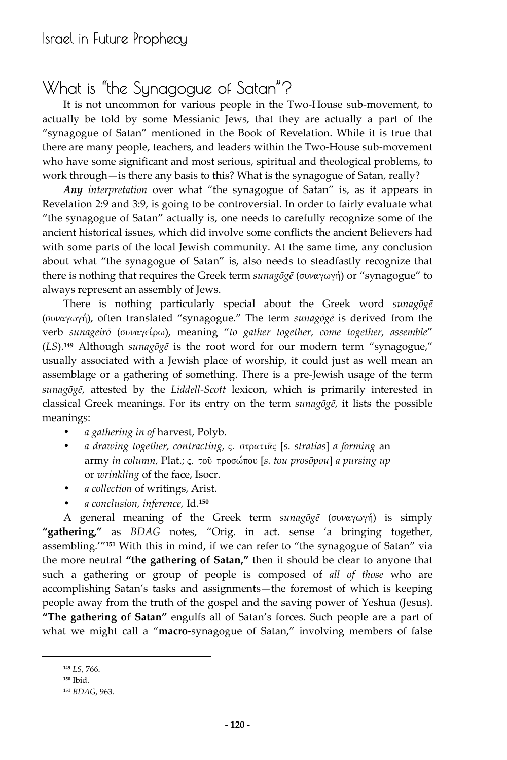## What is "the Synagogue of Satan"?

It is not uncommon for various people in the Two-House sub-movement, to actually be told by some Messianic Jews, that they are actually a part of the "synagogue of Satan" mentioned in the Book of Revelation. While it is true that there are many people, teachers, and leaders within the Two-House sub-movement who have some significant and most serious, spiritual and theological problems, to work through—is there any basis to this? What is the synagogue of Satan, really?

***Any** interpretation* over what "the synagogue of Satan" is, as it appears in Revelation 2:9 and 3:9, is going to be controversial. In order to fairly evaluate what "the synagogue of Satan" actually is, one needs to carefully recognize some of the ancient historical issues, which did involve some conflicts the ancient Believers had with some parts of the local Jewish community. At the same time, any conclusion about what "the synagogue of Satan" is, also needs to steadfastly recognize that there is nothing that requires the Greek term *sunagōgē* (συναγωγή) or "synagogue" to always represent an assembly of Jews.

There is nothing particularly special about the Greek word *sunagōgē* (συναγωγή), often translated "synagogue." The term *sunagōgē* is derived from the verb *sunageirō* (συναγείρω), meaning "*to gather together, come together, assemble*" (*LS*).[149] Although *sunagōgē* is the root word for our modern term "synagogue," usually associated with a Jewish place of worship, it could just as well mean an assemblage or a gathering of something. There is a pre-Jewish usage of the term *sunagōgē*, attested by the *Liddell-Scott* lexicon, which is primarily interested in classical Greek meanings. For its entry on the term *sunagōgē*, it lists the possible meanings:

- *a gathering in of* harvest, Polyb.
- *a drawing together, contracting,* ς. στρατιᾶς [*s. stratias*] *a forming* an army *in column*, Plat.; ς. τοῦ προσώπου [*s. tou prosōpou*] *a pursing up* or *wrinkling* of the face, Isocr.
- *a collection* of writings, Arist.
- *a conclusion, inference,* Id.[150]

A general meaning of the Greek term *sunagōgē* (συναγωγή) is simply **"gathering,"** as *BDAG* notes, "Orig. in act. sense 'a bringing together, assembling.'"[151] With this in mind, if we can refer to "the synagogue of Satan" via the more neutral **"the gathering of Satan,"** then it should be clear to anyone that such a gathering or group of people is composed of *all of those* who are accomplishing Satan's tasks and assignments—the foremost of which is keeping people away from the truth of the gospel and the saving power of Yeshua (Jesus). **"The gathering of Satan"** engulfs all of Satan's forces. Such people are a part of what we might call a "**macro-**synagogue of Satan," involving members of false

---

[149] *LS*, 766.

[150] Ibid.

[151] *BDAG*, 963.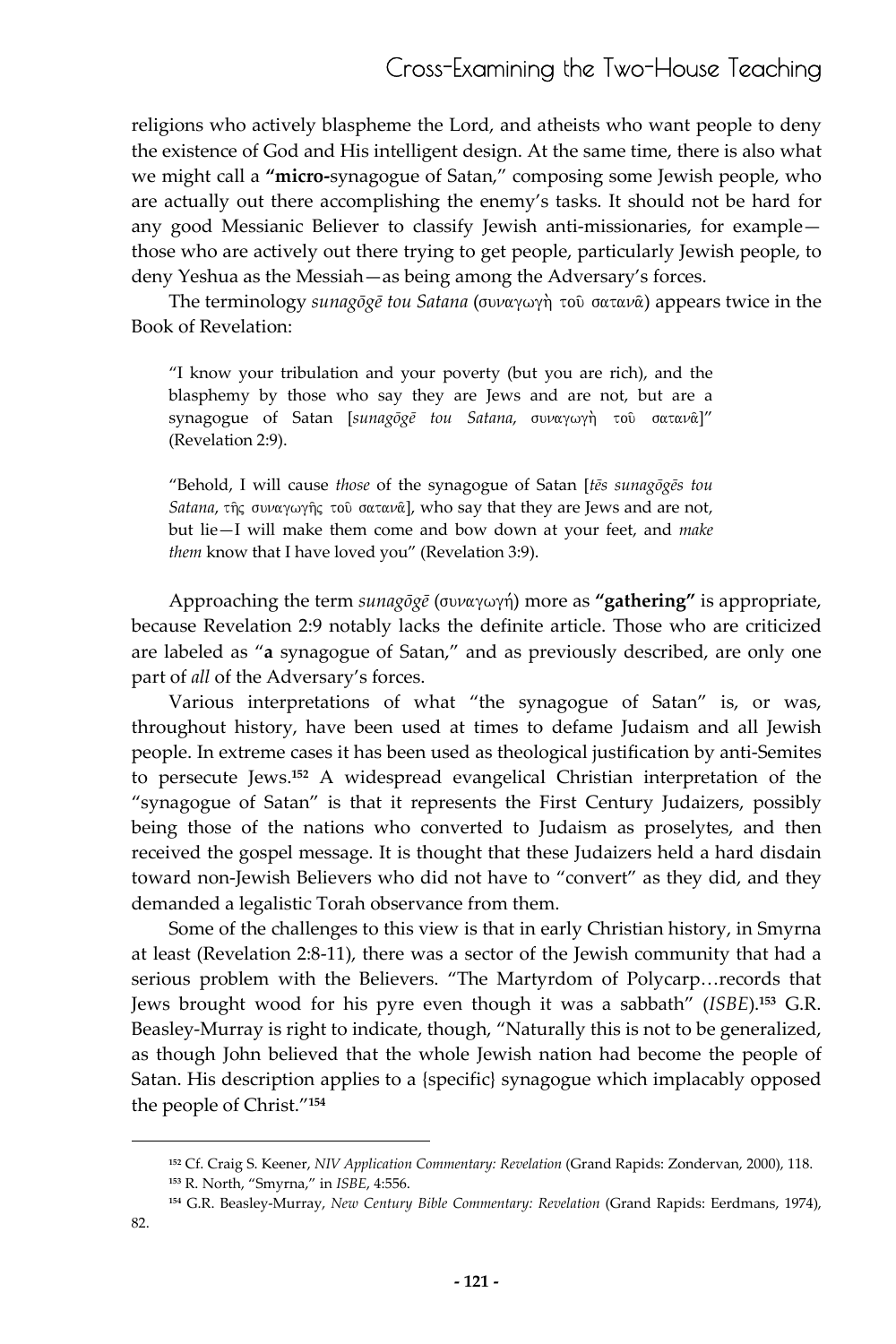religions who actively blaspheme the Lord, and atheists who want people to deny the existence of God and His intelligent design. At the same time, there is also what we might call a **"micro-**synagogue of Satan," composing some Jewish people, who are actually out there accomplishing the enemy's tasks. It should not be hard for any good Messianic Believer to classify Jewish anti-missionaries, for example—those who are actively out there trying to get people, particularly Jewish people, to deny Yeshua as the Messiah—as being among the Adversary's forces.

The terminology *sunagōgē tou Satana* (συναγωγὴ τοῦ σατανᾶ) appears twice in the Book of Revelation:

> "I know your tribulation and your poverty (but you are rich), and the blasphemy by those who say they are Jews and are not, but are a synagogue of Satan [*sunagōgē tou Satana*, συναγωγὴ τοῦ σατανᾶ]" (Revelation 2:9).

> "Behold, I will cause *those* of the synagogue of Satan [*tēs sunagōgēs tou Satana*, τῆς συναγωγῆς τοῦ σατανᾶ], who say that they are Jews and are not, but lie—I will make them come and bow down at your feet, and *make them* know that I have loved you" (Revelation 3:9).

Approaching the term *sunagōgē* (συναγωγή) more as **"gathering"** is appropriate, because Revelation 2:9 notably lacks the definite article. Those who are criticized are labeled as "**a** synagogue of Satan," and as previously described, are only one part of *all* of the Adversary's forces.

Various interpretations of what "the synagogue of Satan" is, or was, throughout history, have been used at times to defame Judaism and all Jewish people. In extreme cases it has been used as theological justification by anti-Semites to persecute Jews.[152] A widespread evangelical Christian interpretation of the "synagogue of Satan" is that it represents the First Century Judaizers, possibly being those of the nations who converted to Judaism as proselytes, and then received the gospel message. It is thought that these Judaizers held a hard disdain toward non-Jewish Believers who did not have to "convert" as they did, and they demanded a legalistic Torah observance from them.

Some of the challenges to this view is that in early Christian history, in Smyrna at least (Revelation 2:8-11), there was a sector of the Jewish community that had a serious problem with the Believers. "The Martyrdom of Polycarp…records that Jews brought wood for his pyre even though it was a sabbath" (*ISBE*).[153] G.R. Beasley-Murray is right to indicate, though, "Naturally this is not to be generalized, as though John believed that the whole Jewish nation had become the people of Satan. His description applies to a {specific} synagogue which implacably opposed the people of Christ."[154]

---

[152] Cf. Craig S. Keener, *NIV Application Commentary: Revelation* (Grand Rapids: Zondervan, 2000), 118.

[153] R. North, "Smyrna," in *ISBE*, 4:556.

[154] G.R. Beasley-Murray, *New Century Bible Commentary: Revelation* (Grand Rapids: Eerdmans, 1974), 82.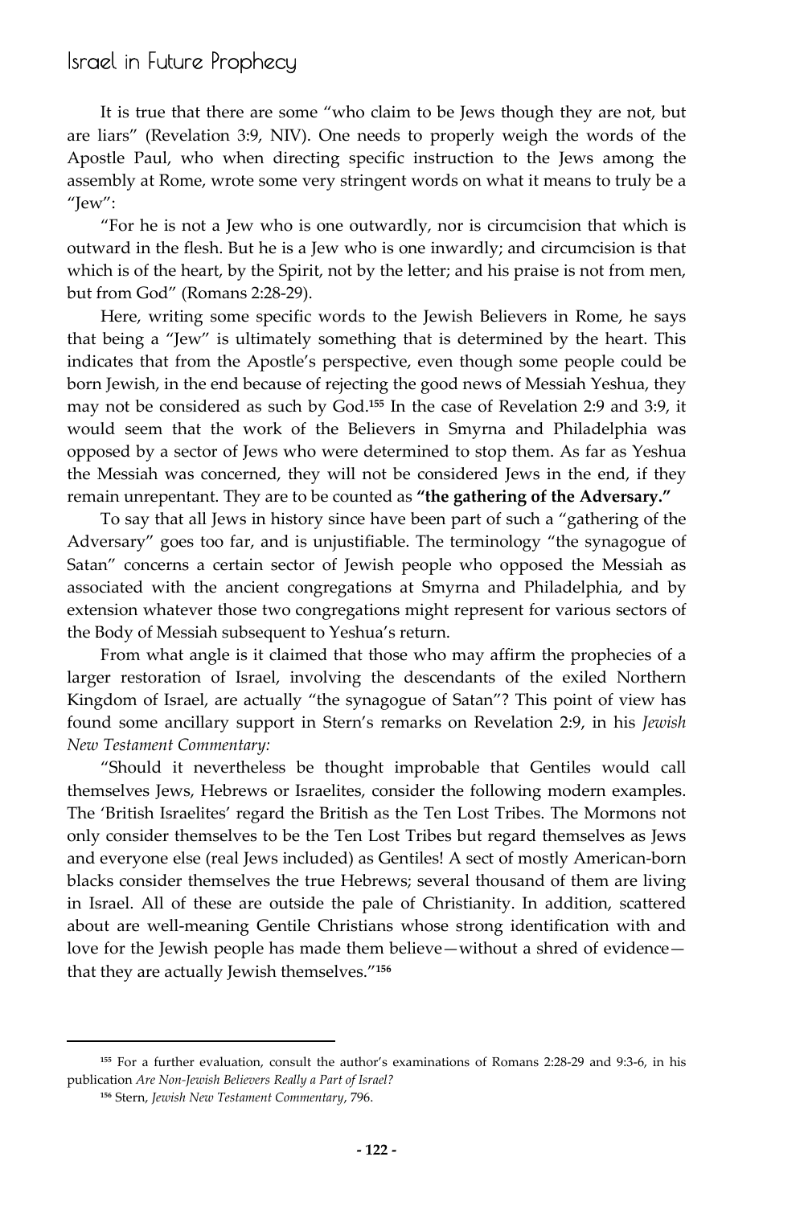It is true that there are some "who claim to be Jews though they are not, but are liars" (Revelation 3:9, NIV). One needs to properly weigh the words of the Apostle Paul, who when directing specific instruction to the Jews among the assembly at Rome, wrote some very stringent words on what it means to truly be a "Jew":

"For he is not a Jew who is one outwardly, nor is circumcision that which is outward in the flesh. But he is a Jew who is one inwardly; and circumcision is that which is of the heart, by the Spirit, not by the letter; and his praise is not from men, but from God" (Romans 2:28-29).

Here, writing some specific words to the Jewish Believers in Rome, he says that being a "Jew" is ultimately something that is determined by the heart. This indicates that from the Apostle's perspective, even though some people could be born Jewish, in the end because of rejecting the good news of Messiah Yeshua, they may not be considered as such by God.[155] In the case of Revelation 2:9 and 3:9, it would seem that the work of the Believers in Smyrna and Philadelphia was opposed by a sector of Jews who were determined to stop them. As far as Yeshua the Messiah was concerned, they will not be considered Jews in the end, if they remain unrepentant. They are to be counted as **"the gathering of the Adversary."**

To say that all Jews in history since have been part of such a "gathering of the Adversary" goes too far, and is unjustifiable. The terminology "the synagogue of Satan" concerns a certain sector of Jewish people who opposed the Messiah as associated with the ancient congregations at Smyrna and Philadelphia, and by extension whatever those two congregations might represent for various sectors of the Body of Messiah subsequent to Yeshua's return.

From what angle is it claimed that those who may affirm the prophecies of a larger restoration of Israel, involving the descendants of the exiled Northern Kingdom of Israel, are actually "the synagogue of Satan"? This point of view has found some ancillary support in Stern's remarks on Revelation 2:9, in his *Jewish New Testament Commentary:*

"Should it nevertheless be thought improbable that Gentiles would call themselves Jews, Hebrews or Israelites, consider the following modern examples. The 'British Israelites' regard the British as the Ten Lost Tribes. The Mormons not only consider themselves to be the Ten Lost Tribes but regard themselves as Jews and everyone else (real Jews included) as Gentiles! A sect of mostly American-born blacks consider themselves the true Hebrews; several thousand of them are living in Israel. All of these are outside the pale of Christianity. In addition, scattered about are well-meaning Gentile Christians whose strong identification with and love for the Jewish people has made them believe—without a shred of evidence—that they are actually Jewish themselves."[156]

---

[155] For a further evaluation, consult the author's examinations of Romans 2:28-29 and 9:3-6, in his publication *Are Non-Jewish Believers Really a Part of Israel?*

[156] Stern, *Jewish New Testament Commentary*, 796.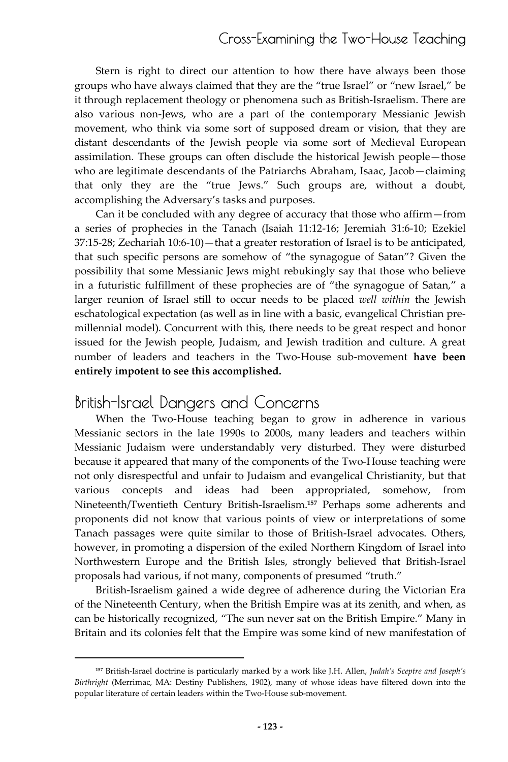Stern is right to direct our attention to how there have always been those groups who have always claimed that they are the "true Israel" or "new Israel," be it through replacement theology or phenomena such as British-Israelism. There are also various non-Jews, who are a part of the contemporary Messianic Jewish movement, who think via some sort of supposed dream or vision, that they are distant descendants of the Jewish people via some sort of Medieval European assimilation. These groups can often disclude the historical Jewish people—those who are legitimate descendants of the Patriarchs Abraham, Isaac, Jacob—claiming that only they are the "true Jews." Such groups are, without a doubt, accomplishing the Adversary's tasks and purposes.

Can it be concluded with any degree of accuracy that those who affirm—from a series of prophecies in the Tanach (Isaiah 11:12-16; Jeremiah 31:6-10; Ezekiel 37:15-28; Zechariah 10:6-10)—that a greater restoration of Israel is to be anticipated, that such specific persons are somehow of "the synagogue of Satan"? Given the possibility that some Messianic Jews might rebukingly say that those who believe in a futuristic fulfillment of these prophecies are of "the synagogue of Satan," a larger reunion of Israel still to occur needs to be placed *well within* the Jewish eschatological expectation (as well as in line with a basic, evangelical Christian pre-millennial model). Concurrent with this, there needs to be great respect and honor issued for the Jewish people, Judaism, and Jewish tradition and culture. A great number of leaders and teachers in the Two-House sub-movement **have been entirely impotent to see this accomplished.**

## British-Israel Dangers and Concerns

When the Two-House teaching began to grow in adherence in various Messianic sectors in the late 1990s to 2000s, many leaders and teachers within Messianic Judaism were understandably very disturbed. They were disturbed because it appeared that many of the components of the Two-House teaching were not only disrespectful and unfair to Judaism and evangelical Christianity, but that various concepts and ideas had been appropriated, somehow, from Nineteenth/Twentieth Century British-Israelism.[157] Perhaps some adherents and proponents did not know that various points of view or interpretations of some Tanach passages were quite similar to those of British-Israel advocates. Others, however, in promoting a dispersion of the exiled Northern Kingdom of Israel into Northwestern Europe and the British Isles, strongly believed that British-Israel proposals had various, if not many, components of presumed "truth."

British-Israelism gained a wide degree of adherence during the Victorian Era of the Nineteenth Century, when the British Empire was at its zenith, and when, as can be historically recognized, "The sun never sat on the British Empire." Many in Britain and its colonies felt that the Empire was some kind of new manifestation of

---

[157] British-Israel doctrine is particularly marked by a work like J.H. Allen, *Judah's Sceptre and Joseph's Birthright* (Merrimac, MA: Destiny Publishers, 1902), many of whose ideas have filtered down into the popular literature of certain leaders within the Two-House sub-movement.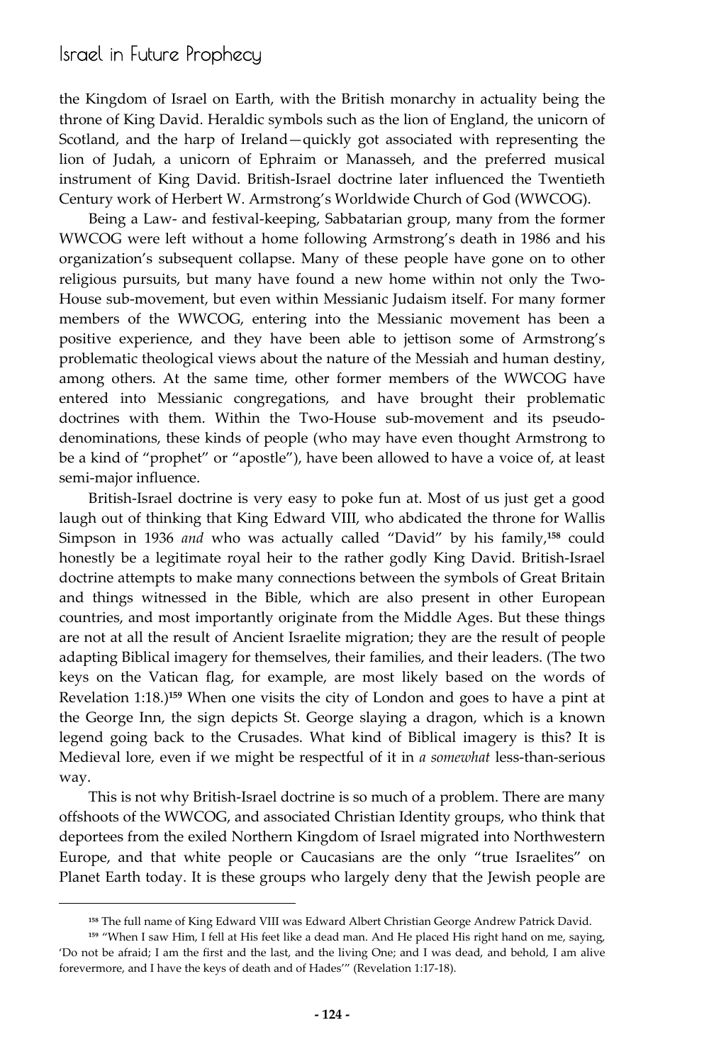the Kingdom of Israel on Earth, with the British monarchy in actuality being the throne of King David. Heraldic symbols such as the lion of England, the unicorn of Scotland, and the harp of Ireland—quickly got associated with representing the lion of Judah, a unicorn of Ephraim or Manasseh, and the preferred musical instrument of King David. British-Israel doctrine later influenced the Twentieth Century work of Herbert W. Armstrong's Worldwide Church of God (WWCOG).

Being a Law- and festival-keeping, Sabbatarian group, many from the former WWCOG were left without a home following Armstrong's death in 1986 and his organization's subsequent collapse. Many of these people have gone on to other religious pursuits, but many have found a new home within not only the Two-House sub-movement, but even within Messianic Judaism itself. For many former members of the WWCOG, entering into the Messianic movement has been a positive experience, and they have been able to jettison some of Armstrong's problematic theological views about the nature of the Messiah and human destiny, among others. At the same time, other former members of the WWCOG have entered into Messianic congregations, and have brought their problematic doctrines with them. Within the Two-House sub-movement and its pseudo-denominations, these kinds of people (who may have even thought Armstrong to be a kind of "prophet" or "apostle"), have been allowed to have a voice of, at least semi-major influence.

British-Israel doctrine is very easy to poke fun at. Most of us just get a good laugh out of thinking that King Edward VIII, who abdicated the throne for Wallis Simpson in 1936 *and* who was actually called "David" by his family,[158] could honestly be a legitimate royal heir to the rather godly King David. British-Israel doctrine attempts to make many connections between the symbols of Great Britain and things witnessed in the Bible, which are also present in other European countries, and most importantly originate from the Middle Ages. But these things are not at all the result of Ancient Israelite migration; they are the result of people adapting Biblical imagery for themselves, their families, and their leaders. (The two keys on the Vatican flag, for example, are most likely based on the words of Revelation 1:18.)[159] When one visits the city of London and goes to have a pint at the George Inn, the sign depicts St. George slaying a dragon, which is a known legend going back to the Crusades. What kind of Biblical imagery is this? It is Medieval lore, even if we might be respectful of it in *a somewhat* less-than-serious way.

This is not why British-Israel doctrine is so much of a problem. There are many offshoots of the WWCOG, and associated Christian Identity groups, who think that deportees from the exiled Northern Kingdom of Israel migrated into Northwestern Europe, and that white people or Caucasians are the only "true Israelites" on Planet Earth today. It is these groups who largely deny that the Jewish people are

---

[158] The full name of King Edward VIII was Edward Albert Christian George Andrew Patrick David.

[159] "When I saw Him, I fell at His feet like a dead man. And He placed His right hand on me, saying, 'Do not be afraid; I am the first and the last, and the living One; and I was dead, and behold, I am alive forevermore, and I have the keys of death and of Hades'" (Revelation 1:17-18).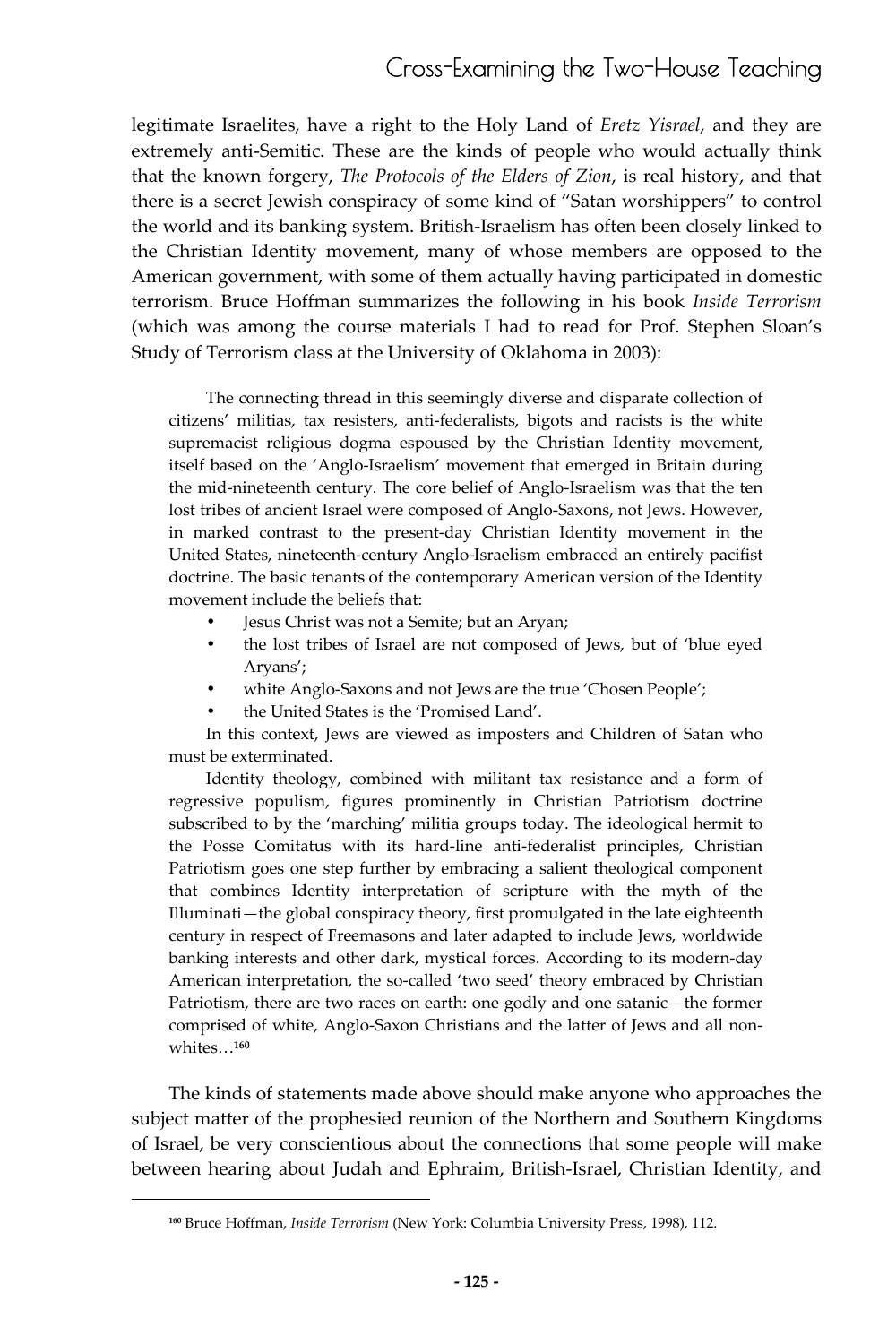legitimate Israelites, have a right to the Holy Land of *Eretz Yisrael*, and they are extremely anti-Semitic. These are the kinds of people who would actually think that the known forgery, *The Protocols of the Elders of Zion*, is real history, and that there is a secret Jewish conspiracy of some kind of "Satan worshippers" to control the world and its banking system. British-Israelism has often been closely linked to the Christian Identity movement, many of whose members are opposed to the American government, with some of them actually having participated in domestic terrorism. Bruce Hoffman summarizes the following in his book *Inside Terrorism* (which was among the course materials I had to read for Prof. Stephen Sloan's Study of Terrorism class at the University of Oklahoma in 2003):

> The connecting thread in this seemingly diverse and disparate collection of citizens' militias, tax resisters, anti-federalists, bigots and racists is the white supremacist religious dogma espoused by the Christian Identity movement, itself based on the 'Anglo-Israelism' movement that emerged in Britain during the mid-nineteenth century. The core belief of Anglo-Israelism was that the ten lost tribes of ancient Israel were composed of Anglo-Saxons, not Jews. However, in marked contrast to the present-day Christian Identity movement in the United States, nineteenth-century Anglo-Israelism embraced an entirely pacifist doctrine. The basic tenants of the contemporary American version of the Identity movement include the beliefs that:
>
> - Jesus Christ was not a Semite; but an Aryan;
> - the lost tribes of Israel are not composed of Jews, but of 'blue eyed Aryans';
> - white Anglo-Saxons and not Jews are the true 'Chosen People';
> - the United States is the 'Promised Land'.
>
> In this context, Jews are viewed as imposters and Children of Satan who must be exterminated.
>
> Identity theology, combined with militant tax resistance and a form of regressive populism, figures prominently in Christian Patriotism doctrine subscribed to by the 'marching' militia groups today. The ideological hermit to the Posse Comitatus with its hard-line anti-federalist principles, Christian Patriotism goes one step further by embracing a salient theological component that combines Identity interpretation of scripture with the myth of the Illuminati—the global conspiracy theory, first promulgated in the late eighteenth century in respect of Freemasons and later adapted to include Jews, worldwide banking interests and other dark, mystical forces. According to its modern-day American interpretation, the so-called 'two seed' theory embraced by Christian Patriotism, there are two races on earth: one godly and one satanic—the former comprised of white, Anglo-Saxon Christians and the latter of Jews and all non-whites…[160]

The kinds of statements made above should make anyone who approaches the subject matter of the prophesied reunion of the Northern and Southern Kingdoms of Israel, be very conscientious about the connections that some people will make between hearing about Judah and Ephraim, British-Israel, Christian Identity, and

[160] Bruce Hoffman, *Inside Terrorism* (New York: Columbia University Press, 1998), 112.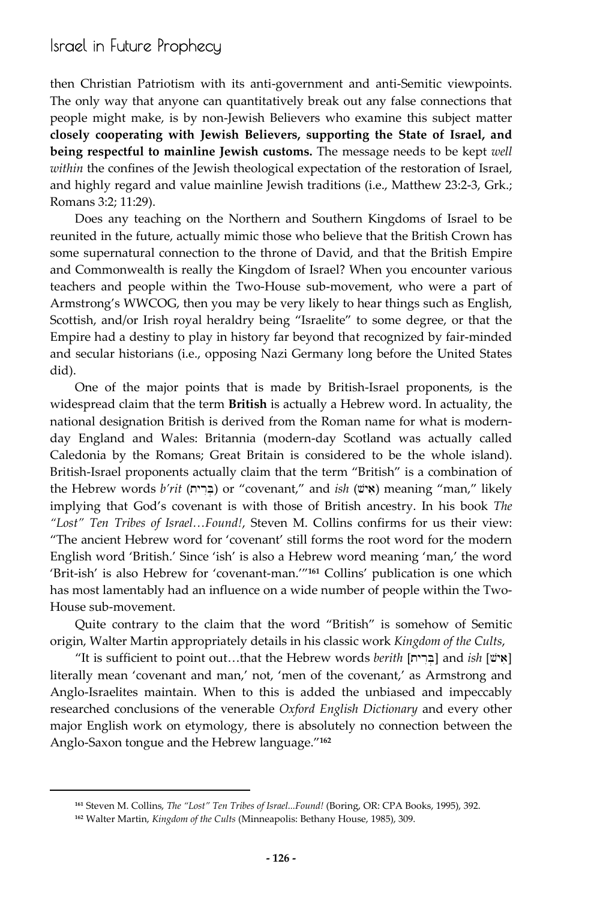then Christian Patriotism with its anti-government and anti-Semitic viewpoints. The only way that anyone can quantitatively break out any false connections that people might make, is by non-Jewish Believers who examine this subject matter **closely cooperating with Jewish Believers, supporting the State of Israel, and being respectful to mainline Jewish customs.** The message needs to be kept *well within* the confines of the Jewish theological expectation of the restoration of Israel, and highly regard and value mainline Jewish traditions (i.e., Matthew 23:2-3, Grk.; Romans 3:2; 11:29).

Does any teaching on the Northern and Southern Kingdoms of Israel to be reunited in the future, actually mimic those who believe that the British Crown has some supernatural connection to the throne of David, and that the British Empire and Commonwealth is really the Kingdom of Israel? When you encounter various teachers and people within the Two-House sub-movement, who were a part of Armstrong's WWCOG, then you may be very likely to hear things such as English, Scottish, and/or Irish royal heraldry being "Israelite" to some degree, or that the Empire had a destiny to play in history far beyond that recognized by fair-minded and secular historians (i.e., opposing Nazi Germany long before the United States did).

One of the major points that is made by British-Israel proponents, is the widespread claim that the term **British** is actually a Hebrew word. In actuality, the national designation British is derived from the Roman name for what is modern-day England and Wales: Britannia (modern-day Scotland was actually called Caledonia by the Romans; Great Britain is considered to be the whole island). British-Israel proponents actually claim that the term "British" is a combination of the Hebrew words *b'rit* (בְּרִית) or "covenant," and *ish* (אִישׁ) meaning "man," likely implying that God's covenant is with those of British ancestry. In his book *The "Lost" Ten Tribes of Israel…Found!*, Steven M. Collins confirms for us their view: "The ancient Hebrew word for 'covenant' still forms the root word for the modern English word 'British.' Since 'ish' is also a Hebrew word meaning 'man,' the word 'Brit-ish' is also Hebrew for 'covenant-man.'"[161] Collins' publication is one which has most lamentably had an influence on a wide number of people within the Two-House sub-movement.

Quite contrary to the claim that the word "British" is somehow of Semitic origin, Walter Martin appropriately details in his classic work *Kingdom of the Cults*,

"It is sufficient to point out…that the Hebrew words *berith* [בְּרִית] and *ish* [אִישׁ] literally mean 'covenant and man,' not, 'men of the covenant,' as Armstrong and Anglo-Israelites maintain. When to this is added the unbiased and impeccably researched conclusions of the venerable *Oxford English Dictionary* and every other major English work on etymology, there is absolutely no connection between the Anglo-Saxon tongue and the Hebrew language."[162]

---

[161] Steven M. Collins, *The "Lost" Ten Tribes of Israel...Found!* (Boring, OR: CPA Books, 1995), 392.

[162] Walter Martin, *Kingdom of the Cults* (Minneapolis: Bethany House, 1985), 309.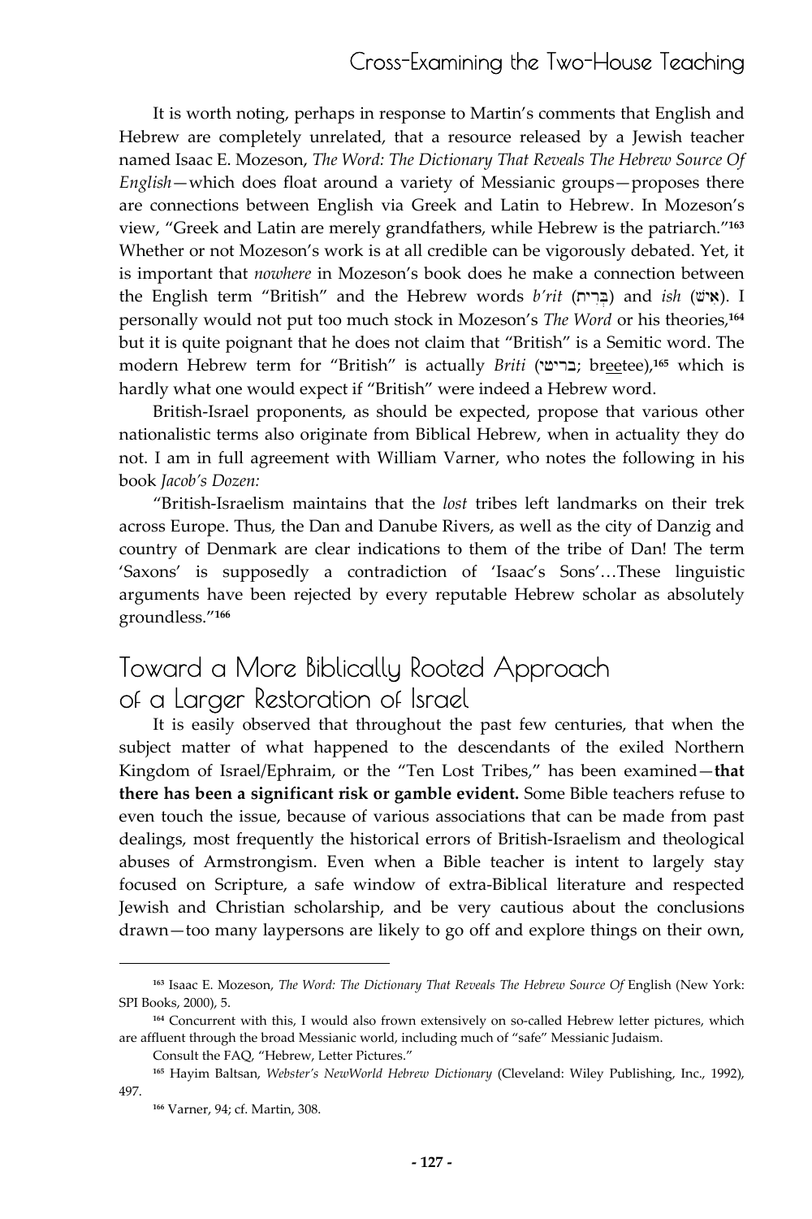It is worth noting, perhaps in response to Martin's comments that English and Hebrew are completely unrelated, that a resource released by a Jewish teacher named Isaac E. Mozeson, *The Word: The Dictionary That Reveals The Hebrew Source Of English*—which does float around a variety of Messianic groups—proposes there are connections between English via Greek and Latin to Hebrew. In Mozeson's view, "Greek and Latin are merely grandfathers, while Hebrew is the patriarch."[163] Whether or not Mozeson's work is at all credible can be vigorously debated. Yet, it is important that *nowhere* in Mozeson's book does he make a connection between the English term "British" and the Hebrew words *b'rit* (בְּרִית) and *ish* (אִישׁ). I personally would not put too much stock in Mozeson's *The Word* or his theories,[164] but it is quite poignant that he does not claim that "British" is a Semitic word. The modern Hebrew term for "British" is actually *Briti* (בריטי; br<u>ee</u>tee),[165] which is hardly what one would expect if "British" were indeed a Hebrew word.

British-Israel proponents, as should be expected, propose that various other nationalistic terms also originate from Biblical Hebrew, when in actuality they do not. I am in full agreement with William Varner, who notes the following in his book *Jacob's Dozen:*

"British-Israelism maintains that the *lost* tribes left landmarks on their trek across Europe. Thus, the Dan and Danube Rivers, as well as the city of Danzig and country of Denmark are clear indications to them of the tribe of Dan! The term 'Saxons' is supposedly a contradiction of 'Isaac's Sons'…These linguistic arguments have been rejected by every reputable Hebrew scholar as absolutely groundless."[166]

## Toward a More Biblically Rooted Approach of a Larger Restoration of Israel

It is easily observed that throughout the past few centuries, that when the subject matter of what happened to the descendants of the exiled Northern Kingdom of Israel/Ephraim, or the "Ten Lost Tribes," has been examined—**that there has been a significant risk or gamble evident.** Some Bible teachers refuse to even touch the issue, because of various associations that can be made from past dealings, most frequently the historical errors of British-Israelism and theological abuses of Armstrongism. Even when a Bible teacher is intent to largely stay focused on Scripture, a safe window of extra-Biblical literature and respected Jewish and Christian scholarship, and be very cautious about the conclusions drawn—too many laypersons are likely to go off and explore things on their own,

---

[163] Isaac E. Mozeson, *The Word: The Dictionary That Reveals The Hebrew Source Of* English (New York: SPI Books, 2000), 5.

[164] Concurrent with this, I would also frown extensively on so-called Hebrew letter pictures, which are affluent through the broad Messianic world, including much of "safe" Messianic Judaism.

Consult the FAQ, "Hebrew, Letter Pictures."

[165] Hayim Baltsan, *Webster's NewWorld Hebrew Dictionary* (Cleveland: Wiley Publishing, Inc., 1992), 497.

[166] Varner, 94; cf. Martin, 308.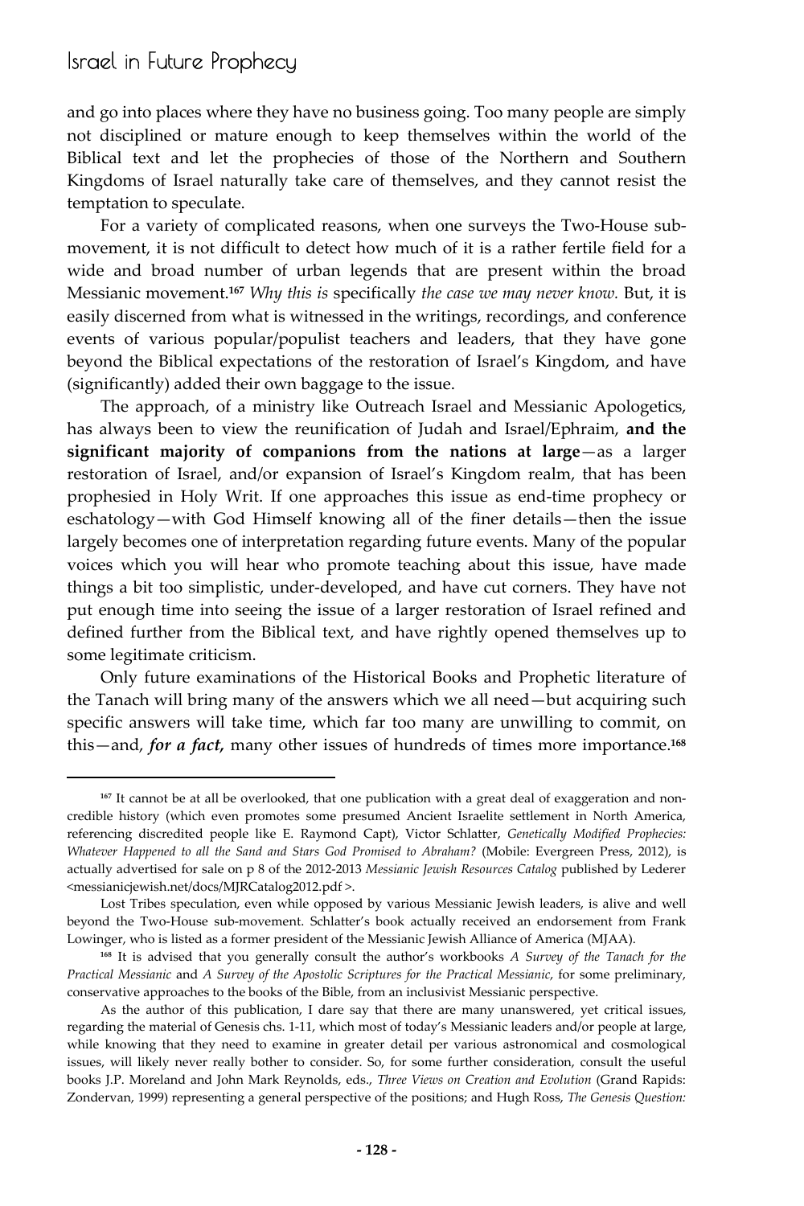and go into places where they have no business going. Too many people are simply not disciplined or mature enough to keep themselves within the world of the Biblical text and let the prophecies of those of the Northern and Southern Kingdoms of Israel naturally take care of themselves, and they cannot resist the temptation to speculate.

For a variety of complicated reasons, when one surveys the Two-House sub-movement, it is not difficult to detect how much of it is a rather fertile field for a wide and broad number of urban legends that are present within the broad Messianic movement.[167] *Why this is* specifically *the case we may never know.* But, it is easily discerned from what is witnessed in the writings, recordings, and conference events of various popular/populist teachers and leaders, that they have gone beyond the Biblical expectations of the restoration of Israel's Kingdom, and have (significantly) added their own baggage to the issue.

The approach, of a ministry like Outreach Israel and Messianic Apologetics, has always been to view the reunification of Judah and Israel/Ephraim, **and the significant majority of companions from the nations at large**—as a larger restoration of Israel, and/or expansion of Israel's Kingdom realm, that has been prophesied in Holy Writ. If one approaches this issue as end-time prophecy or eschatology—with God Himself knowing all of the finer details—then the issue largely becomes one of interpretation regarding future events. Many of the popular voices which you will hear who promote teaching about this issue, have made things a bit too simplistic, under-developed, and have cut corners. They have not put enough time into seeing the issue of a larger restoration of Israel refined and defined further from the Biblical text, and have rightly opened themselves up to some legitimate criticism.

Only future examinations of the Historical Books and Prophetic literature of the Tanach will bring many of the answers which we all need—but acquiring such specific answers will take time, which far too many are unwilling to commit, on this—and, ***for a fact,*** many other issues of hundreds of times more importance.[168]

---

[167] It cannot be at all be overlooked, that one publication with a great deal of exaggeration and non-credible history (which even promotes some presumed Ancient Israelite settlement in North America, referencing discredited people like E. Raymond Capt), Victor Schlatter, *Genetically Modified Prophecies: Whatever Happened to all the Sand and Stars God Promised to Abraham?* (Mobile: Evergreen Press, 2012), is actually advertised for sale on p 8 of the 2012-2013 *Messianic Jewish Resources Catalog* published by Lederer <messianicjewish.net/docs/MJRCatalog2012.pdf >.

Lost Tribes speculation, even while opposed by various Messianic Jewish leaders, is alive and well beyond the Two-House sub-movement. Schlatter's book actually received an endorsement from Frank Lowinger, who is listed as a former president of the Messianic Jewish Alliance of America (MJAA).

[168] It is advised that you generally consult the author's workbooks *A Survey of the Tanach for the Practical Messianic* and *A Survey of the Apostolic Scriptures for the Practical Messianic*, for some preliminary, conservative approaches to the books of the Bible, from an inclusivist Messianic perspective.

As the author of this publication, I dare say that there are many unanswered, yet critical issues, regarding the material of Genesis chs. 1-11, which most of today's Messianic leaders and/or people at large, while knowing that they need to examine in greater detail per various astronomical and cosmological issues, will likely never really bother to consider. So, for some further consideration, consult the useful books J.P. Moreland and John Mark Reynolds, eds., *Three Views on Creation and Evolution* (Grand Rapids: Zondervan, 1999) representing a general perspective of the positions; and Hugh Ross, *The Genesis Question:*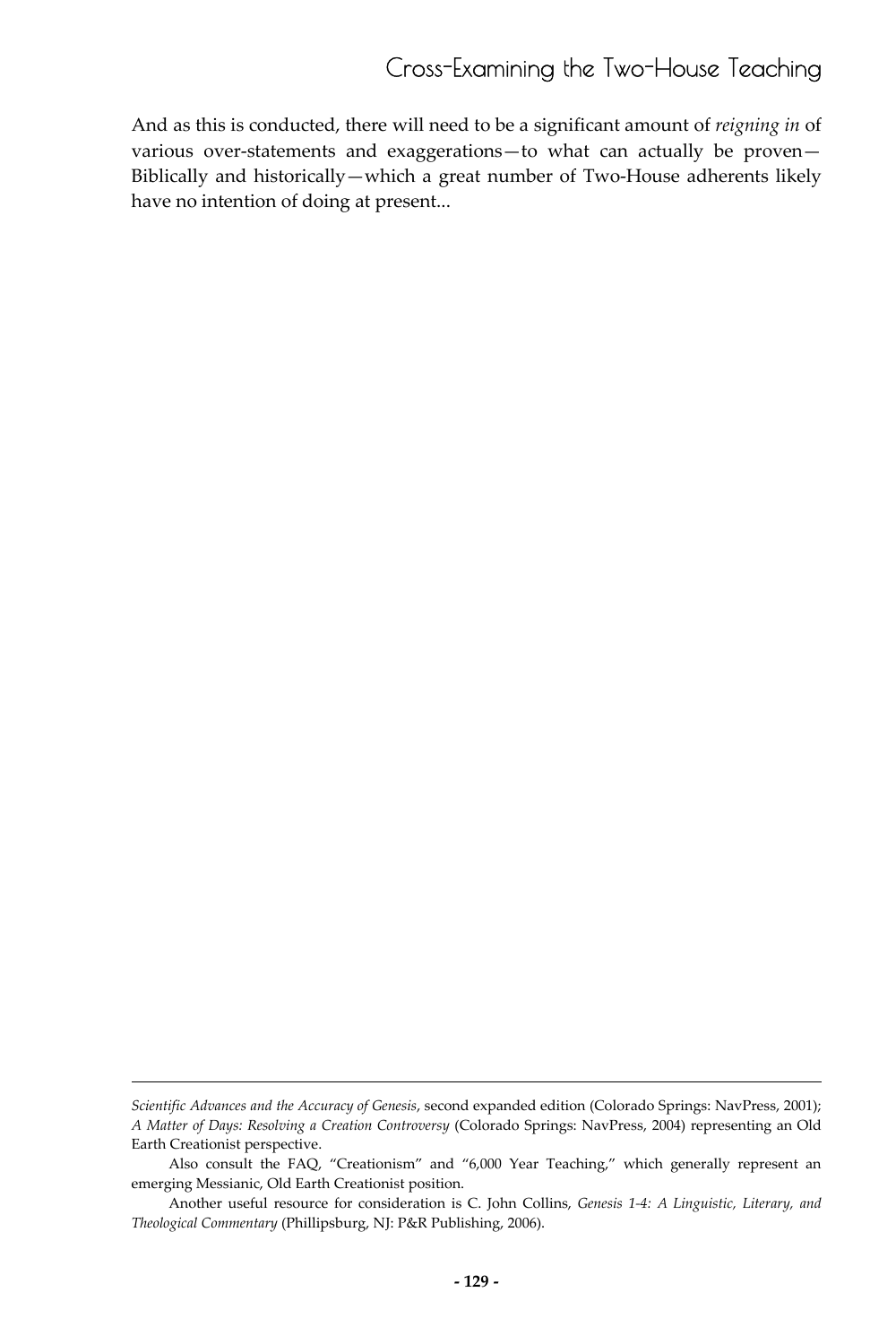And as this is conducted, there will need to be a significant amount of *reigning in* of various over-statements and exaggerations—to what can actually be proven—Biblically and historically—which a great number of Two-House adherents likely have no intention of doing at present...

---

*Scientific Advances and the Accuracy of Genesis*, second expanded edition (Colorado Springs: NavPress, 2001); *A Matter of Days: Resolving a Creation Controversy* (Colorado Springs: NavPress, 2004) representing an Old Earth Creationist perspective.

Also consult the FAQ, "Creationism" and "6,000 Year Teaching," which generally represent an emerging Messianic, Old Earth Creationist position.

Another useful resource for consideration is C. John Collins, *Genesis 1-4: A Linguistic, Literary, and Theological Commentary* (Phillipsburg, NJ: P&R Publishing, 2006).